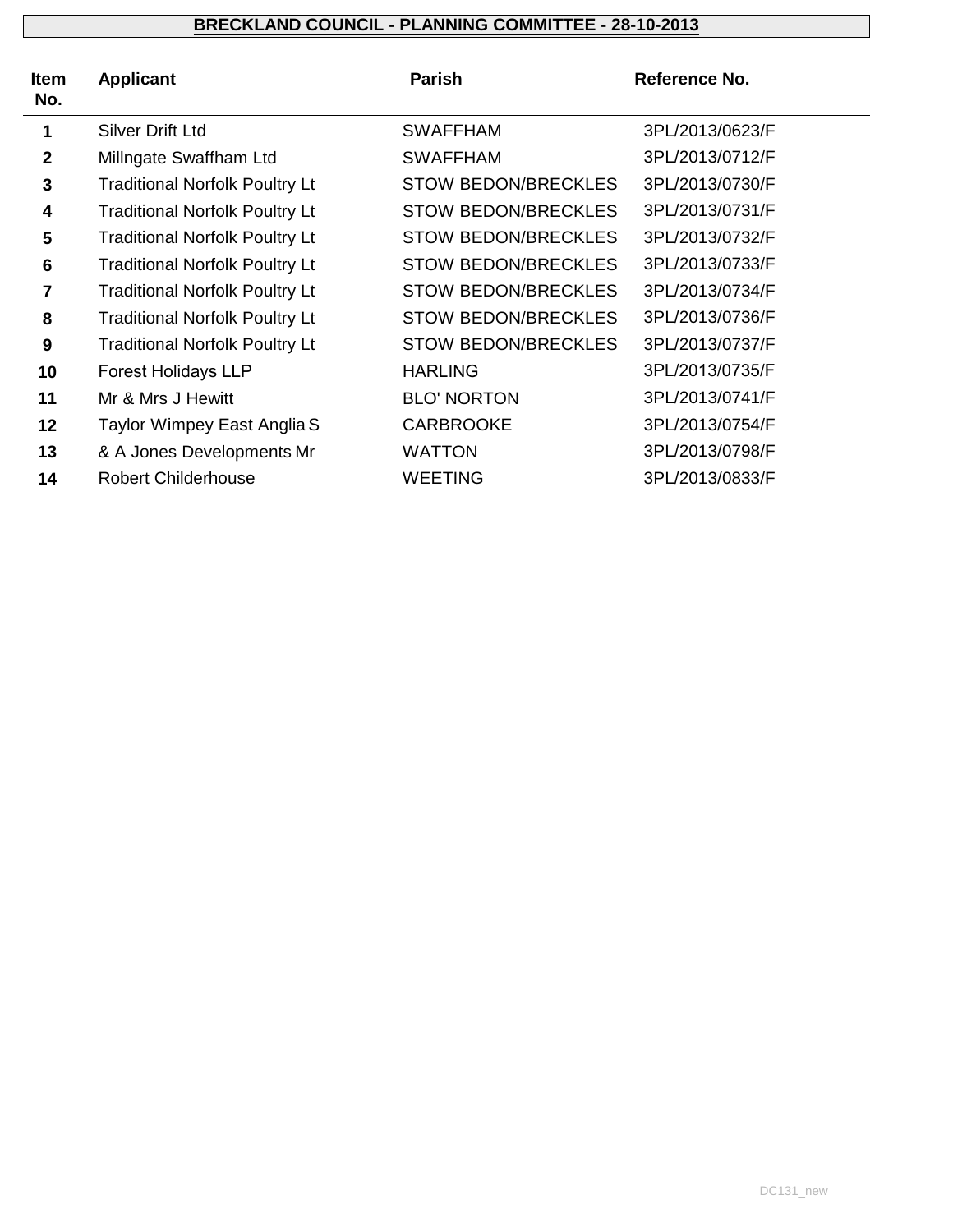# BRECKLAND COUNCIL - PLANNING COMMITTEE - 28-10-2013

| Item No. | Applicant | Parish | Reference No. |
|---|---|---|---|
| 1 | Silver Drift Ltd | SWAFFHAM | 3PL/2013/0623/F |
| 2 | Millngate Swaffham Ltd | SWAFFHAM | 3PL/2013/0712/F |
| 3 | Traditional Norfolk Poultry Lt | STOW BEDON/BRECKLES | 3PL/2013/0730/F |
| 4 | Traditional Norfolk Poultry Lt | STOW BEDON/BRECKLES | 3PL/2013/0731/F |
| 5 | Traditional Norfolk Poultry Lt | STOW BEDON/BRECKLES | 3PL/2013/0732/F |
| 6 | Traditional Norfolk Poultry Lt | STOW BEDON/BRECKLES | 3PL/2013/0733/F |
| 7 | Traditional Norfolk Poultry Lt | STOW BEDON/BRECKLES | 3PL/2013/0734/F |
| 8 | Traditional Norfolk Poultry Lt | STOW BEDON/BRECKLES | 3PL/2013/0736/F |
| 9 | Traditional Norfolk Poultry Lt | STOW BEDON/BRECKLES | 3PL/2013/0737/F |
| 10 | Forest Holidays LLP | HARLING | 3PL/2013/0735/F |
| 11 | Mr & Mrs J Hewitt | BLO' NORTON | 3PL/2013/0741/F |
| 12 | Taylor Wimpey East Anglia S | CARBROOKE | 3PL/2013/0754/F |
| 13 | & A Jones Developments Mr | WATTON | 3PL/2013/0798/F |
| 14 | Robert Childerhouse | WEETING | 3PL/2013/0833/F |

DC131_new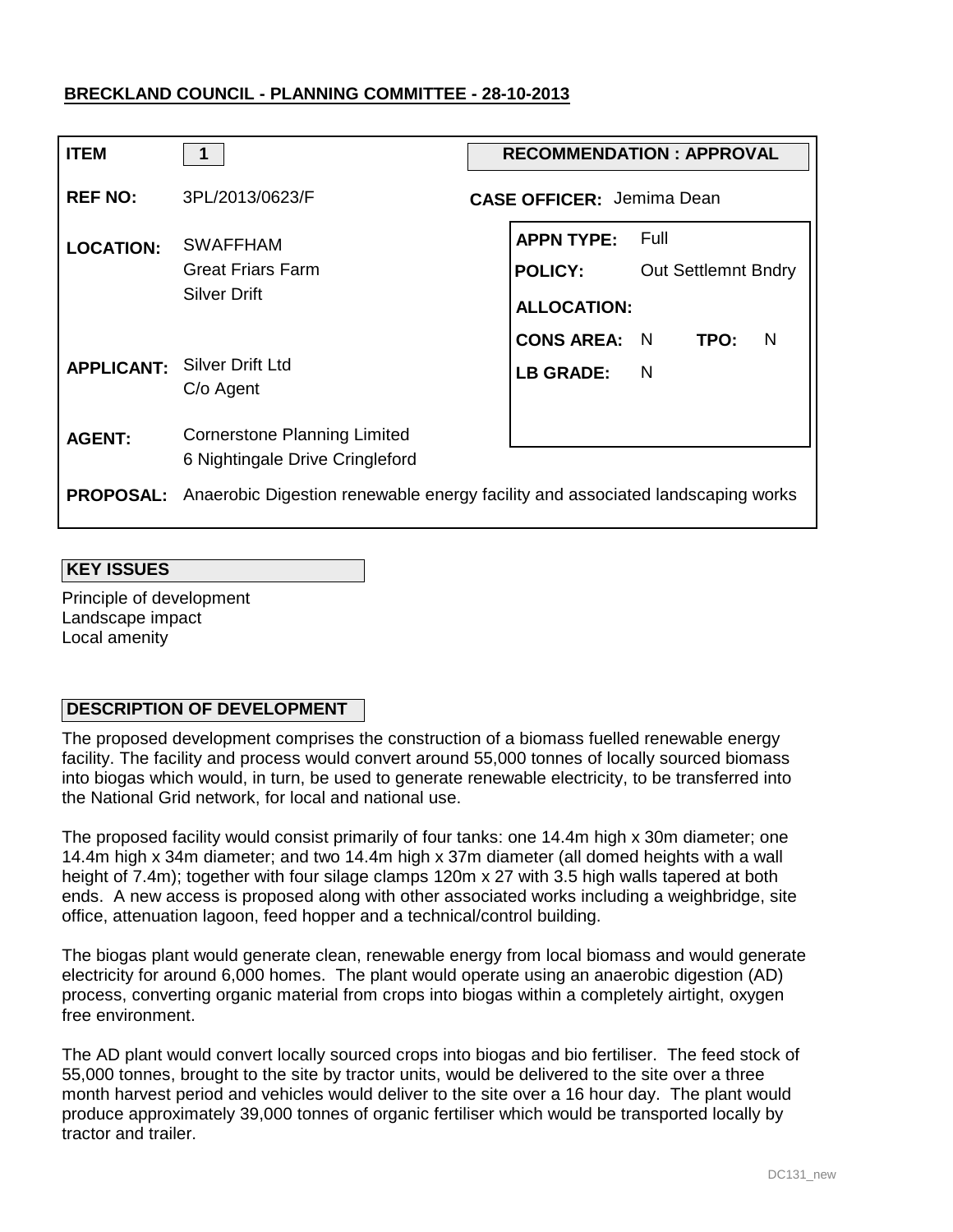**BRECKLAND COUNCIL - PLANNING COMMITTEE - 28-10-2013**

| | | | |
|---|---|---|---|
| **ITEM** | 1 | **RECOMMENDATION : APPROVAL** | |
| **REF NO:** | 3PL/2013/0623/F | **CASE OFFICER:** Jemima Dean | |
| **LOCATION:** | SWAFFHAM<br>Great Friars Farm<br>Silver Drift | **APPN TYPE:** | Full |
| | | **POLICY:** | Out Settlemnt Bndry |
| | | **ALLOCATION:** | |
| | | **CONS AREA:** | N **TPO:** N |
| **APPLICANT:** | Silver Drift Ltd<br>C/o Agent | **LB GRADE:** | N |
| **AGENT:** | Cornerstone Planning Limited<br>6 Nightingale Drive Cringleford | | |
| **PROPOSAL:** | Anaerobic Digestion renewable energy facility and associated landscaping works | | |

## KEY ISSUES

Principle of development
Landscape impact
Local amenity

## DESCRIPTION OF DEVELOPMENT

The proposed development comprises the construction of a biomass fuelled renewable energy facility. The facility and process would convert around 55,000 tonnes of locally sourced biomass into biogas which would, in turn, be used to generate renewable electricity, to be transferred into the National Grid network, for local and national use.

The proposed facility would consist primarily of four tanks: one 14.4m high x 30m diameter; one 14.4m high x 34m diameter; and two 14.4m high x 37m diameter (all domed heights with a wall height of 7.4m); together with four silage clamps 120m x 27 with 3.5 high walls tapered at both ends. A new access is proposed along with other associated works including a weighbridge, site office, attenuation lagoon, feed hopper and a technical/control building.

The biogas plant would generate clean, renewable energy from local biomass and would generate electricity for around 6,000 homes. The plant would operate using an anaerobic digestion (AD) process, converting organic material from crops into biogas within a completely airtight, oxygen free environment.

The AD plant would convert locally sourced crops into biogas and bio fertiliser. The feed stock of 55,000 tonnes, brought to the site by tractor units, would be delivered to the site over a three month harvest period and vehicles would deliver to the site over a 16 hour day. The plant would produce approximately 39,000 tonnes of organic fertiliser which would be transported locally by tractor and trailer.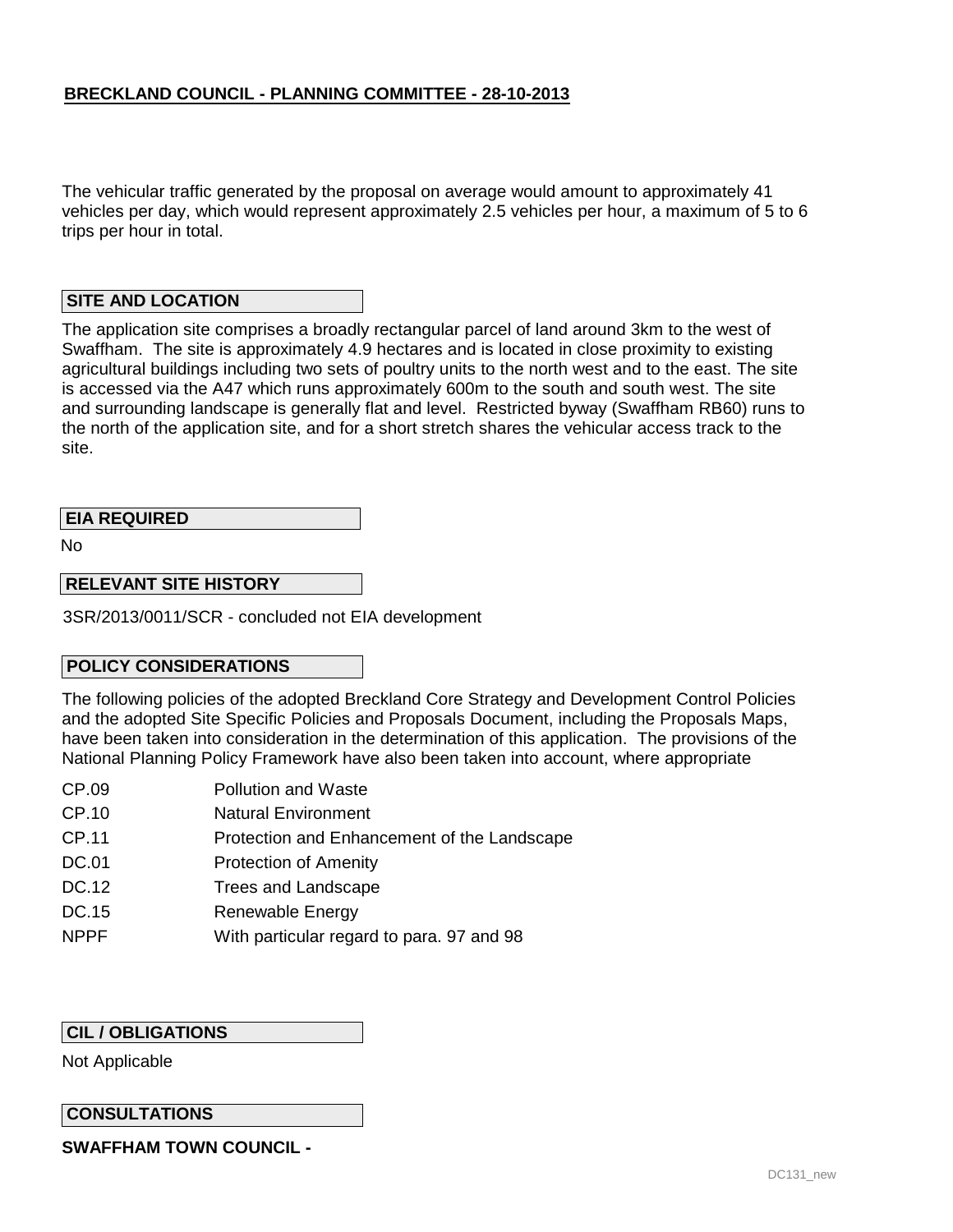The vehicular traffic generated by the proposal on average would amount to approximately 41 vehicles per day, which would represent approximately 2.5 vehicles per hour, a maximum of 5 to 6 trips per hour in total.

## SITE AND LOCATION

The application site comprises a broadly rectangular parcel of land around 3km to the west of Swaffham. The site is approximately 4.9 hectares and is located in close proximity to existing agricultural buildings including two sets of poultry units to the north west and to the east. The site is accessed via the A47 which runs approximately 600m to the south and south west. The site and surrounding landscape is generally flat and level. Restricted byway (Swaffham RB60) runs to the north of the application site, and for a short stretch shares the vehicular access track to the site.

## EIA REQUIRED

No

## RELEVANT SITE HISTORY

3SR/2013/0011/SCR - concluded not EIA development

## POLICY CONSIDERATIONS

The following policies of the adopted Breckland Core Strategy and Development Control Policies and the adopted Site Specific Policies and Proposals Document, including the Proposals Maps, have been taken into consideration in the determination of this application. The provisions of the National Planning Policy Framework have also been taken into account, where appropriate

| | |
|---|---|
| CP.09 | Pollution and Waste |
| CP.10 | Natural Environment |
| CP.11 | Protection and Enhancement of the Landscape |
| DC.01 | Protection of Amenity |
| DC.12 | Trees and Landscape |
| DC.15 | Renewable Energy |
| NPPF | With particular regard to para. 97 and 98 |

## CIL / OBLIGATIONS

Not Applicable

## CONSULTATIONS

**SWAFFHAM TOWN COUNCIL -**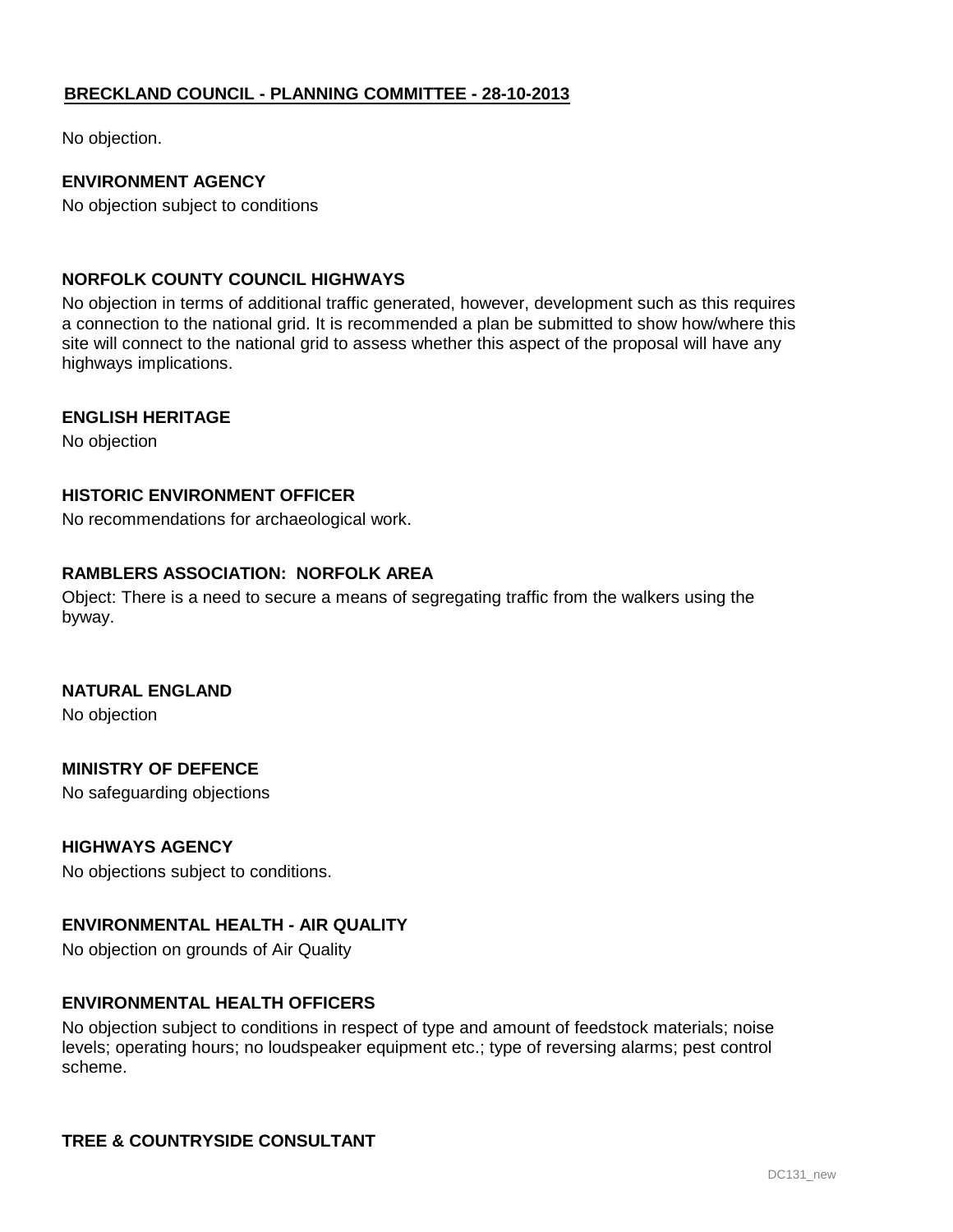No objection.

**ENVIRONMENT AGENCY**

No objection subject to conditions

**NORFOLK COUNTY COUNCIL HIGHWAYS**

No objection in terms of additional traffic generated, however, development such as this requires a connection to the national grid. It is recommended a plan be submitted to show how/where this site will connect to the national grid to assess whether this aspect of the proposal will have any highways implications.

**ENGLISH HERITAGE**

No objection

**HISTORIC ENVIRONMENT OFFICER**

No recommendations for archaeological work.

**RAMBLERS ASSOCIATION: NORFOLK AREA**

Object: There is a need to secure a means of segregating traffic from the walkers using the byway.

**NATURAL ENGLAND**

No objection

**MINISTRY OF DEFENCE**

No safeguarding objections

**HIGHWAYS AGENCY**

No objections subject to conditions.

**ENVIRONMENTAL HEALTH - AIR QUALITY**

No objection on grounds of Air Quality

**ENVIRONMENTAL HEALTH OFFICERS**

No objection subject to conditions in respect of type and amount of feedstock materials; noise levels; operating hours; no loudspeaker equipment etc.; type of reversing alarms; pest control scheme.

**TREE & COUNTRYSIDE CONSULTANT**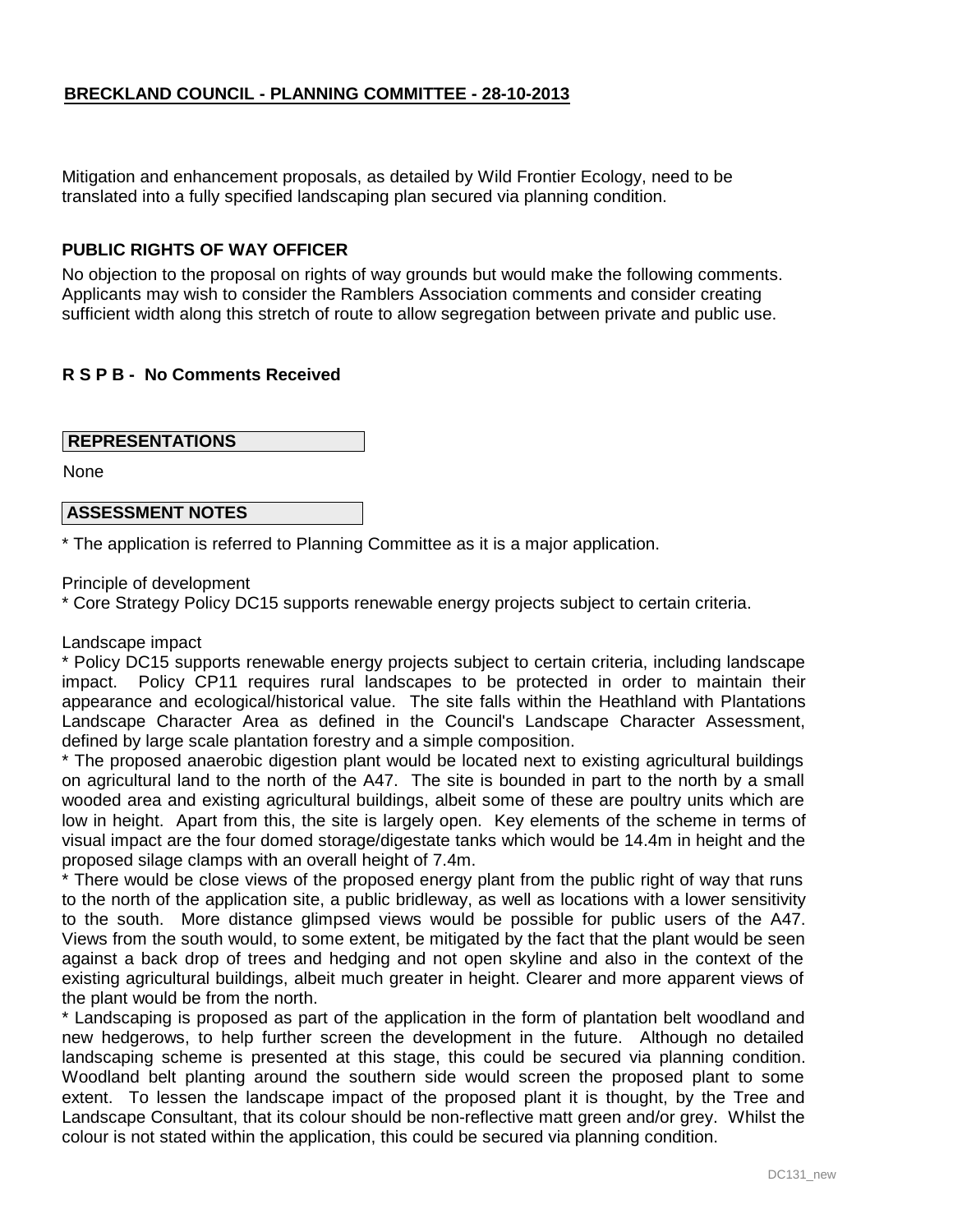Mitigation and enhancement proposals, as detailed by Wild Frontier Ecology, need to be translated into a fully specified landscaping plan secured via planning condition.

**PUBLIC RIGHTS OF WAY OFFICER**

No objection to the proposal on rights of way grounds but would make the following comments. Applicants may wish to consider the Ramblers Association comments and consider creating sufficient width along this stretch of route to allow segregation between private and public use.

**R S P B - No Comments Received**

**REPRESENTATIONS**

None

**ASSESSMENT NOTES**

* The application is referred to Planning Committee as it is a major application.

Principle of development

* Core Strategy Policy DC15 supports renewable energy projects subject to certain criteria.

Landscape impact

* Policy DC15 supports renewable energy projects subject to certain criteria, including landscape impact. Policy CP11 requires rural landscapes to be protected in order to maintain their appearance and ecological/historical value. The site falls within the Heathland with Plantations Landscape Character Area as defined in the Council's Landscape Character Assessment, defined by large scale plantation forestry and a simple composition.

* The proposed anaerobic digestion plant would be located next to existing agricultural buildings on agricultural land to the north of the A47. The site is bounded in part to the north by a small wooded area and existing agricultural buildings, albeit some of these are poultry units which are low in height. Apart from this, the site is largely open. Key elements of the scheme in terms of visual impact are the four domed storage/digestate tanks which would be 14.4m in height and the proposed silage clamps with an overall height of 7.4m.

* There would be close views of the proposed energy plant from the public right of way that runs to the north of the application site, a public bridleway, as well as locations with a lower sensitivity to the south. More distance glimpsed views would be possible for public users of the A47. Views from the south would, to some extent, be mitigated by the fact that the plant would be seen against a back drop of trees and hedging and not open skyline and also in the context of the existing agricultural buildings, albeit much greater in height. Clearer and more apparent views of the plant would be from the north.

* Landscaping is proposed as part of the application in the form of plantation belt woodland and new hedgerows, to help further screen the development in the future. Although no detailed landscaping scheme is presented at this stage, this could be secured via planning condition. Woodland belt planting around the southern side would screen the proposed plant to some extent. To lessen the landscape impact of the proposed plant it is thought, by the Tree and Landscape Consultant, that its colour should be non-reflective matt green and/or grey. Whilst the colour is not stated within the application, this could be secured via planning condition.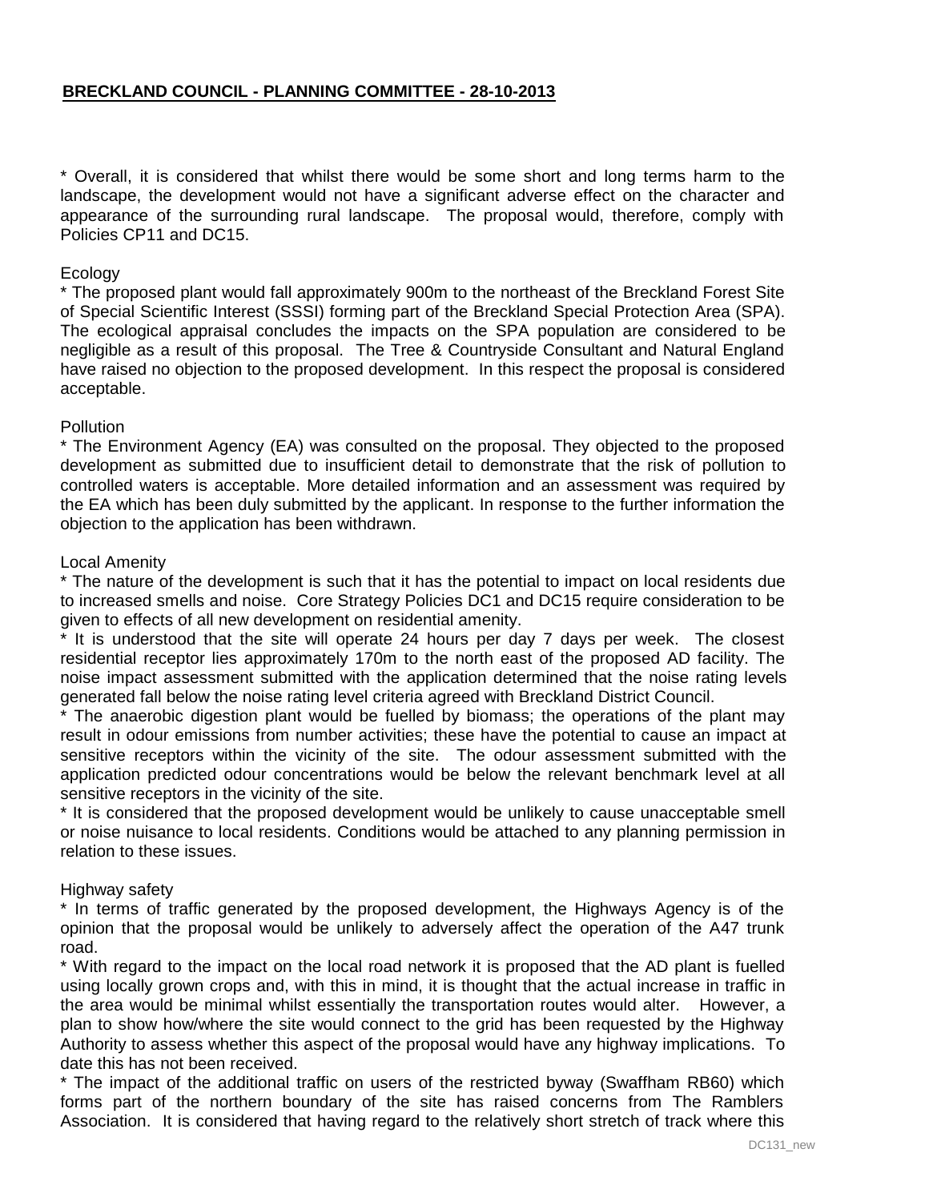* Overall, it is considered that whilst there would be some short and long terms harm to the landscape, the development would not have a significant adverse effect on the character and appearance of the surrounding rural landscape. The proposal would, therefore, comply with Policies CP11 and DC15.

Ecology

* The proposed plant would fall approximately 900m to the northeast of the Breckland Forest Site of Special Scientific Interest (SSSI) forming part of the Breckland Special Protection Area (SPA). The ecological appraisal concludes the impacts on the SPA population are considered to be negligible as a result of this proposal. The Tree & Countryside Consultant and Natural England have raised no objection to the proposed development. In this respect the proposal is considered acceptable.

Pollution

* The Environment Agency (EA) was consulted on the proposal. They objected to the proposed development as submitted due to insufficient detail to demonstrate that the risk of pollution to controlled waters is acceptable. More detailed information and an assessment was required by the EA which has been duly submitted by the applicant. In response to the further information the objection to the application has been withdrawn.

Local Amenity

* The nature of the development is such that it has the potential to impact on local residents due to increased smells and noise. Core Strategy Policies DC1 and DC15 require consideration to be given to effects of all new development on residential amenity.
* It is understood that the site will operate 24 hours per day 7 days per week. The closest residential receptor lies approximately 170m to the north east of the proposed AD facility. The noise impact assessment submitted with the application determined that the noise rating levels generated fall below the noise rating level criteria agreed with Breckland District Council.
* The anaerobic digestion plant would be fuelled by biomass; the operations of the plant may result in odour emissions from number activities; these have the potential to cause an impact at sensitive receptors within the vicinity of the site. The odour assessment submitted with the application predicted odour concentrations would be below the relevant benchmark level at all sensitive receptors in the vicinity of the site.
* It is considered that the proposed development would be unlikely to cause unacceptable smell or noise nuisance to local residents. Conditions would be attached to any planning permission in relation to these issues.

Highway safety

* In terms of traffic generated by the proposed development, the Highways Agency is of the opinion that the proposal would be unlikely to adversely affect the operation of the A47 trunk road.
* With regard to the impact on the local road network it is proposed that the AD plant is fuelled using locally grown crops and, with this in mind, it is thought that the actual increase in traffic in the area would be minimal whilst essentially the transportation routes would alter. However, a plan to show how/where the site would connect to the grid has been requested by the Highway Authority to assess whether this aspect of the proposal would have any highway implications. To date this has not been received.
* The impact of the additional traffic on users of the restricted byway (Swaffham RB60) which forms part of the northern boundary of the site has raised concerns from The Ramblers Association. It is considered that having regard to the relatively short stretch of track where this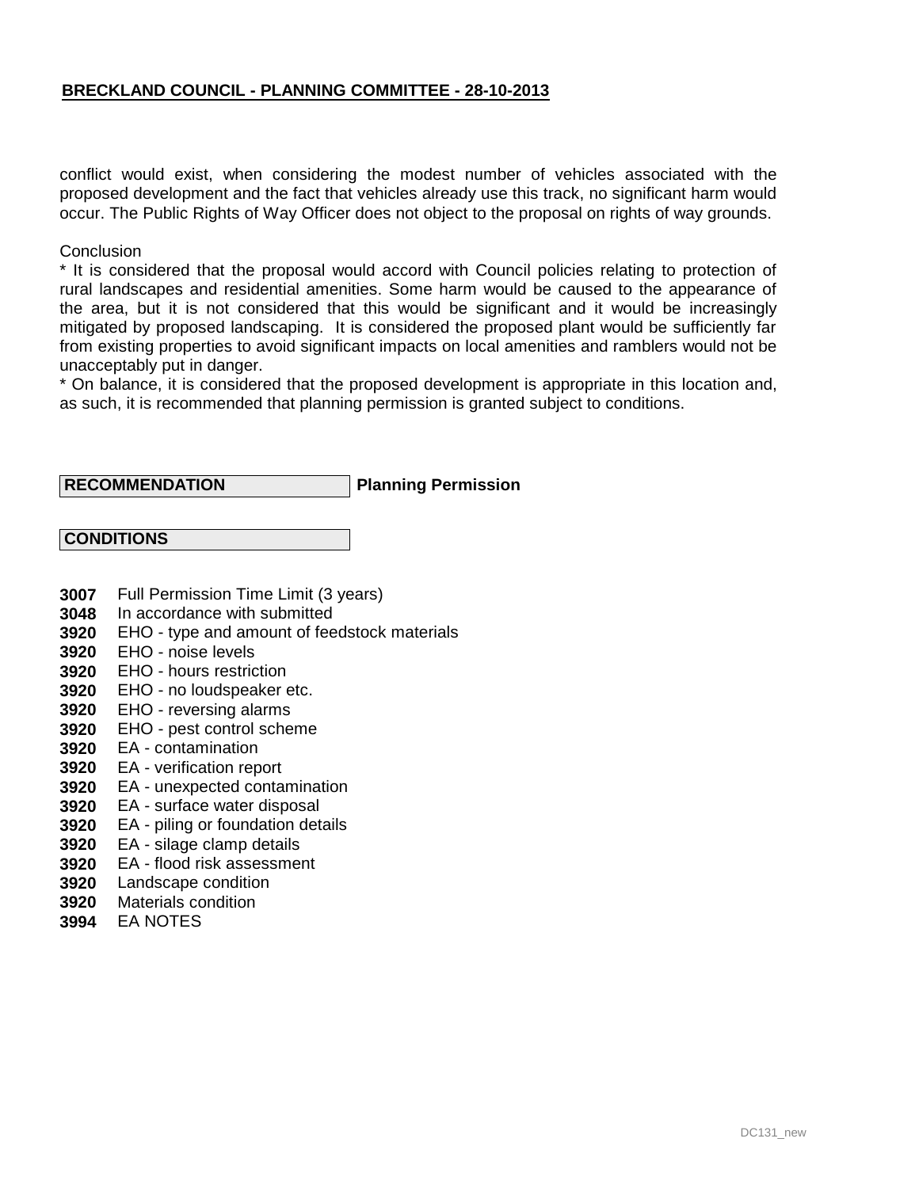conflict would exist, when considering the modest number of vehicles associated with the proposed development and the fact that vehicles already use this track, no significant harm would occur. The Public Rights of Way Officer does not object to the proposal on rights of way grounds.

Conclusion

* It is considered that the proposal would accord with Council policies relating to protection of rural landscapes and residential amenities. Some harm would be caused to the appearance of the area, but it is not considered that this would be significant and it would be increasingly mitigated by proposed landscaping. It is considered the proposed plant would be sufficiently far from existing properties to avoid significant impacts on local amenities and ramblers would not be unacceptably put in danger.

* On balance, it is considered that the proposed development is appropriate in this location and, as such, it is recommended that planning permission is granted subject to conditions.

**RECOMMENDATION** **Planning Permission**

**CONDITIONS**

**3007** Full Permission Time Limit (3 years)
**3048** In accordance with submitted
**3920** EHO - type and amount of feedstock materials
**3920** EHO - noise levels
**3920** EHO - hours restriction
**3920** EHO - no loudspeaker etc.
**3920** EHO - reversing alarms
**3920** EHO - pest control scheme
**3920** EA - contamination
**3920** EA - verification report
**3920** EA - unexpected contamination
**3920** EA - surface water disposal
**3920** EA - piling or foundation details
**3920** EA - silage clamp details
**3920** EA - flood risk assessment
**3920** Landscape condition
**3920** Materials condition
**3994** EA NOTES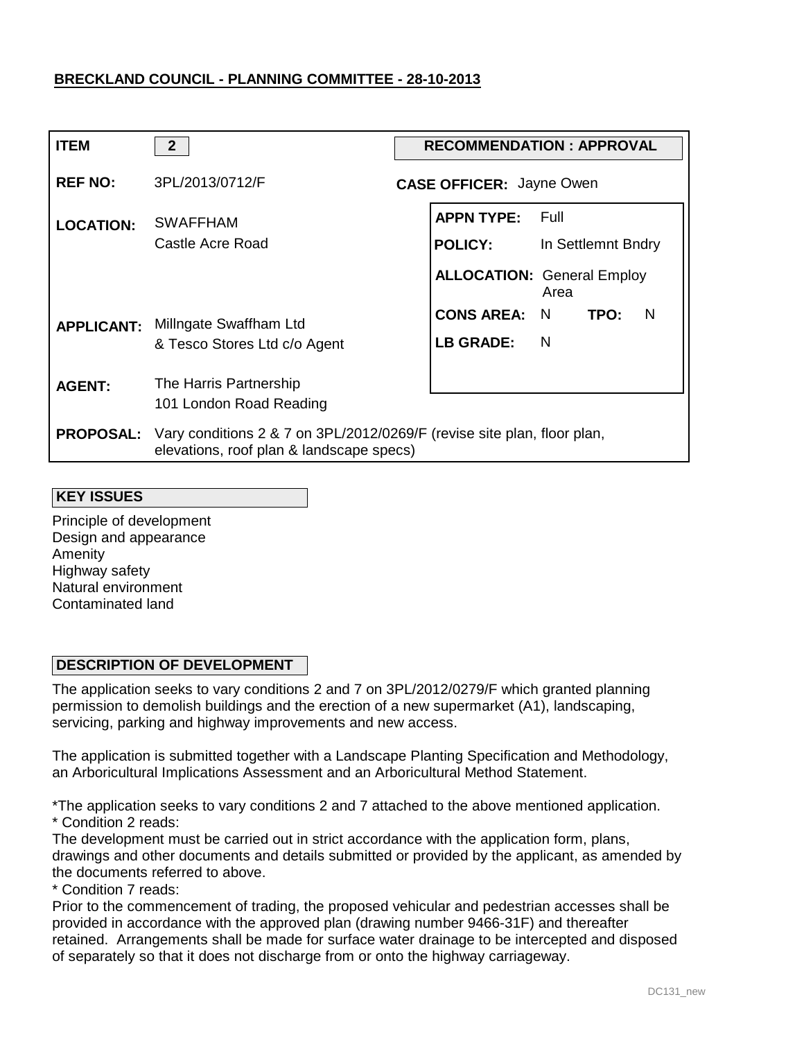**BRECKLAND COUNCIL - PLANNING COMMITTEE - 28-10-2013**

| | | | |
|---|---|---|---|
| **ITEM** | **2** | **RECOMMENDATION : APPROVAL** | |
| **REF NO:** | 3PL/2013/0712/F | **CASE OFFICER:** Jayne Owen | |
| **LOCATION:** | SWAFFHAM<br>Castle Acre Road | **APPN TYPE:** | Full |
| | | **POLICY:** | In Settlemnt Bndry |
| | | **ALLOCATION:** | General Employ Area |
| **APPLICANT:** | Millngate Swaffham Ltd<br>& Tesco Stores Ltd c/o Agent | **CONS AREA:** | N **TPO:** N |
| | | **LB GRADE:** | N |
| **AGENT:** | The Harris Partnership<br>101 London Road Reading | | |
| **PROPOSAL:** | Vary conditions 2 & 7 on 3PL/2012/0269/F (revise site plan, floor plan, elevations, roof plan & landscape specs) | | |

**KEY ISSUES**

Principle of development
Design and appearance
Amenity
Highway safety
Natural environment
Contaminated land

**DESCRIPTION OF DEVELOPMENT**

The application seeks to vary conditions 2 and 7 on 3PL/2012/0279/F which granted planning permission to demolish buildings and the erection of a new supermarket (A1), landscaping, servicing, parking and highway improvements and new access.

The application is submitted together with a Landscape Planting Specification and Methodology, an Arboricultural Implications Assessment and an Arboricultural Method Statement.

*The application seeks to vary conditions 2 and 7 attached to the above mentioned application.
* Condition 2 reads:
The development must be carried out in strict accordance with the application form, plans, drawings and other documents and details submitted or provided by the applicant, as amended by the documents referred to above.
* Condition 7 reads:
Prior to the commencement of trading, the proposed vehicular and pedestrian accesses shall be provided in accordance with the approved plan (drawing number 9466-31F) and thereafter retained. Arrangements shall be made for surface water drainage to be intercepted and disposed of separately so that it does not discharge from or onto the highway carriageway.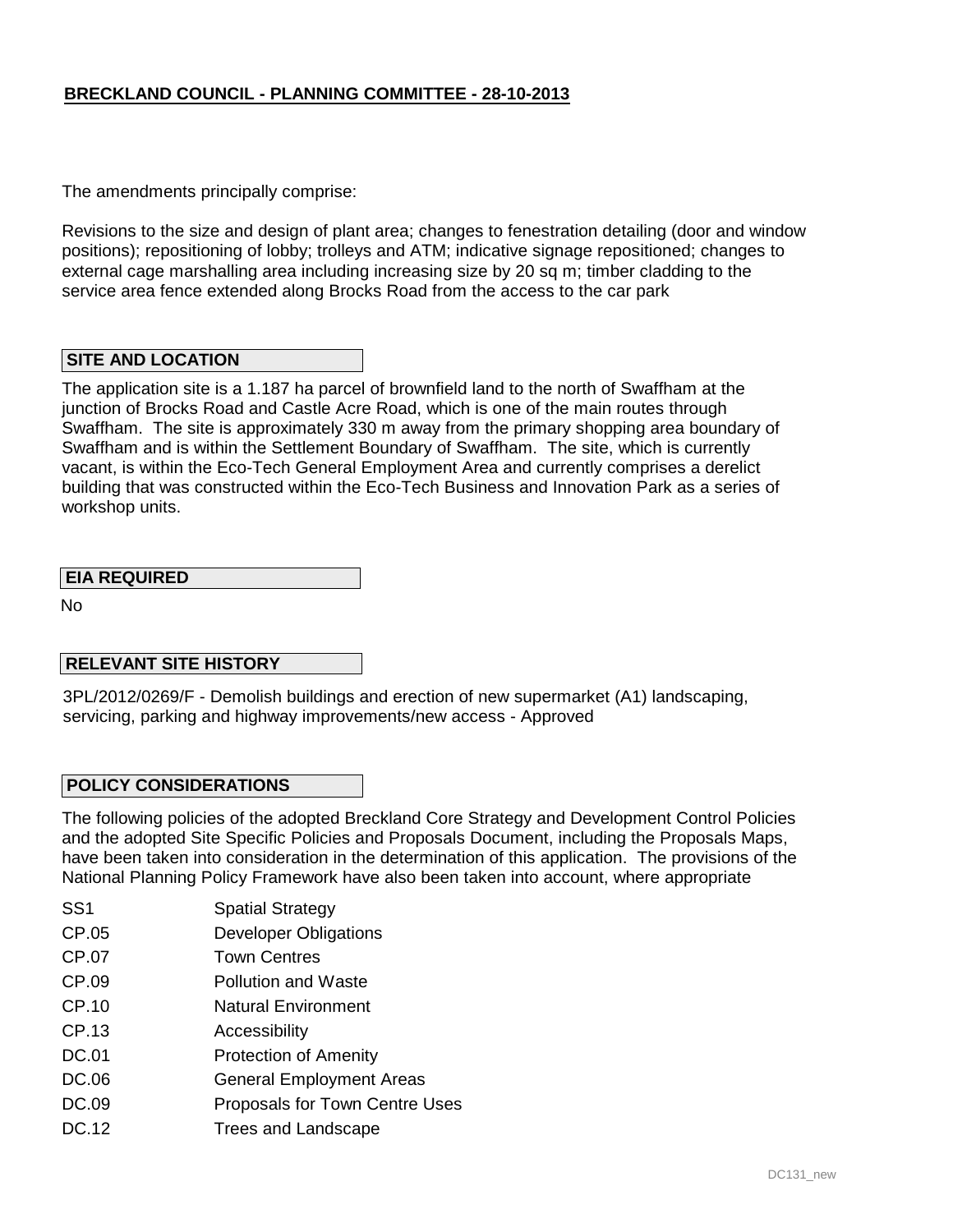The amendments principally comprise:

Revisions to the size and design of plant area; changes to fenestration detailing (door and window positions); repositioning of lobby; trolleys and ATM; indicative signage repositioned; changes to external cage marshalling area including increasing size by 20 sq m; timber cladding to the service area fence extended along Brocks Road from the access to the car park

## SITE AND LOCATION

The application site is a 1.187 ha parcel of brownfield land to the north of Swaffham at the junction of Brocks Road and Castle Acre Road, which is one of the main routes through Swaffham. The site is approximately 330 m away from the primary shopping area boundary of Swaffham and is within the Settlement Boundary of Swaffham. The site, which is currently vacant, is within the Eco-Tech General Employment Area and currently comprises a derelict building that was constructed within the Eco-Tech Business and Innovation Park as a series of workshop units.

## EIA REQUIRED

No

## RELEVANT SITE HISTORY

3PL/2012/0269/F - Demolish buildings and erection of new supermarket (A1) landscaping, servicing, parking and highway improvements/new access - Approved

## POLICY CONSIDERATIONS

The following policies of the adopted Breckland Core Strategy and Development Control Policies and the adopted Site Specific Policies and Proposals Document, including the Proposals Maps, have been taken into consideration in the determination of this application. The provisions of the National Planning Policy Framework have also been taken into account, where appropriate

| | |
|---|---|
| SS1 | Spatial Strategy |
| CP.05 | Developer Obligations |
| CP.07 | Town Centres |
| CP.09 | Pollution and Waste |
| CP.10 | Natural Environment |
| CP.13 | Accessibility |
| DC.01 | Protection of Amenity |
| DC.06 | General Employment Areas |
| DC.09 | Proposals for Town Centre Uses |
| DC.12 | Trees and Landscape |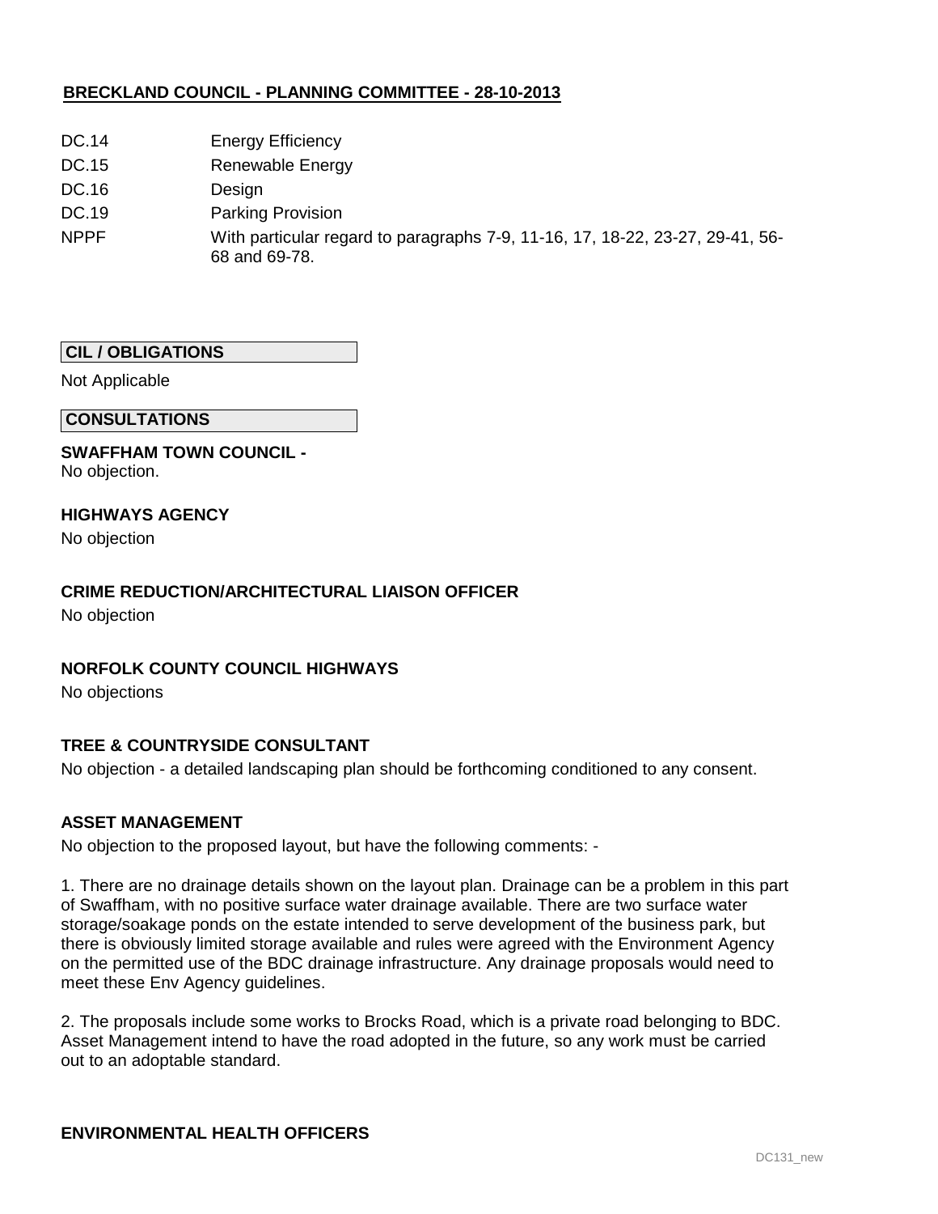**BRECKLAND COUNCIL - PLANNING COMMITTEE - 28-10-2013**

| | |
|---|---|
| DC.14 | Energy Efficiency |
| DC.15 | Renewable Energy |
| DC.16 | Design |
| DC.19 | Parking Provision |
| NPPF | With particular regard to paragraphs 7-9, 11-16, 17, 18-22, 23-27, 29-41, 56-68 and 69-78. |

**CIL / OBLIGATIONS**

Not Applicable

**CONSULTATIONS**

**SWAFFHAM TOWN COUNCIL -**
No objection.

**HIGHWAYS AGENCY**

No objection

**CRIME REDUCTION/ARCHITECTURAL LIAISON OFFICER**

No objection

**NORFOLK COUNTY COUNCIL HIGHWAYS**

No objections

**TREE & COUNTRYSIDE CONSULTANT**

No objection - a detailed landscaping plan should be forthcoming conditioned to any consent.

**ASSET MANAGEMENT**

No objection to the proposed layout, but have the following comments: -

1. There are no drainage details shown on the layout plan. Drainage can be a problem in this part of Swaffham, with no positive surface water drainage available. There are two surface water storage/soakage ponds on the estate intended to serve development of the business park, but there is obviously limited storage available and rules were agreed with the Environment Agency on the permitted use of the BDC drainage infrastructure. Any drainage proposals would need to meet these Env Agency guidelines.

2. The proposals include some works to Brocks Road, which is a private road belonging to BDC. Asset Management intend to have the road adopted in the future, so any work must be carried out to an adoptable standard.

**ENVIRONMENTAL HEALTH OFFICERS**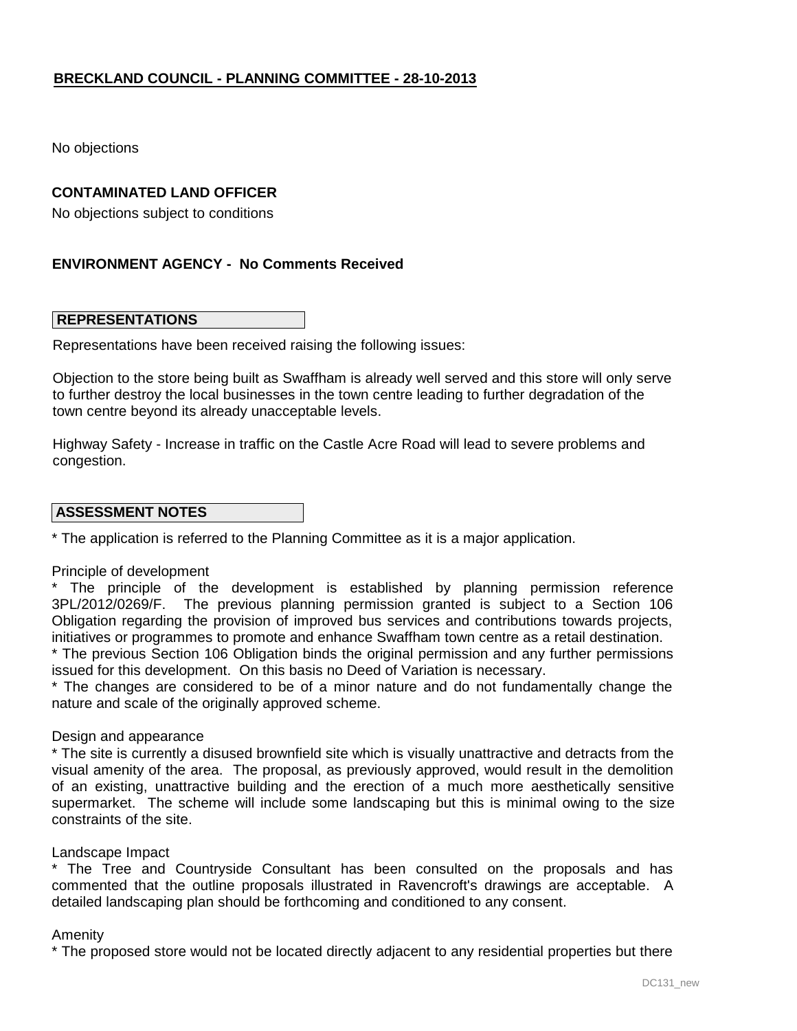No objections

**CONTAMINATED LAND OFFICER**

No objections subject to conditions

**ENVIRONMENT AGENCY - No Comments Received**

**REPRESENTATIONS**

Representations have been received raising the following issues:

Objection to the store being built as Swaffham is already well served and this store will only serve to further destroy the local businesses in the town centre leading to further degradation of the town centre beyond its already unacceptable levels.

Highway Safety - Increase in traffic on the Castle Acre Road will lead to severe problems and congestion.

**ASSESSMENT NOTES**

* The application is referred to the Planning Committee as it is a major application.

Principle of development

* The principle of the development is established by planning permission reference 3PL/2012/0269/F. The previous planning permission granted is subject to a Section 106 Obligation regarding the provision of improved bus services and contributions towards projects, initiatives or programmes to promote and enhance Swaffham town centre as a retail destination.
* The previous Section 106 Obligation binds the original permission and any further permissions issued for this development. On this basis no Deed of Variation is necessary.
* The changes are considered to be of a minor nature and do not fundamentally change the nature and scale of the originally approved scheme.

Design and appearance

* The site is currently a disused brownfield site which is visually unattractive and detracts from the visual amenity of the area. The proposal, as previously approved, would result in the demolition of an existing, unattractive building and the erection of a much more aesthetically sensitive supermarket. The scheme will include some landscaping but this is minimal owing to the size constraints of the site.

Landscape Impact

* The Tree and Countryside Consultant has been consulted on the proposals and has commented that the outline proposals illustrated in Ravencroft's drawings are acceptable. A detailed landscaping plan should be forthcoming and conditioned to any consent.

Amenity

* The proposed store would not be located directly adjacent to any residential properties but there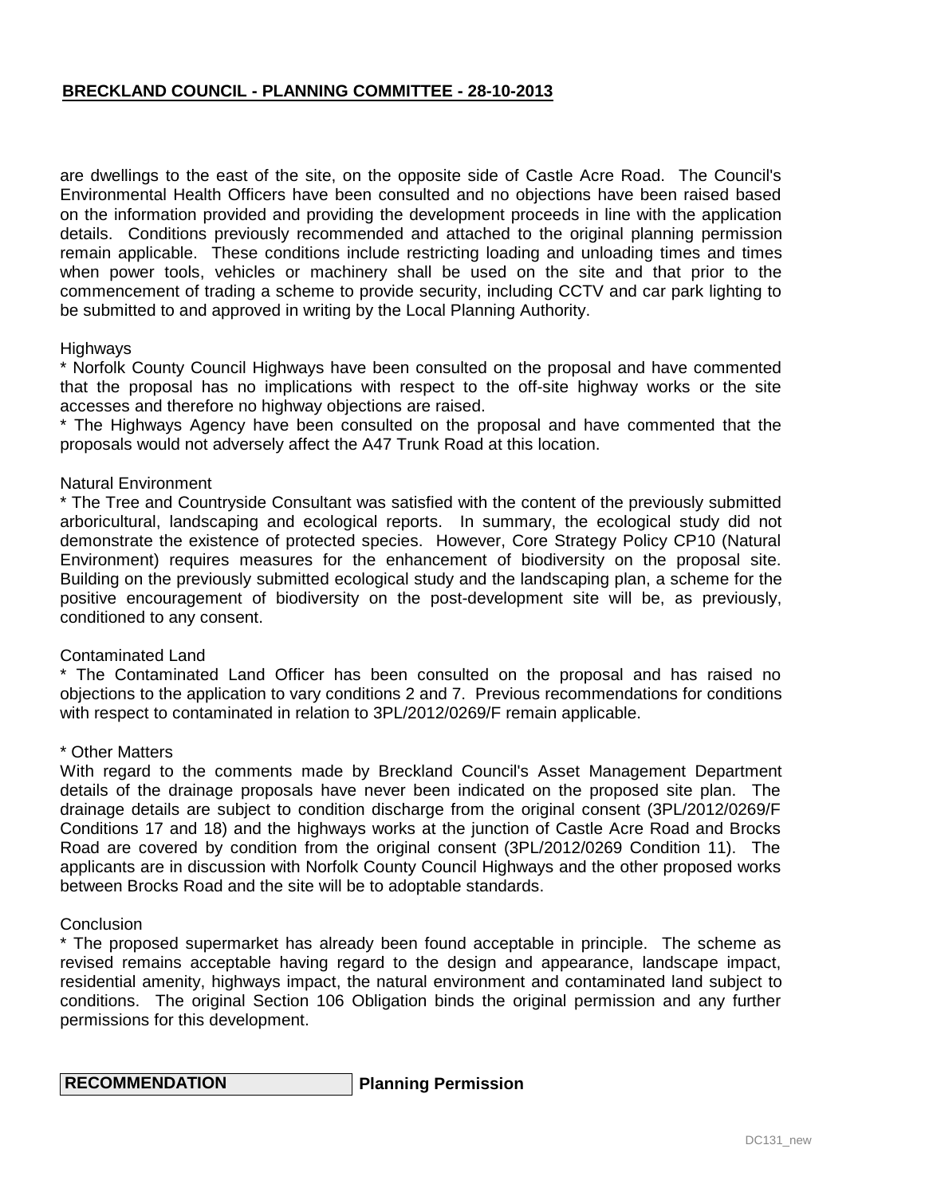are dwellings to the east of the site, on the opposite side of Castle Acre Road. The Council's Environmental Health Officers have been consulted and no objections have been raised based on the information provided and providing the development proceeds in line with the application details. Conditions previously recommended and attached to the original planning permission remain applicable. These conditions include restricting loading and unloading times and times when power tools, vehicles or machinery shall be used on the site and that prior to the commencement of trading a scheme to provide security, including CCTV and car park lighting to be submitted to and approved in writing by the Local Planning Authority.

Highways

* Norfolk County Council Highways have been consulted on the proposal and have commented that the proposal has no implications with respect to the off-site highway works or the site accesses and therefore no highway objections are raised.
* The Highways Agency have been consulted on the proposal and have commented that the proposals would not adversely affect the A47 Trunk Road at this location.

Natural Environment

* The Tree and Countryside Consultant was satisfied with the content of the previously submitted arboricultural, landscaping and ecological reports. In summary, the ecological study did not demonstrate the existence of protected species. However, Core Strategy Policy CP10 (Natural Environment) requires measures for the enhancement of biodiversity on the proposal site. Building on the previously submitted ecological study and the landscaping plan, a scheme for the positive encouragement of biodiversity on the post-development site will be, as previously, conditioned to any consent.

Contaminated Land

* The Contaminated Land Officer has been consulted on the proposal and has raised no objections to the application to vary conditions 2 and 7. Previous recommendations for conditions with respect to contaminated in relation to 3PL/2012/0269/F remain applicable.

* Other Matters

With regard to the comments made by Breckland Council's Asset Management Department details of the drainage proposals have never been indicated on the proposed site plan. The drainage details are subject to condition discharge from the original consent (3PL/2012/0269/F Conditions 17 and 18) and the highways works at the junction of Castle Acre Road and Brocks Road are covered by condition from the original consent (3PL/2012/0269 Condition 11). The applicants are in discussion with Norfolk County Council Highways and the other proposed works between Brocks Road and the site will be to adoptable standards.

Conclusion

* The proposed supermarket has already been found acceptable in principle. The scheme as revised remains acceptable having regard to the design and appearance, landscape impact, residential amenity, highways impact, the natural environment and contaminated land subject to conditions. The original Section 106 Obligation binds the original permission and any further permissions for this development.

**RECOMMENDATION** **Planning Permission**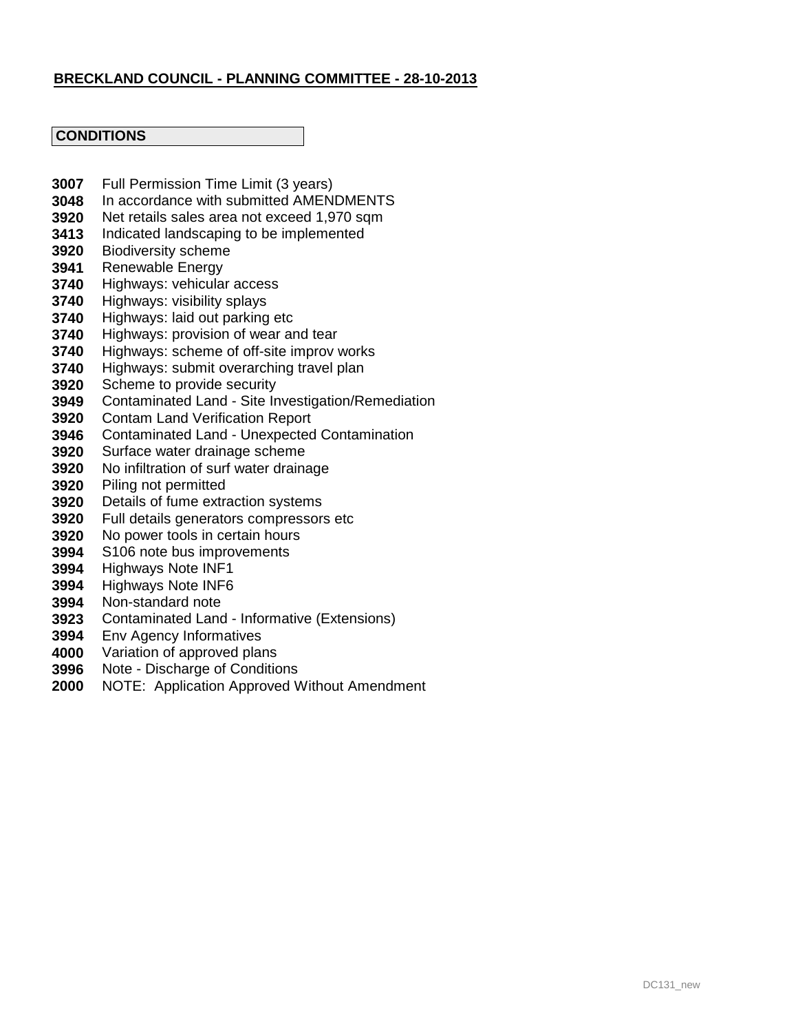**BRECKLAND COUNCIL - PLANNING COMMITTEE - 28-10-2013**

**CONDITIONS**

**3007** Full Permission Time Limit (3 years)
**3048** In accordance with submitted AMENDMENTS
**3920** Net retails sales area not exceed 1,970 sqm
**3413** Indicated landscaping to be implemented
**3920** Biodiversity scheme
**3941** Renewable Energy
**3740** Highways: vehicular access
**3740** Highways: visibility splays
**3740** Highways: laid out parking etc
**3740** Highways: provision of wear and tear
**3740** Highways: scheme of off-site improv works
**3740** Highways: submit overarching travel plan
**3920** Scheme to provide security
**3949** Contaminated Land - Site Investigation/Remediation
**3920** Contam Land Verification Report
**3946** Contaminated Land - Unexpected Contamination
**3920** Surface water drainage scheme
**3920** No infiltration of surf water drainage
**3920** Piling not permitted
**3920** Details of fume extraction systems
**3920** Full details generators compressors etc
**3920** No power tools in certain hours
**3994** S106 note bus improvements
**3994** Highways Note INF1
**3994** Highways Note INF6
**3994** Non-standard note
**3923** Contaminated Land - Informative (Extensions)
**3994** Env Agency Informatives
**4000** Variation of approved plans
**3996** Note - Discharge of Conditions
**2000** NOTE: Application Approved Without Amendment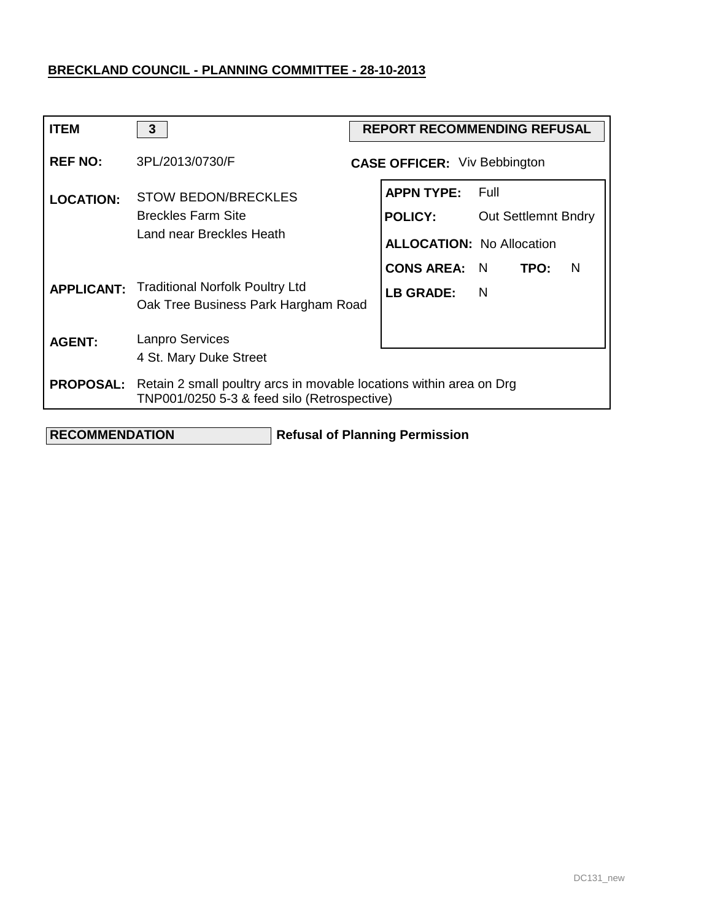**BRECKLAND COUNCIL - PLANNING COMMITTEE - 28-10-2013**

| | | | |
|---|---|---|---|
| **ITEM** | 3 | **REPORT RECOMMENDING REFUSAL** | |
| **REF NO:** | 3PL/2013/0730/F | **CASE OFFICER:** | Viv Bebbington |
| **LOCATION:** | STOW BEDON/BRECKLES<br>Breckles Farm Site<br>Land near Breckles Heath | **APPN TYPE:** | Full |
| | | **POLICY:** | Out Settlemnt Bndry |
| | | **ALLOCATION:** | No Allocation |
| | | **CONS AREA:** | N |
| | | **TPO:** | N |
| **APPLICANT:** | Traditional Norfolk Poultry Ltd<br>Oak Tree Business Park Hargham Road | **LB GRADE:** | N |
| **AGENT:** | Lanpro Services<br>4 St. Mary Duke Street | | |
| **PROPOSAL:** | Retain 2 small poultry arcs in movable locations within area on Drg TNP001/0250 5-3 & feed silo (Retrospective) | | |

**RECOMMENDATION** **Refusal of Planning Permission**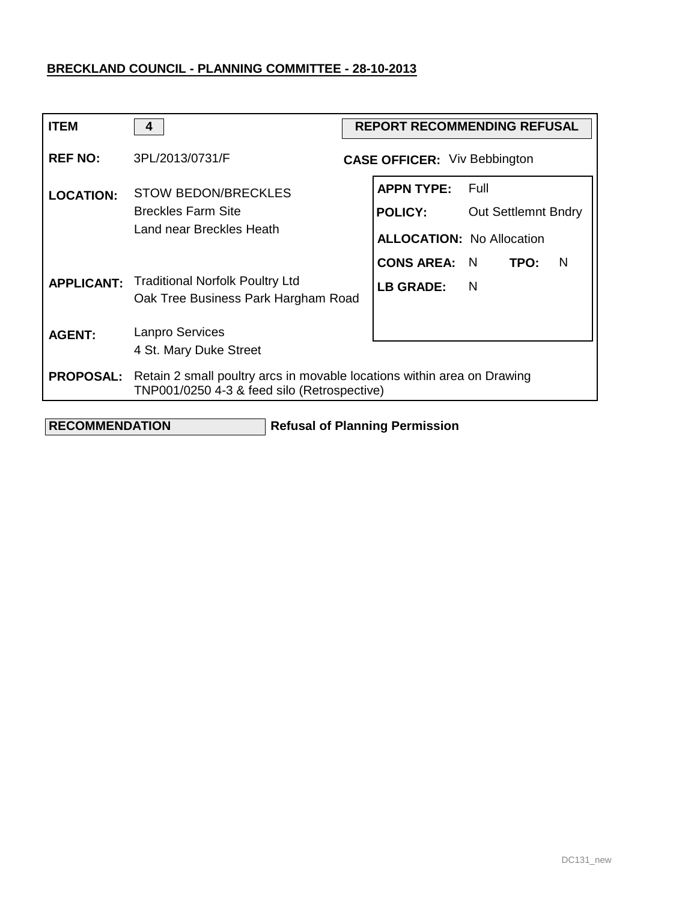**BRECKLAND COUNCIL - PLANNING COMMITTEE - 28-10-2013**

| | | | |
|---|---|---|---|
| **ITEM** | 4 | **REPORT RECOMMENDING REFUSAL** | |
| **REF NO:** | 3PL/2013/0731/F | **CASE OFFICER:** Viv Bebbington | |
| **LOCATION:** | STOW BEDON/BRECKLES<br>Breckles Farm Site<br>Land near Breckles Heath | **APPN TYPE:** | Full |
| | | **POLICY:** | Out Settlemnt Bndry |
| | | **ALLOCATION:** | No Allocation |
| | | **CONS AREA:** N | **TPO:** N |
| **APPLICANT:** | Traditional Norfolk Poultry Ltd<br>Oak Tree Business Park Hargham Road | **LB GRADE:** | N |
| **AGENT:** | Lanpro Services<br>4 St. Mary Duke Street | | |
| **PROPOSAL:** | Retain 2 small poultry arcs in movable locations within area on Drawing TNP001/0250 4-3 & feed silo (Retrospective) | | |

| **RECOMMENDATION** | **Refusal of Planning Permission** |
|---|---|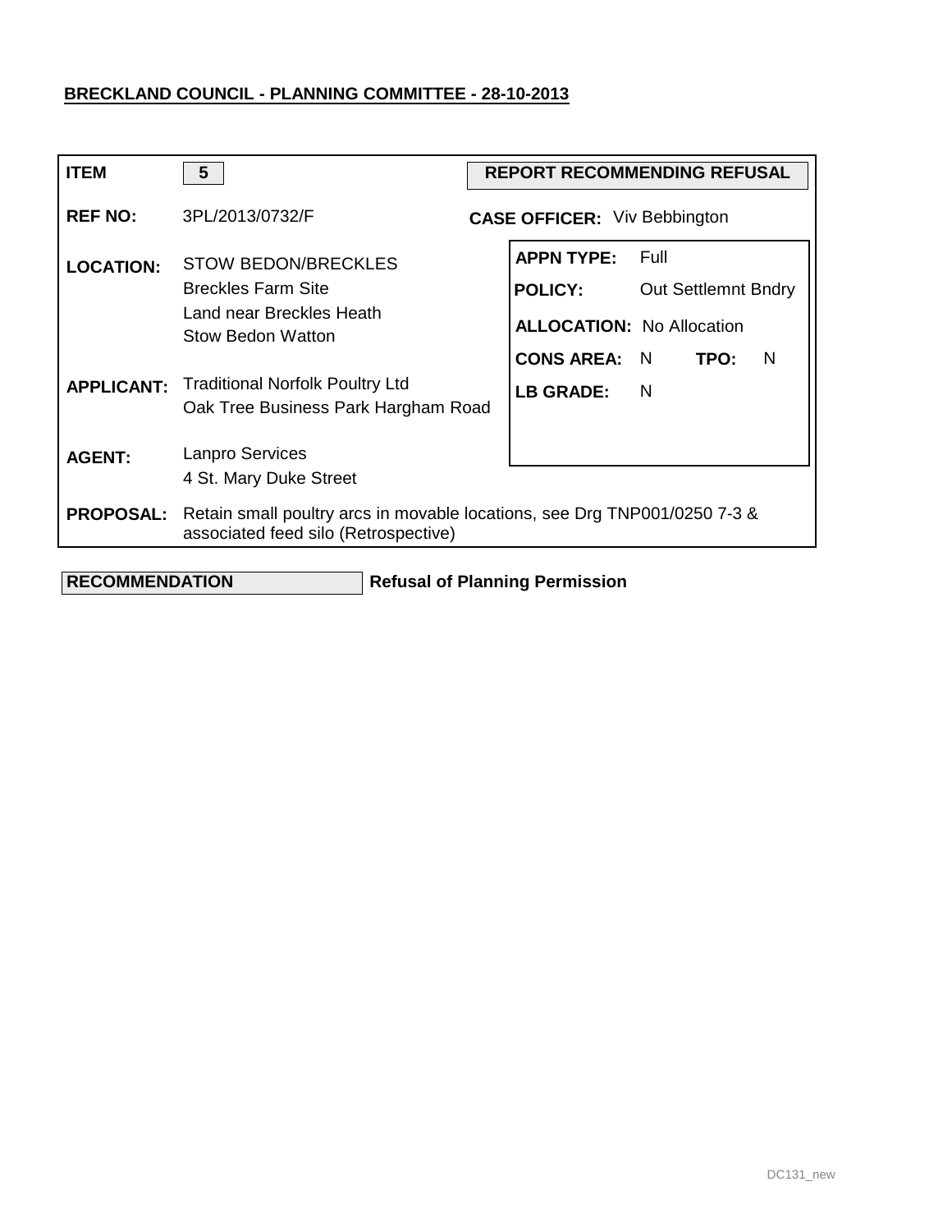**BRECKLAND COUNCIL - PLANNING COMMITTEE - 28-10-2013**

| | | | |
|---|---|---|---|
| **ITEM** | **5** | **REPORT RECOMMENDING REFUSAL** | |
| **REF NO:** | 3PL/2013/0732/F | **CASE OFFICER:** Viv Bebbington | |
| **LOCATION:** | STOW BEDON/BRECKLES<br>Breckles Farm Site<br>Land near Breckles Heath<br>Stow Bedon Watton | **APPN TYPE:** | Full |
| | | **POLICY:** | Out Settlemnt Bndry |
| | | **ALLOCATION:** | No Allocation |
| | | **CONS AREA:** | N &nbsp;&nbsp; **TPO:** N |
| **APPLICANT:** | Traditional Norfolk Poultry Ltd<br>Oak Tree Business Park Hargham Road | **LB GRADE:** | N |
| **AGENT:** | Lanpro Services<br>4 St. Mary Duke Street | | |
| **PROPOSAL:** | Retain small poultry arcs in movable locations, see Drg TNP001/0250 7-3 & associated feed silo (Retrospective) | | |

**RECOMMENDATION** &nbsp;&nbsp; **Refusal of Planning Permission**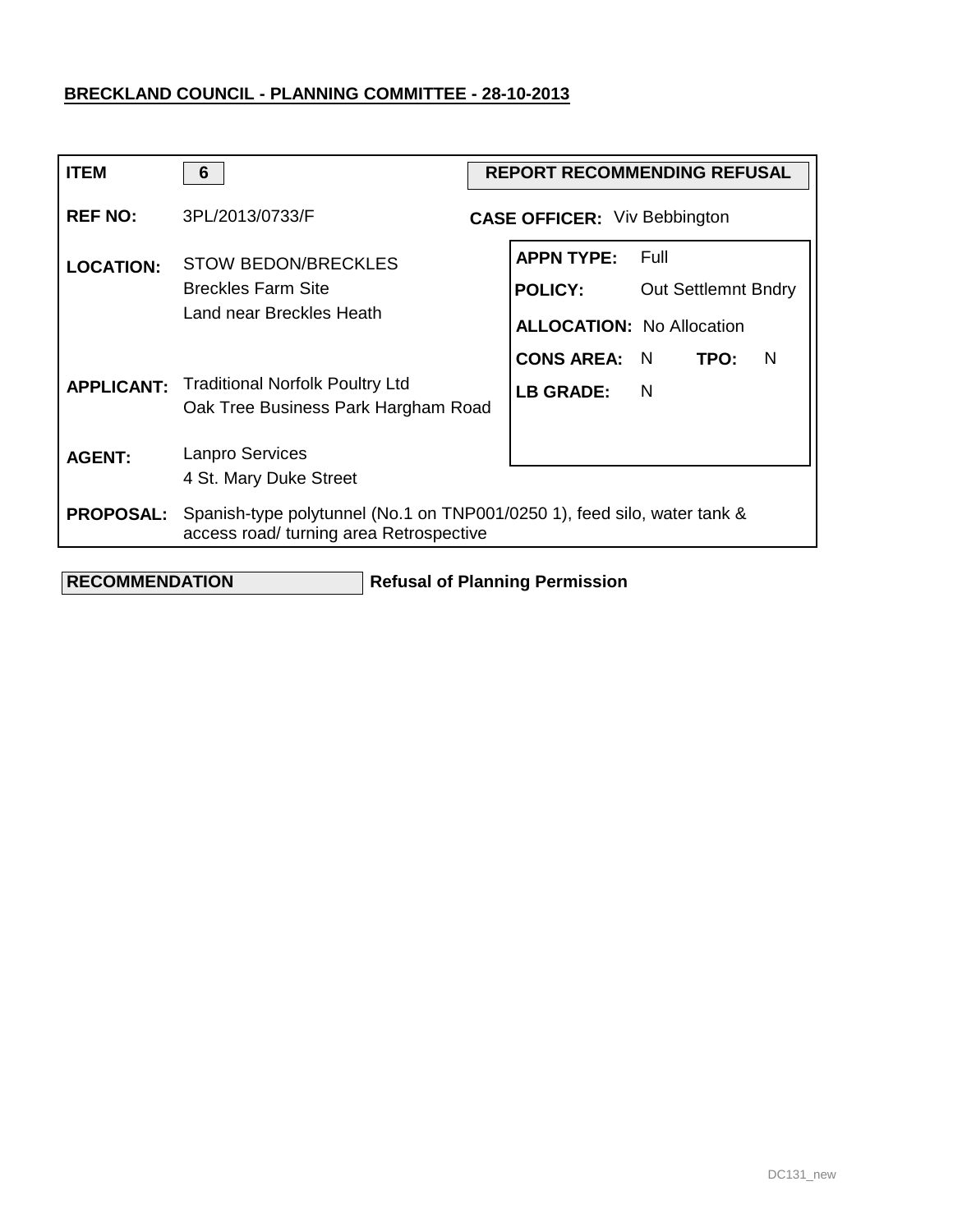**BRECKLAND COUNCIL - PLANNING COMMITTEE - 28-10-2013**

| | | | |
|---|---|---|---|
| **ITEM** | **6** | **REPORT RECOMMENDING REFUSAL** | |
| **REF NO:** | 3PL/2013/0733/F | **CASE OFFICER:** Viv Bebbington | |
| **LOCATION:** | STOW BEDON/BRECKLES<br>Breckles Farm Site<br>Land near Breckles Heath | **APPN TYPE:** | Full |
| | | **POLICY:** | Out Settlemnt Bndry |
| | | **ALLOCATION:** | No Allocation |
| | | **CONS AREA:** N | **TPO:** N |
| **APPLICANT:** | Traditional Norfolk Poultry Ltd<br>Oak Tree Business Park Hargham Road | **LB GRADE:** | N |
| **AGENT:** | Lanpro Services<br>4 St. Mary Duke Street | | |
| **PROPOSAL:** | Spanish-type polytunnel (No.1 on TNP001/0250 1), feed silo, water tank & access road/ turning area Retrospective | | |

**RECOMMENDATION** **Refusal of Planning Permission**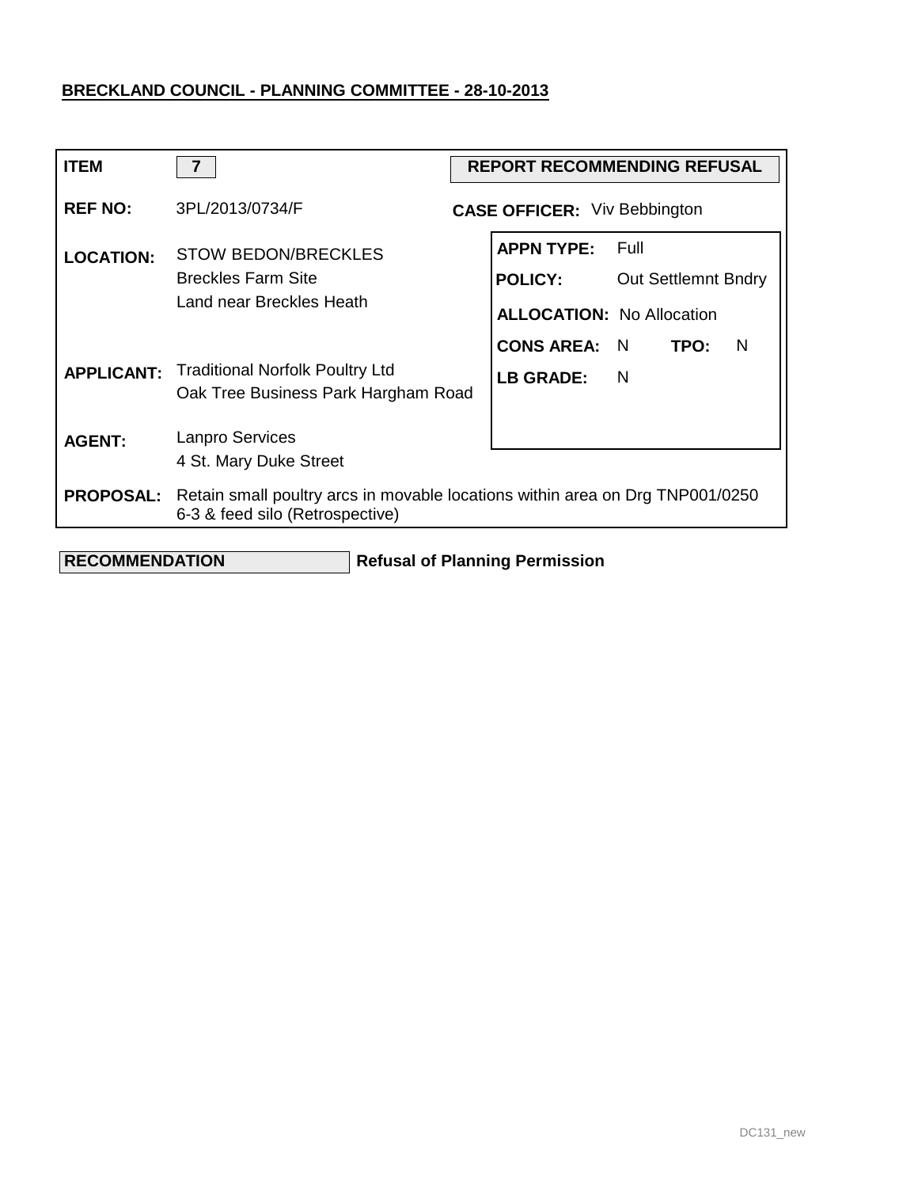**BRECKLAND COUNCIL - PLANNING COMMITTEE - 28-10-2013**

| | | | |
|---|---|---|---|
| **ITEM** | **7** | **REPORT RECOMMENDING REFUSAL** | |
| **REF NO:** | 3PL/2013/0734/F | **CASE OFFICER:** Viv Bebbington | |
| **LOCATION:** | STOW BEDON/BRECKLES<br>Breckles Farm Site<br>Land near Breckles Heath | **APPN TYPE:** | Full |
| | | **POLICY:** | Out Settlemnt Bndry |
| | | **ALLOCATION:** | No Allocation |
| | | **CONS AREA:** N | **TPO:** N |
| **APPLICANT:** | Traditional Norfolk Poultry Ltd<br>Oak Tree Business Park Hargham Road | **LB GRADE:** | N |
| **AGENT:** | Lanpro Services<br>4 St. Mary Duke Street | | |
| **PROPOSAL:** | Retain small poultry arcs in movable locations within area on Drg TNP001/0250 6-3 & feed silo (Retrospective) | | |

**RECOMMENDATION** **Refusal of Planning Permission**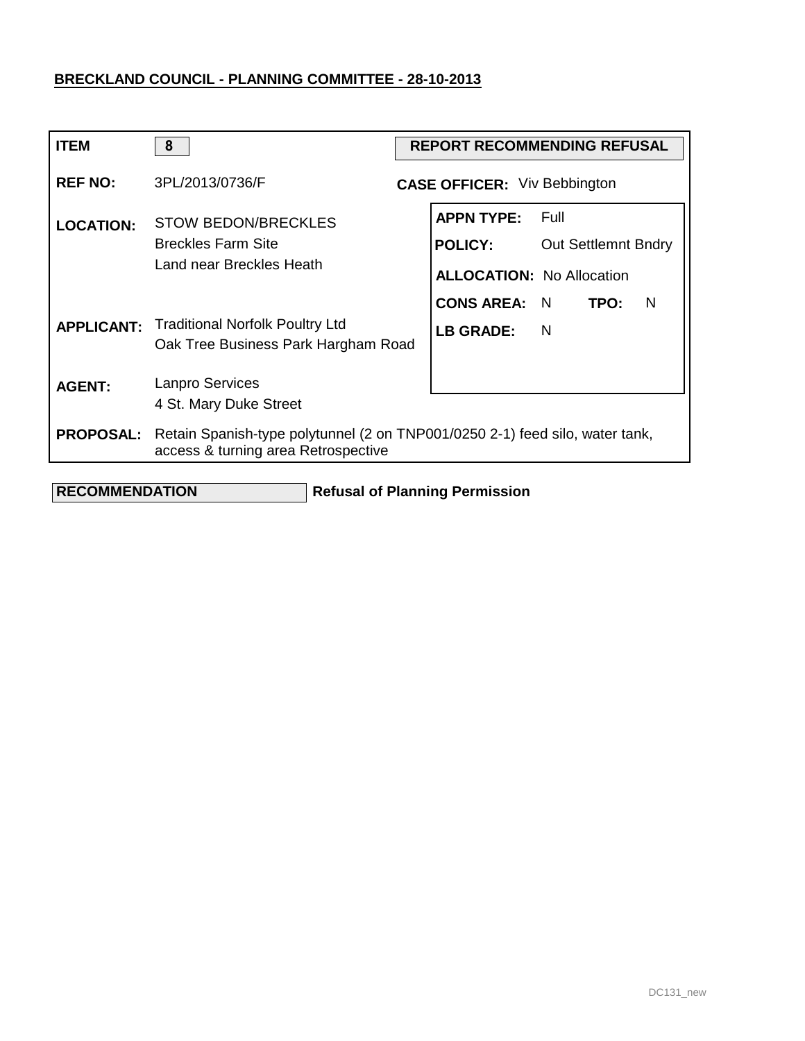**BRECKLAND COUNCIL - PLANNING COMMITTEE - 28-10-2013**

| | | | |
|---|---|---|---|
| **ITEM** | **8** | **REPORT RECOMMENDING REFUSAL** | |
| **REF NO:** | 3PL/2013/0736/F | **CASE OFFICER:** Viv Bebbington | |
| **LOCATION:** | STOW BEDON/BRECKLES<br>Breckles Farm Site<br>Land near Breckles Heath | **APPN TYPE:** | Full |
| | | **POLICY:** | Out Settlemnt Bndry |
| | | **ALLOCATION:** | No Allocation |
| | | **CONS AREA:** | N |
| | | **TPO:** | N |
| **APPLICANT:** | Traditional Norfolk Poultry Ltd<br>Oak Tree Business Park Hargham Road | **LB GRADE:** | N |
| **AGENT:** | Lanpro Services<br>4 St. Mary Duke Street | | |
| **PROPOSAL:** | Retain Spanish-type polytunnel (2 on TNP001/0250 2-1) feed silo, water tank, access & turning area Retrospective | | |

**RECOMMENDATION** **Refusal of Planning Permission**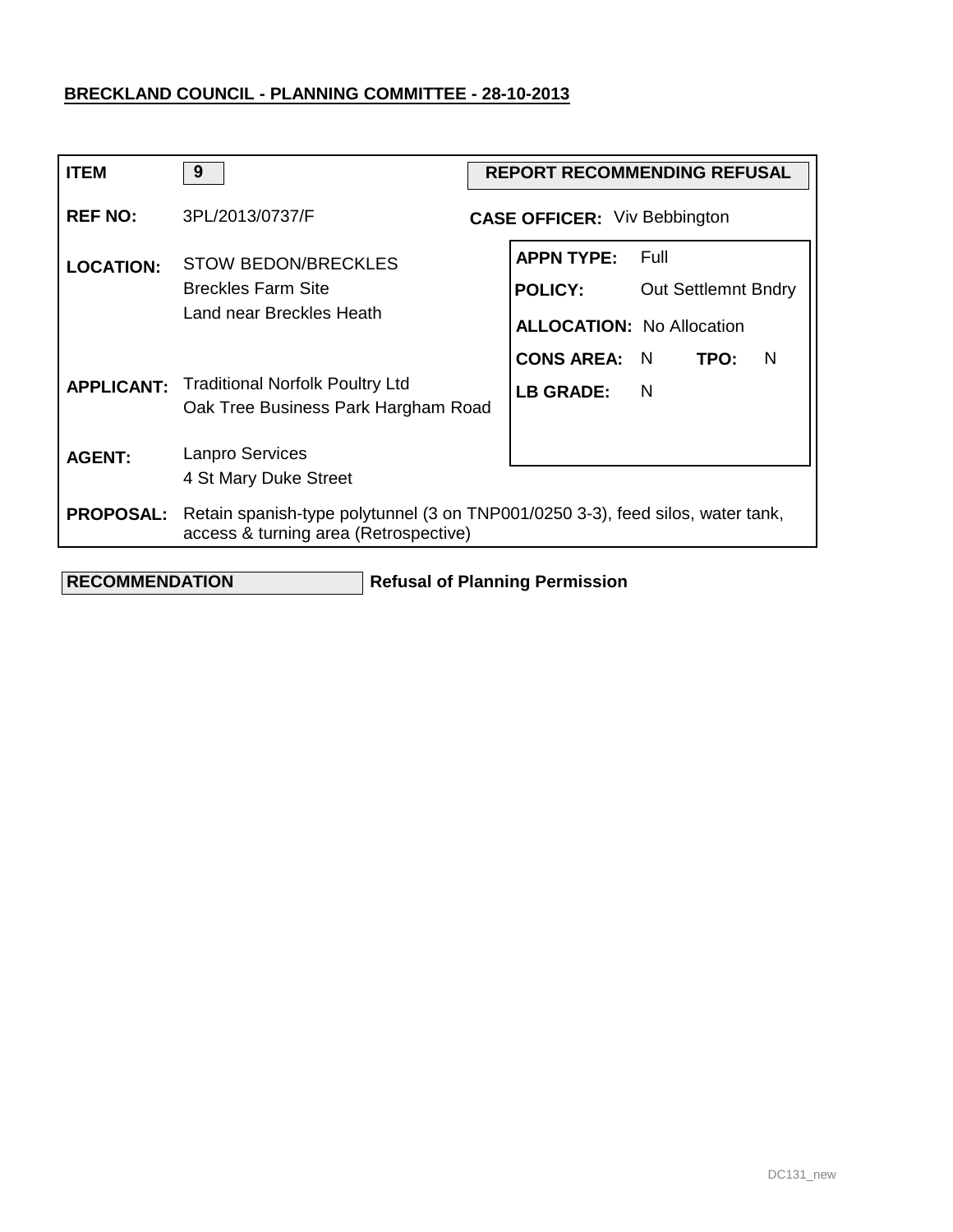**BRECKLAND COUNCIL - PLANNING COMMITTEE - 28-10-2013**

| | | | |
|---|---|---|---|
| **ITEM** | 9 | **REPORT RECOMMENDING REFUSAL** | |
| **REF NO:** | 3PL/2013/0737/F | **CASE OFFICER:** | Viv Bebbington |
| **LOCATION:** | STOW BEDON/BRECKLES<br>Breckles Farm Site<br>Land near Breckles Heath | **APPN TYPE:** | Full |
| | | **POLICY:** | Out Settlemnt Bndry |
| | | **ALLOCATION:** | No Allocation |
| | | **CONS AREA:** | N |
| | | **TPO:** | N |
| **APPLICANT:** | Traditional Norfolk Poultry Ltd<br>Oak Tree Business Park Hargham Road | **LB GRADE:** | N |
| **AGENT:** | Lanpro Services<br>4 St Mary Duke Street | | |
| **PROPOSAL:** | Retain spanish-type polytunnel (3 on TNP001/0250 3-3), feed silos, water tank, access & turning area (Retrospective) | | |

**RECOMMENDATION** **Refusal of Planning Permission**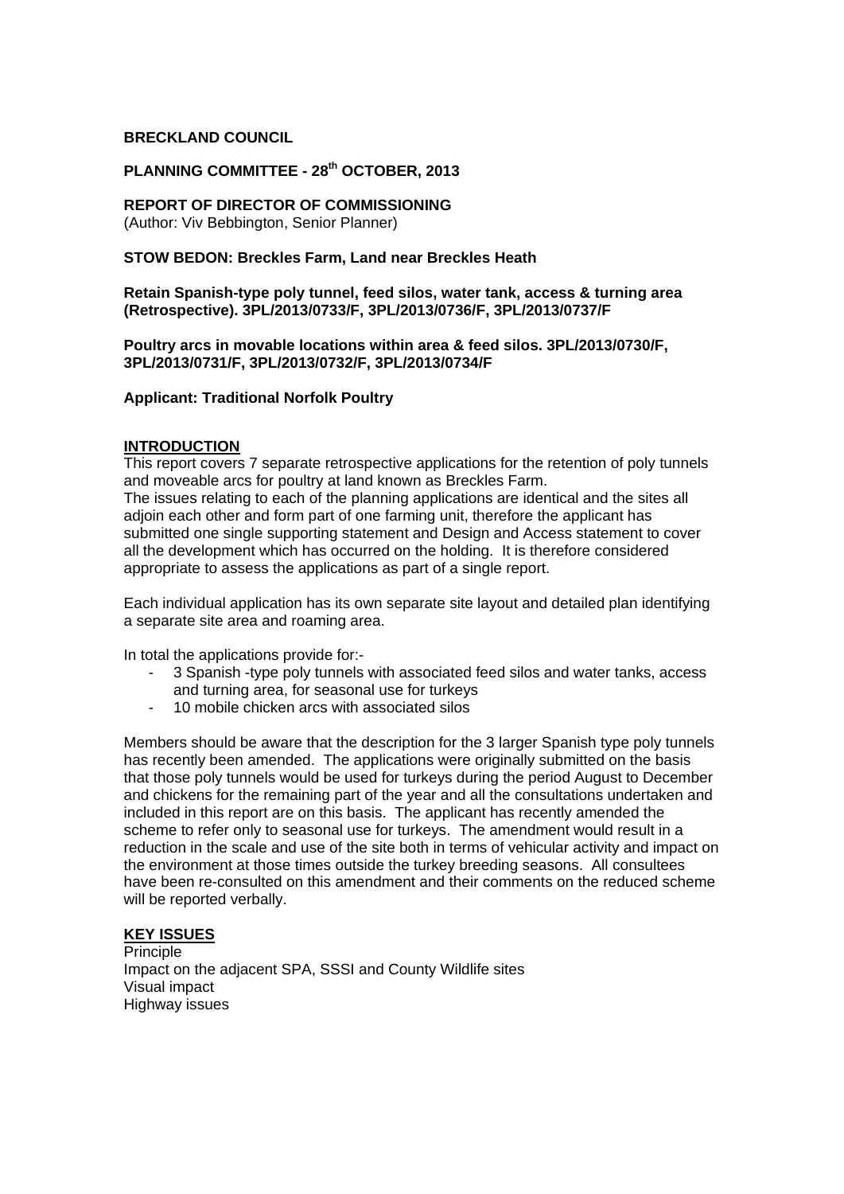**BRECKLAND COUNCIL**

**PLANNING COMMITTEE - 28th OCTOBER, 2013**

**REPORT OF DIRECTOR OF COMMISSIONING**
(Author: Viv Bebbington, Senior Planner)

**STOW BEDON: Breckles Farm, Land near Breckles Heath**

**Retain Spanish-type poly tunnel, feed silos, water tank, access & turning area (Retrospective). 3PL/2013/0733/F, 3PL/2013/0736/F, 3PL/2013/0737/F**

**Poultry arcs in movable locations within area & feed silos. 3PL/2013/0730/F, 3PL/2013/0731/F, 3PL/2013/0732/F, 3PL/2013/0734/F**

**Applicant: Traditional Norfolk Poultry**

**INTRODUCTION**

This report covers 7 separate retrospective applications for the retention of poly tunnels and moveable arcs for poultry at land known as Breckles Farm.
The issues relating to each of the planning applications are identical and the sites all adjoin each other and form part of one farming unit, therefore the applicant has submitted one single supporting statement and Design and Access statement to cover all the development which has occurred on the holding. It is therefore considered appropriate to assess the applications as part of a single report.

Each individual application has its own separate site layout and detailed plan identifying a separate site area and roaming area.

In total the applications provide for:-

- 3 Spanish -type poly tunnels with associated feed silos and water tanks, access and turning area, for seasonal use for turkeys
- 10 mobile chicken arcs with associated silos

Members should be aware that the description for the 3 larger Spanish type poly tunnels has recently been amended. The applications were originally submitted on the basis that those poly tunnels would be used for turkeys during the period August to December and chickens for the remaining part of the year and all the consultations undertaken and included in this report are on this basis. The applicant has recently amended the scheme to refer only to seasonal use for turkeys. The amendment would result in a reduction in the scale and use of the site both in terms of vehicular activity and impact on the environment at those times outside the turkey breeding seasons. All consultees have been re-consulted on this amendment and their comments on the reduced scheme will be reported verbally.

**KEY ISSUES**

Principle
Impact on the adjacent SPA, SSSI and County Wildlife sites
Visual impact
Highway issues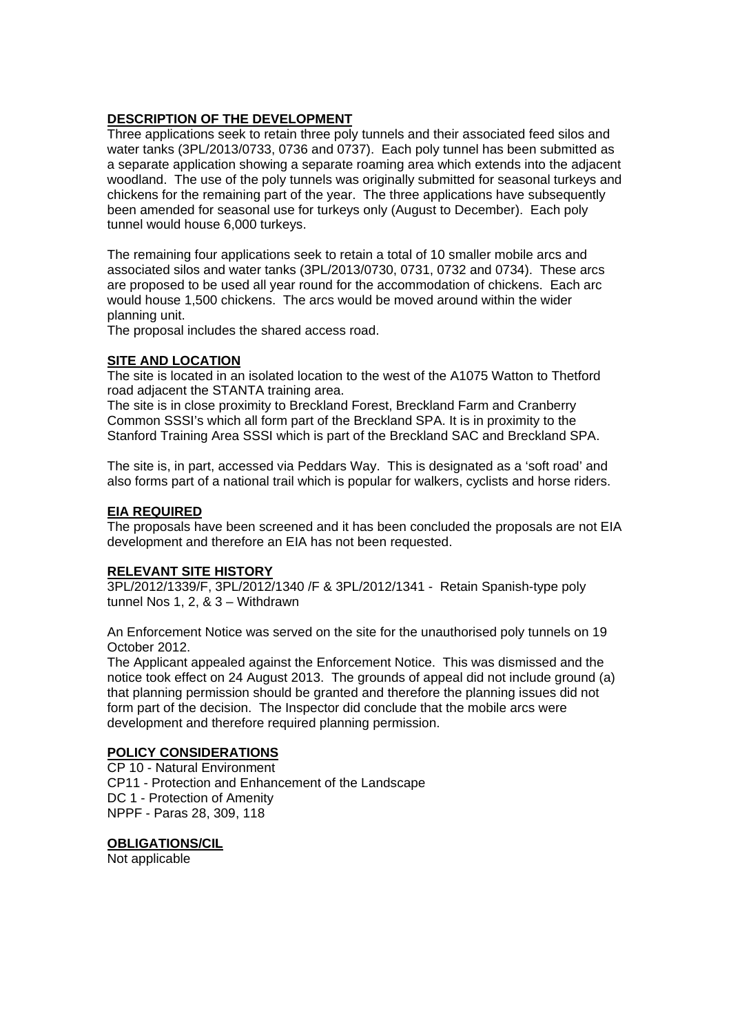**DESCRIPTION OF THE DEVELOPMENT**

Three applications seek to retain three poly tunnels and their associated feed silos and water tanks (3PL/2013/0733, 0736 and 0737). Each poly tunnel has been submitted as a separate application showing a separate roaming area which extends into the adjacent woodland. The use of the poly tunnels was originally submitted for seasonal turkeys and chickens for the remaining part of the year. The three applications have subsequently been amended for seasonal use for turkeys only (August to December). Each poly tunnel would house 6,000 turkeys.

The remaining four applications seek to retain a total of 10 smaller mobile arcs and associated silos and water tanks (3PL/2013/0730, 0731, 0732 and 0734). These arcs are proposed to be used all year round for the accommodation of chickens. Each arc would house 1,500 chickens. The arcs would be moved around within the wider planning unit.

The proposal includes the shared access road.

**SITE AND LOCATION**

The site is located in an isolated location to the west of the A1075 Watton to Thetford road adjacent the STANTA training area.

The site is in close proximity to Breckland Forest, Breckland Farm and Cranberry Common SSSI's which all form part of the Breckland SPA. It is in proximity to the Stanford Training Area SSSI which is part of the Breckland SAC and Breckland SPA.

The site is, in part, accessed via Peddars Way. This is designated as a 'soft road' and also forms part of a national trail which is popular for walkers, cyclists and horse riders.

**EIA REQUIRED**

The proposals have been screened and it has been concluded the proposals are not EIA development and therefore an EIA has not been requested.

**RELEVANT SITE HISTORY**

3PL/2012/1339/F, 3PL/2012/1340 /F & 3PL/2012/1341 - Retain Spanish-type poly tunnel Nos 1, 2, & 3 – Withdrawn

An Enforcement Notice was served on the site for the unauthorised poly tunnels on 19 October 2012.

The Applicant appealed against the Enforcement Notice. This was dismissed and the notice took effect on 24 August 2013. The grounds of appeal did not include ground (a) that planning permission should be granted and therefore the planning issues did not form part of the decision. The Inspector did conclude that the mobile arcs were development and therefore required planning permission.

**POLICY CONSIDERATIONS**

CP 10 - Natural Environment
CP11 - Protection and Enhancement of the Landscape
DC 1 - Protection of Amenity
NPPF - Paras 28, 309, 118

**OBLIGATIONS/CIL**

Not applicable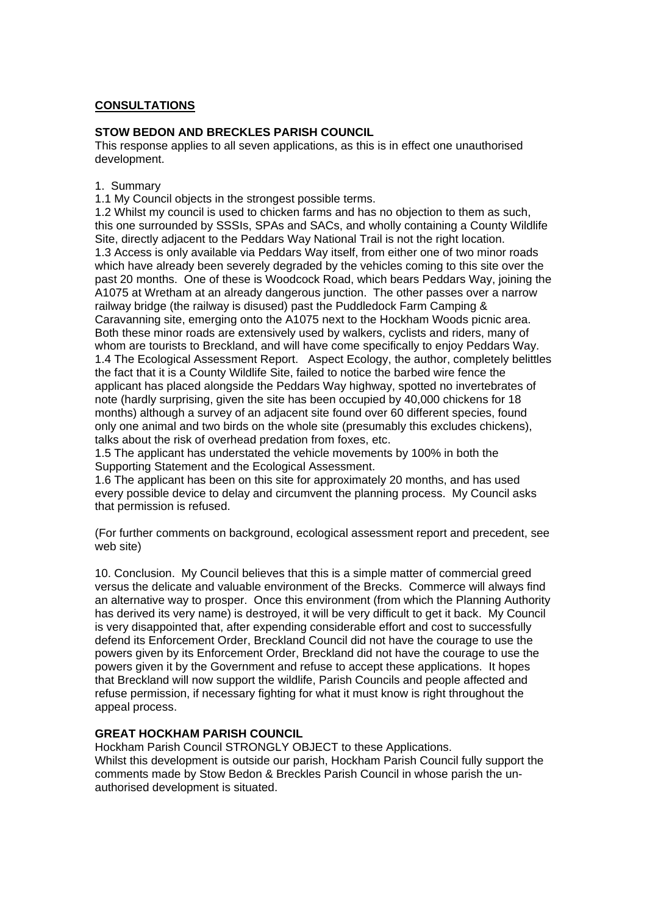**CONSULTATIONS**

**STOW BEDON AND BRECKLES PARISH COUNCIL**

This response applies to all seven applications, as this is in effect one unauthorised development.

1. Summary

1.1 My Council objects in the strongest possible terms.

1.2 Whilst my council is used to chicken farms and has no objection to them as such, this one surrounded by SSSIs, SPAs and SACs, and wholly containing a County Wildlife Site, directly adjacent to the Peddars Way National Trail is not the right location.

1.3 Access is only available via Peddars Way itself, from either one of two minor roads which have already been severely degraded by the vehicles coming to this site over the past 20 months. One of these is Woodcock Road, which bears Peddars Way, joining the A1075 at Wretham at an already dangerous junction. The other passes over a narrow railway bridge (the railway is disused) past the Puddledock Farm Camping & Caravanning site, emerging onto the A1075 next to the Hockham Woods picnic area. Both these minor roads are extensively used by walkers, cyclists and riders, many of whom are tourists to Breckland, and will have come specifically to enjoy Peddars Way.

1.4 The Ecological Assessment Report. Aspect Ecology, the author, completely belittles the fact that it is a County Wildlife Site, failed to notice the barbed wire fence the applicant has placed alongside the Peddars Way highway, spotted no invertebrates of note (hardly surprising, given the site has been occupied by 40,000 chickens for 18 months) although a survey of an adjacent site found over 60 different species, found only one animal and two birds on the whole site (presumably this excludes chickens), talks about the risk of overhead predation from foxes, etc.

1.5 The applicant has understated the vehicle movements by 100% in both the Supporting Statement and the Ecological Assessment.

1.6 The applicant has been on this site for approximately 20 months, and has used every possible device to delay and circumvent the planning process. My Council asks that permission is refused.

(For further comments on background, ecological assessment report and precedent, see web site)

10. Conclusion. My Council believes that this is a simple matter of commercial greed versus the delicate and valuable environment of the Brecks. Commerce will always find an alternative way to prosper. Once this environment (from which the Planning Authority has derived its very name) is destroyed, it will be very difficult to get it back. My Council is very disappointed that, after expending considerable effort and cost to successfully defend its Enforcement Order, Breckland Council did not have the courage to use the powers given by its Enforcement Order, Breckland did not have the courage to use the powers given it by the Government and refuse to accept these applications. It hopes that Breckland will now support the wildlife, Parish Councils and people affected and refuse permission, if necessary fighting for what it must know is right throughout the appeal process.

**GREAT HOCKHAM PARISH COUNCIL**

Hockham Parish Council STRONGLY OBJECT to these Applications.

Whilst this development is outside our parish, Hockham Parish Council fully support the comments made by Stow Bedon & Breckles Parish Council in whose parish the un-authorised development is situated.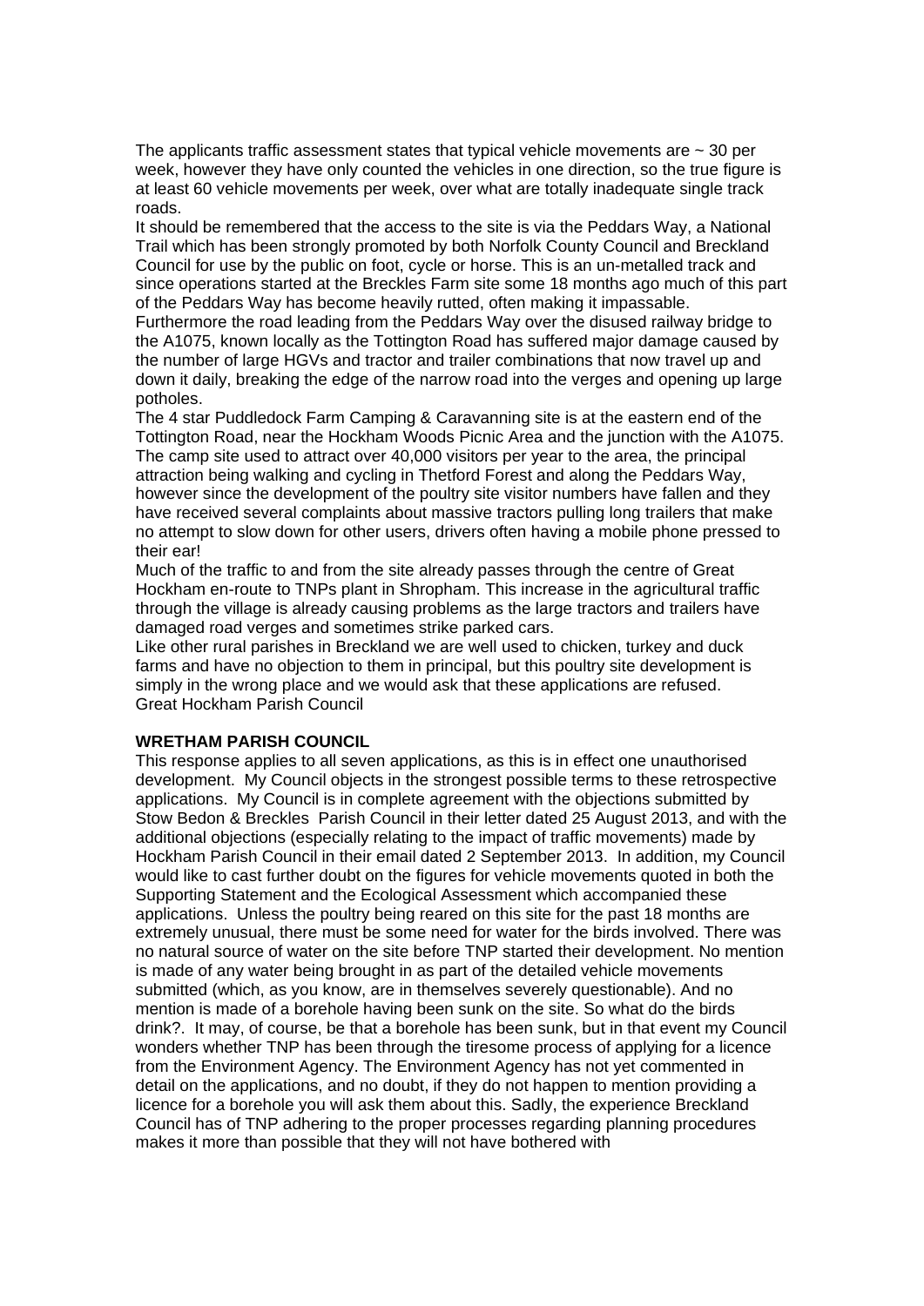The applicants traffic assessment states that typical vehicle movements are ~ 30 per week, however they have only counted the vehicles in one direction, so the true figure is at least 60 vehicle movements per week, over what are totally inadequate single track roads.

It should be remembered that the access to the site is via the Peddars Way, a National Trail which has been strongly promoted by both Norfolk County Council and Breckland Council for use by the public on foot, cycle or horse. This is an un-metalled track and since operations started at the Breckles Farm site some 18 months ago much of this part of the Peddars Way has become heavily rutted, often making it impassable.

Furthermore the road leading from the Peddars Way over the disused railway bridge to the A1075, known locally as the Tottington Road has suffered major damage caused by the number of large HGVs and tractor and trailer combinations that now travel up and down it daily, breaking the edge of the narrow road into the verges and opening up large potholes.

The 4 star Puddledock Farm Camping & Caravanning site is at the eastern end of the Tottington Road, near the Hockham Woods Picnic Area and the junction with the A1075. The camp site used to attract over 40,000 visitors per year to the area, the principal attraction being walking and cycling in Thetford Forest and along the Peddars Way, however since the development of the poultry site visitor numbers have fallen and they have received several complaints about massive tractors pulling long trailers that make no attempt to slow down for other users, drivers often having a mobile phone pressed to their ear!

Much of the traffic to and from the site already passes through the centre of Great Hockham en-route to TNPs plant in Shropham. This increase in the agricultural traffic through the village is already causing problems as the large tractors and trailers have damaged road verges and sometimes strike parked cars.

Like other rural parishes in Breckland we are well used to chicken, turkey and duck farms and have no objection to them in principal, but this poultry site development is simply in the wrong place and we would ask that these applications are refused.

Great Hockham Parish Council

**WRETHAM PARISH COUNCIL**

This response applies to all seven applications, as this is in effect one unauthorised development. My Council objects in the strongest possible terms to these retrospective applications. My Council is in complete agreement with the objections submitted by Stow Bedon & Breckles Parish Council in their letter dated 25 August 2013, and with the additional objections (especially relating to the impact of traffic movements) made by Hockham Parish Council in their email dated 2 September 2013. In addition, my Council would like to cast further doubt on the figures for vehicle movements quoted in both the Supporting Statement and the Ecological Assessment which accompanied these applications. Unless the poultry being reared on this site for the past 18 months are extremely unusual, there must be some need for water for the birds involved. There was no natural source of water on the site before TNP started their development. No mention is made of any water being brought in as part of the detailed vehicle movements submitted (which, as you know, are in themselves severely questionable). And no mention is made of a borehole having been sunk on the site. So what do the birds drink?. It may, of course, be that a borehole has been sunk, but in that event my Council wonders whether TNP has been through the tiresome process of applying for a licence from the Environment Agency. The Environment Agency has not yet commented in detail on the applications, and no doubt, if they do not happen to mention providing a licence for a borehole you will ask them about this. Sadly, the experience Breckland Council has of TNP adhering to the proper processes regarding planning procedures makes it more than possible that they will not have bothered with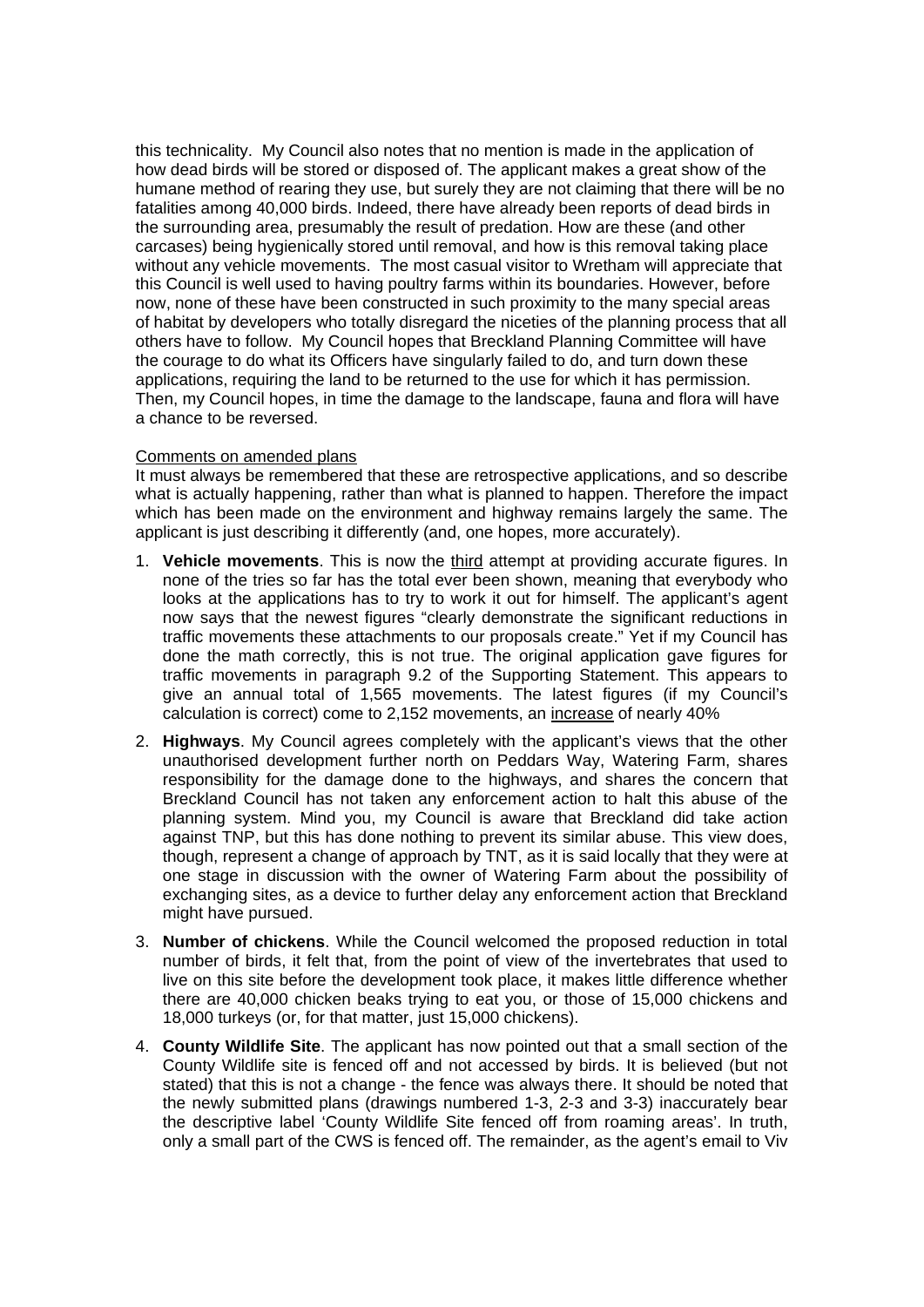this technicality. My Council also notes that no mention is made in the application of how dead birds will be stored or disposed of. The applicant makes a great show of the humane method of rearing they use, but surely they are not claiming that there will be no fatalities among 40,000 birds. Indeed, there have already been reports of dead birds in the surrounding area, presumably the result of predation. How are these (and other carcases) being hygienically stored until removal, and how is this removal taking place without any vehicle movements. The most casual visitor to Wretham will appreciate that this Council is well used to having poultry farms within its boundaries. However, before now, none of these have been constructed in such proximity to the many special areas of habitat by developers who totally disregard the niceties of the planning process that all others have to follow. My Council hopes that Breckland Planning Committee will have the courage to do what its Officers have singularly failed to do, and turn down these applications, requiring the land to be returned to the use for which it has permission. Then, my Council hopes, in time the damage to the landscape, fauna and flora will have a chance to be reversed.

<u>Comments on amended plans</u>

It must always be remembered that these are retrospective applications, and so describe what is actually happening, rather than what is planned to happen. Therefore the impact which has been made on the environment and highway remains largely the same. The applicant is just describing it differently (and, one hopes, more accurately).

1. **Vehicle movements**. This is now the <u>third</u> attempt at providing accurate figures. In none of the tries so far has the total ever been shown, meaning that everybody who looks at the applications has to try to work it out for himself. The applicant's agent now says that the newest figures "clearly demonstrate the significant reductions in traffic movements these attachments to our proposals create." Yet if my Council has done the math correctly, this is not true. The original application gave figures for traffic movements in paragraph 9.2 of the Supporting Statement. This appears to give an annual total of 1,565 movements. The latest figures (if my Council's calculation is correct) come to 2,152 movements, an <u>increase</u> of nearly 40%

2. **Highways**. My Council agrees completely with the applicant's views that the other unauthorised development further north on Peddars Way, Watering Farm, shares responsibility for the damage done to the highways, and shares the concern that Breckland Council has not taken any enforcement action to halt this abuse of the planning system. Mind you, my Council is aware that Breckland did take action against TNP, but this has done nothing to prevent its similar abuse. This view does, though, represent a change of approach by TNT, as it is said locally that they were at one stage in discussion with the owner of Watering Farm about the possibility of exchanging sites, as a device to further delay any enforcement action that Breckland might have pursued.

3. **Number of chickens**. While the Council welcomed the proposed reduction in total number of birds, it felt that, from the point of view of the invertebrates that used to live on this site before the development took place, it makes little difference whether there are 40,000 chicken beaks trying to eat you, or those of 15,000 chickens and 18,000 turkeys (or, for that matter, just 15,000 chickens).

4. **County Wildlife Site**. The applicant has now pointed out that a small section of the County Wildlife site is fenced off and not accessed by birds. It is believed (but not stated) that this is not a change - the fence was always there. It should be noted that the newly submitted plans (drawings numbered 1-3, 2-3 and 3-3) inaccurately bear the descriptive label 'County Wildlife Site fenced off from roaming areas'. In truth, only a small part of the CWS is fenced off. The remainder, as the agent's email to Viv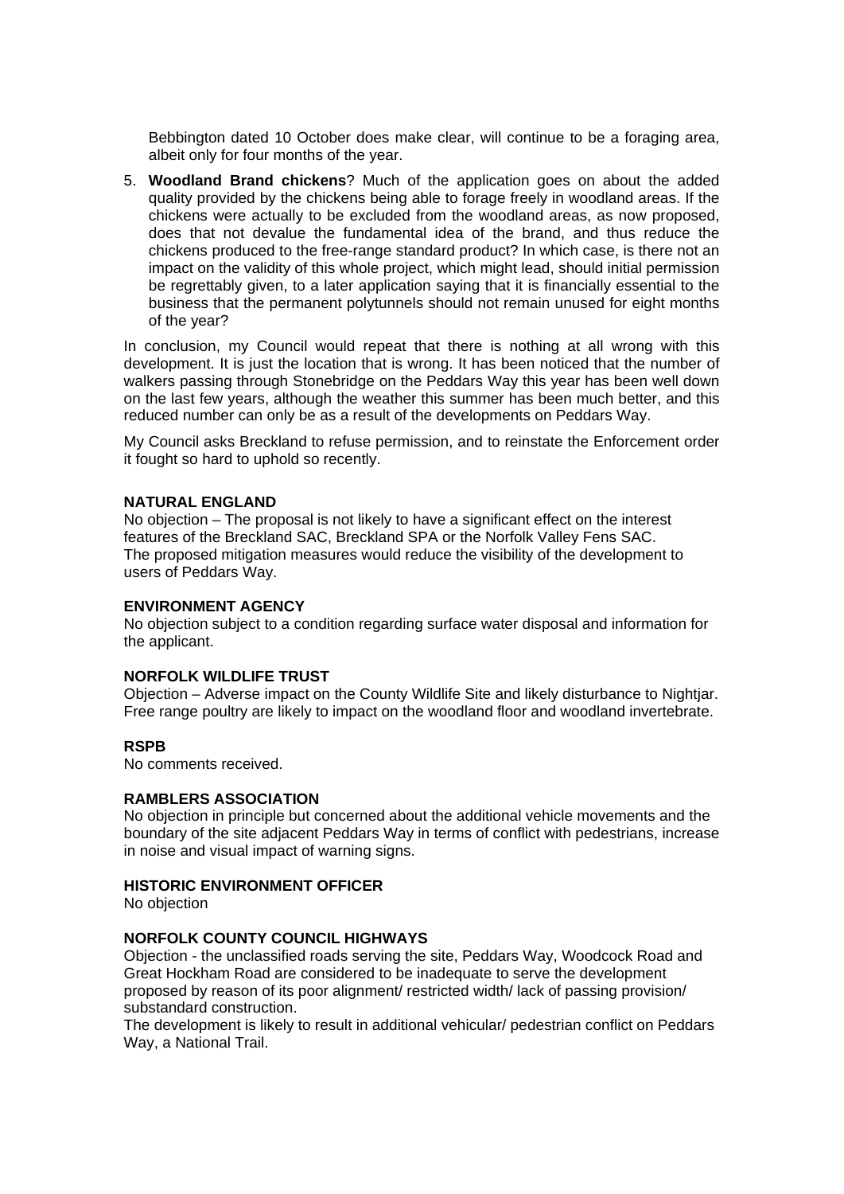Bebbington dated 10 October does make clear, will continue to be a foraging area, albeit only for four months of the year.

5. **Woodland Brand chickens**? Much of the application goes on about the added quality provided by the chickens being able to forage freely in woodland areas. If the chickens were actually to be excluded from the woodland areas, as now proposed, does that not devalue the fundamental idea of the brand, and thus reduce the chickens produced to the free-range standard product? In which case, is there not an impact on the validity of this whole project, which might lead, should initial permission be regrettably given, to a later application saying that it is financially essential to the business that the permanent polytunnels should not remain unused for eight months of the year?

In conclusion, my Council would repeat that there is nothing at all wrong with this development. It is just the location that is wrong. It has been noticed that the number of walkers passing through Stonebridge on the Peddars Way this year has been well down on the last few years, although the weather this summer has been much better, and this reduced number can only be as a result of the developments on Peddars Way.

My Council asks Breckland to refuse permission, and to reinstate the Enforcement order it fought so hard to uphold so recently.

**NATURAL ENGLAND**
No objection – The proposal is not likely to have a significant effect on the interest features of the Breckland SAC, Breckland SPA or the Norfolk Valley Fens SAC.
The proposed mitigation measures would reduce the visibility of the development to users of Peddars Way.

**ENVIRONMENT AGENCY**
No objection subject to a condition regarding surface water disposal and information for the applicant.

**NORFOLK WILDLIFE TRUST**
Objection – Adverse impact on the County Wildlife Site and likely disturbance to Nightjar. Free range poultry are likely to impact on the woodland floor and woodland invertebrate.

**RSPB**
No comments received.

**RAMBLERS ASSOCIATION**
No objection in principle but concerned about the additional vehicle movements and the boundary of the site adjacent Peddars Way in terms of conflict with pedestrians, increase in noise and visual impact of warning signs.

**HISTORIC ENVIRONMENT OFFICER**
No objection

**NORFOLK COUNTY COUNCIL HIGHWAYS**
Objection - the unclassified roads serving the site, Peddars Way, Woodcock Road and Great Hockham Road are considered to be inadequate to serve the development proposed by reason of its poor alignment/ restricted width/ lack of passing provision/ substandard construction.
The development is likely to result in additional vehicular/ pedestrian conflict on Peddars Way, a National Trail.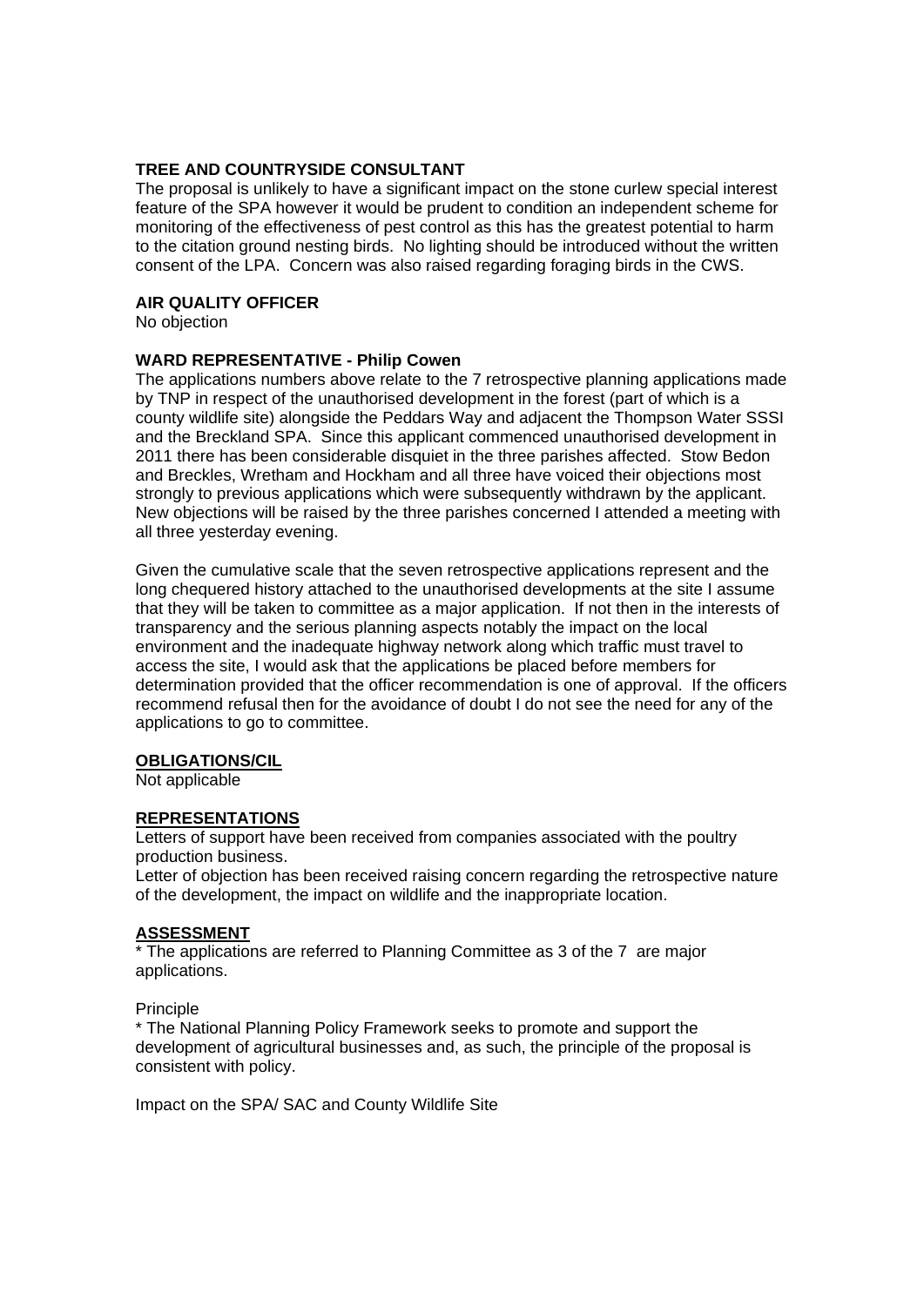**TREE AND COUNTRYSIDE CONSULTANT**
The proposal is unlikely to have a significant impact on the stone curlew special interest feature of the SPA however it would be prudent to condition an independent scheme for monitoring of the effectiveness of pest control as this has the greatest potential to harm to the citation ground nesting birds. No lighting should be introduced without the written consent of the LPA. Concern was also raised regarding foraging birds in the CWS.

**AIR QUALITY OFFICER**
No objection

**WARD REPRESENTATIVE - Philip Cowen**
The applications numbers above relate to the 7 retrospective planning applications made by TNP in respect of the unauthorised development in the forest (part of which is a county wildlife site) alongside the Peddars Way and adjacent the Thompson Water SSSI and the Breckland SPA. Since this applicant commenced unauthorised development in 2011 there has been considerable disquiet in the three parishes affected. Stow Bedon and Breckles, Wretham and Hockham and all three have voiced their objections most strongly to previous applications which were subsequently withdrawn by the applicant. New objections will be raised by the three parishes concerned I attended a meeting with all three yesterday evening.

Given the cumulative scale that the seven retrospective applications represent and the long chequered history attached to the unauthorised developments at the site I assume that they will be taken to committee as a major application. If not then in the interests of transparency and the serious planning aspects notably the impact on the local environment and the inadequate highway network along which traffic must travel to access the site, I would ask that the applications be placed before members for determination provided that the officer recommendation is one of approval. If the officers recommend refusal then for the avoidance of doubt I do not see the need for any of the applications to go to committee.

**OBLIGATIONS/CIL**
Not applicable

**REPRESENTATIONS**
Letters of support have been received from companies associated with the poultry production business.
Letter of objection has been received raising concern regarding the retrospective nature of the development, the impact on wildlife and the inappropriate location.

**ASSESSMENT**
* The applications are referred to Planning Committee as 3 of the 7 are major applications.

Principle
* The National Planning Policy Framework seeks to promote and support the development of agricultural businesses and, as such, the principle of the proposal is consistent with policy.

Impact on the SPA/ SAC and County Wildlife Site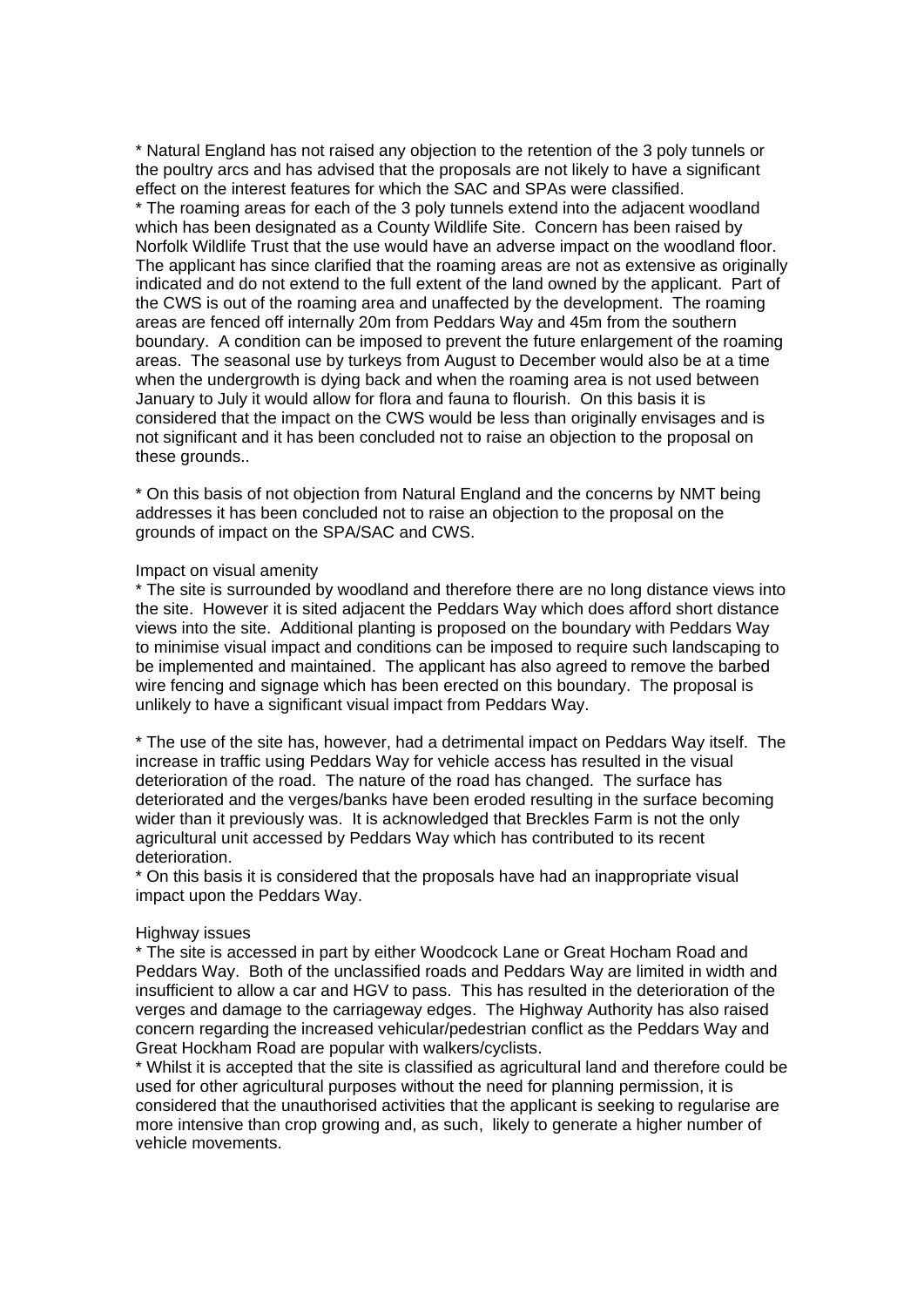* Natural England has not raised any objection to the retention of the 3 poly tunnels or the poultry arcs and has advised that the proposals are not likely to have a significant effect on the interest features for which the SAC and SPAs were classified.
* The roaming areas for each of the 3 poly tunnels extend into the adjacent woodland which has been designated as a County Wildlife Site. Concern has been raised by Norfolk Wildlife Trust that the use would have an adverse impact on the woodland floor. The applicant has since clarified that the roaming areas are not as extensive as originally indicated and do not extend to the full extent of the land owned by the applicant. Part of the CWS is out of the roaming area and unaffected by the development. The roaming areas are fenced off internally 20m from Peddars Way and 45m from the southern boundary. A condition can be imposed to prevent the future enlargement of the roaming areas. The seasonal use by turkeys from August to December would also be at a time when the undergrowth is dying back and when the roaming area is not used between January to July it would allow for flora and fauna to flourish. On this basis it is considered that the impact on the CWS would be less than originally envisages and is not significant and it has been concluded not to raise an objection to the proposal on these grounds..

* On this basis of not objection from Natural England and the concerns by NMT being addresses it has been concluded not to raise an objection to the proposal on the grounds of impact on the SPA/SAC and CWS.

Impact on visual amenity

* The site is surrounded by woodland and therefore there are no long distance views into the site. However it is sited adjacent the Peddars Way which does afford short distance views into the site. Additional planting is proposed on the boundary with Peddars Way to minimise visual impact and conditions can be imposed to require such landscaping to be implemented and maintained. The applicant has also agreed to remove the barbed wire fencing and signage which has been erected on this boundary. The proposal is unlikely to have a significant visual impact from Peddars Way.

* The use of the site has, however, had a detrimental impact on Peddars Way itself. The increase in traffic using Peddars Way for vehicle access has resulted in the visual deterioration of the road. The nature of the road has changed. The surface has deteriorated and the verges/banks have been eroded resulting in the surface becoming wider than it previously was. It is acknowledged that Breckles Farm is not the only agricultural unit accessed by Peddars Way which has contributed to its recent deterioration.
* On this basis it is considered that the proposals have had an inappropriate visual impact upon the Peddars Way.

Highway issues

* The site is accessed in part by either Woodcock Lane or Great Hocham Road and Peddars Way. Both of the unclassified roads and Peddars Way are limited in width and insufficient to allow a car and HGV to pass. This has resulted in the deterioration of the verges and damage to the carriageway edges. The Highway Authority has also raised concern regarding the increased vehicular/pedestrian conflict as the Peddars Way and Great Hockham Road are popular with walkers/cyclists.
* Whilst it is accepted that the site is classified as agricultural land and therefore could be used for other agricultural purposes without the need for planning permission, it is considered that the unauthorised activities that the applicant is seeking to regularise are more intensive than crop growing and, as such, likely to generate a higher number of vehicle movements.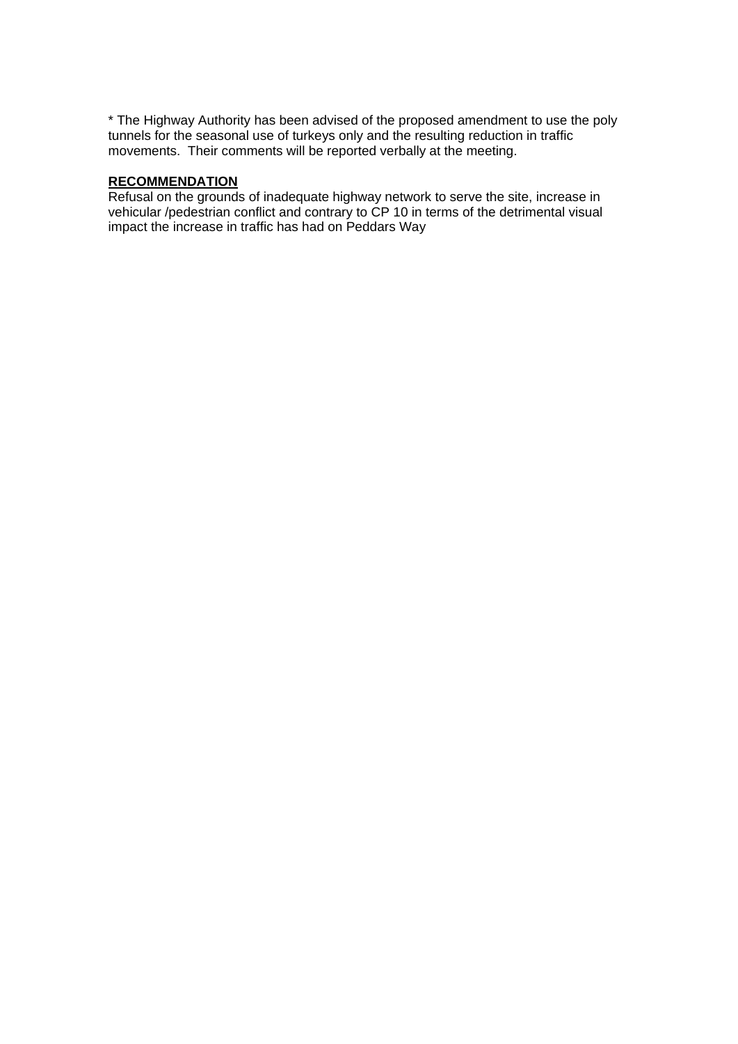* The Highway Authority has been advised of the proposed amendment to use the poly tunnels for the seasonal use of turkeys only and the resulting reduction in traffic movements. Their comments will be reported verbally at the meeting.

**RECOMMENDATION**

Refusal on the grounds of inadequate highway network to serve the site, increase in vehicular /pedestrian conflict and contrary to CP 10 in terms of the detrimental visual impact the increase in traffic has had on Peddars Way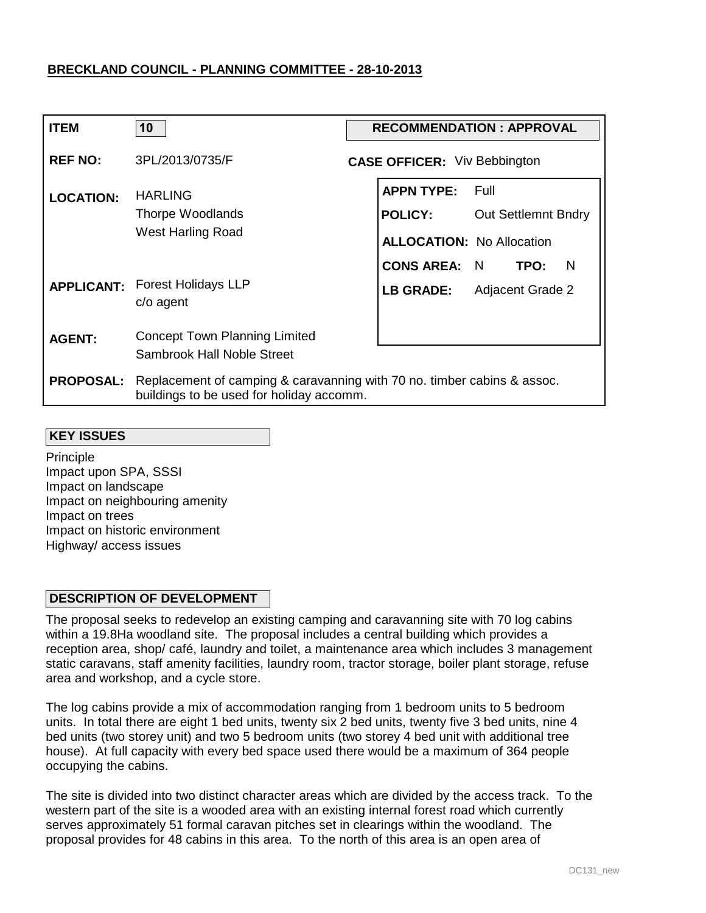**BRECKLAND COUNCIL - PLANNING COMMITTEE - 28-10-2013**

| | | | |
|---|---|---|---|
| **ITEM** | 10 | **RECOMMENDATION : APPROVAL** | |
| **REF NO:** | 3PL/2013/0735/F | **CASE OFFICER:** Viv Bebbington | |
| **LOCATION:** | HARLING<br>Thorpe Woodlands<br>West Harling Road | **APPN TYPE:** | Full |
| | | **POLICY:** | Out Settlemnt Bndry |
| | | **ALLOCATION:** | No Allocation |
| | | **CONS AREA:** N | **TPO:** N |
| **APPLICANT:** | Forest Holidays LLP<br>c/o agent | **LB GRADE:** | Adjacent Grade 2 |
| **AGENT:** | Concept Town Planning Limited<br>Sambrook Hall Noble Street | | |
| **PROPOSAL:** | Replacement of camping & caravanning with 70 no. timber cabins & assoc. buildings to be used for holiday accomm. | | |

**KEY ISSUES**

Principle
Impact upon SPA, SSSI
Impact on landscape
Impact on neighbouring amenity
Impact on trees
Impact on historic environment
Highway/ access issues

**DESCRIPTION OF DEVELOPMENT**

The proposal seeks to redevelop an existing camping and caravanning site with 70 log cabins within a 19.8Ha woodland site. The proposal includes a central building which provides a reception area, shop/ café, laundry and toilet, a maintenance area which includes 3 management static caravans, staff amenity facilities, laundry room, tractor storage, boiler plant storage, refuse area and workshop, and a cycle store.

The log cabins provide a mix of accommodation ranging from 1 bedroom units to 5 bedroom units. In total there are eight 1 bed units, twenty six 2 bed units, twenty five 3 bed units, nine 4 bed units (two storey unit) and two 5 bedroom units (two storey 4 bed unit with additional tree house). At full capacity with every bed space used there would be a maximum of 364 people occupying the cabins.

The site is divided into two distinct character areas which are divided by the access track. To the western part of the site is a wooded area with an existing internal forest road which currently serves approximately 51 formal caravan pitches set in clearings within the woodland. The proposal provides for 48 cabins in this area. To the north of this area is an open area of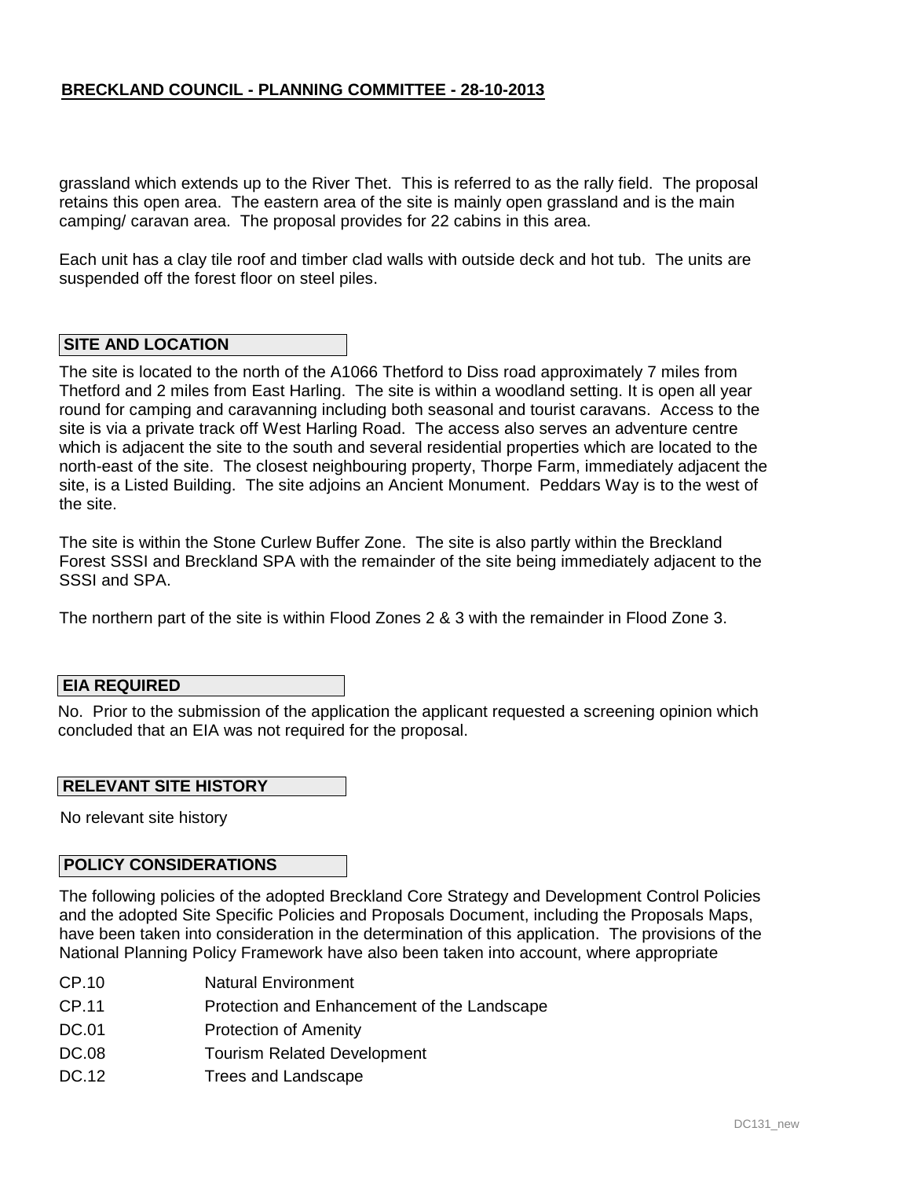grassland which extends up to the River Thet. This is referred to as the rally field. The proposal retains this open area. The eastern area of the site is mainly open grassland and is the main camping/ caravan area. The proposal provides for 22 cabins in this area.

Each unit has a clay tile roof and timber clad walls with outside deck and hot tub. The units are suspended off the forest floor on steel piles.

## SITE AND LOCATION

The site is located to the north of the A1066 Thetford to Diss road approximately 7 miles from Thetford and 2 miles from East Harling. The site is within a woodland setting. It is open all year round for camping and caravanning including both seasonal and tourist caravans. Access to the site is via a private track off West Harling Road. The access also serves an adventure centre which is adjacent the site to the south and several residential properties which are located to the north-east of the site. The closest neighbouring property, Thorpe Farm, immediately adjacent the site, is a Listed Building. The site adjoins an Ancient Monument. Peddars Way is to the west of the site.

The site is within the Stone Curlew Buffer Zone. The site is also partly within the Breckland Forest SSSI and Breckland SPA with the remainder of the site being immediately adjacent to the SSSI and SPA.

The northern part of the site is within Flood Zones 2 & 3 with the remainder in Flood Zone 3.

## EIA REQUIRED

No. Prior to the submission of the application the applicant requested a screening opinion which concluded that an EIA was not required for the proposal.

## RELEVANT SITE HISTORY

No relevant site history

## POLICY CONSIDERATIONS

The following policies of the adopted Breckland Core Strategy and Development Control Policies and the adopted Site Specific Policies and Proposals Document, including the Proposals Maps, have been taken into consideration in the determination of this application. The provisions of the National Planning Policy Framework have also been taken into account, where appropriate

- CP.10 Natural Environment
- CP.11 Protection and Enhancement of the Landscape
- DC.01 Protection of Amenity
- DC.08 Tourism Related Development
- DC.12 Trees and Landscape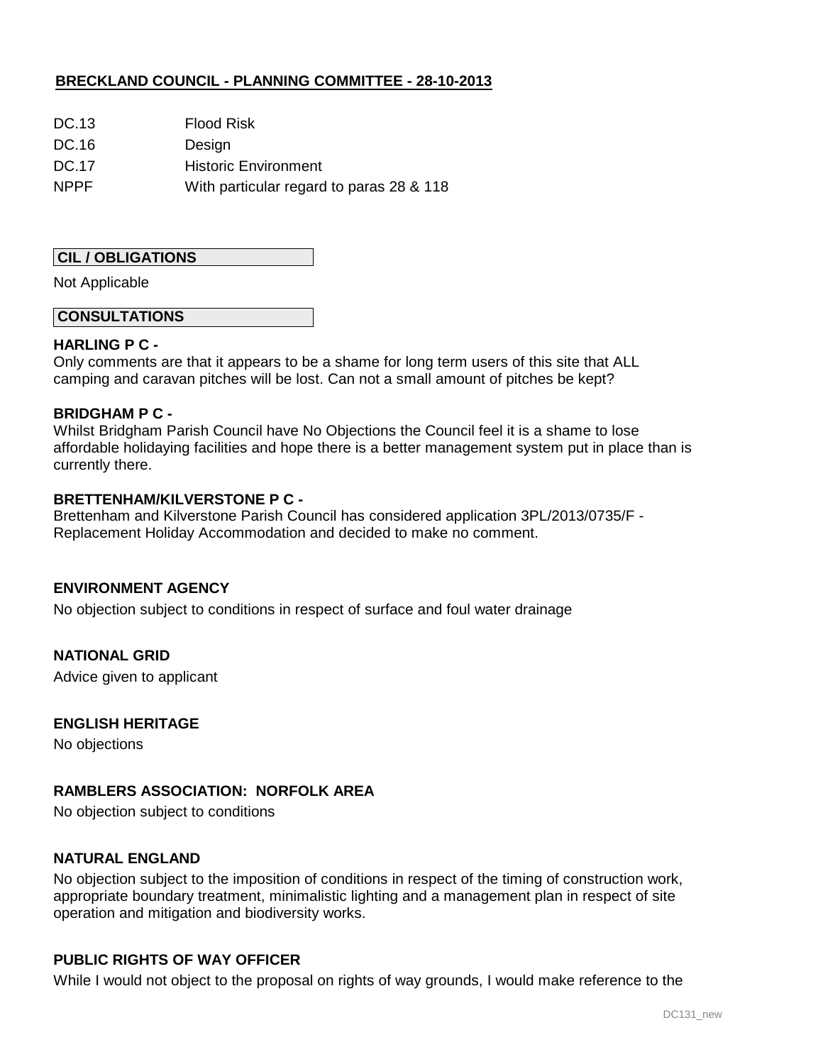**BRECKLAND COUNCIL - PLANNING COMMITTEE - 28-10-2013**

| | |
|---|---|
| DC.13 | Flood Risk |
| DC.16 | Design |
| DC.17 | Historic Environment |
| NPPF | With particular regard to paras 28 & 118 |

**CIL / OBLIGATIONS**

Not Applicable

**CONSULTATIONS**

**HARLING P C -**
Only comments are that it appears to be a shame for long term users of this site that ALL camping and caravan pitches will be lost. Can not a small amount of pitches be kept?

**BRIDGHAM P C -**
Whilst Bridgham Parish Council have No Objections the Council feel it is a shame to lose affordable holidaying facilities and hope there is a better management system put in place than is currently there.

**BRETTENHAM/KILVERSTONE P C -**
Brettenham and Kilverstone Parish Council has considered application 3PL/2013/0735/F - Replacement Holiday Accommodation and decided to make no comment.

**ENVIRONMENT AGENCY**

No objection subject to conditions in respect of surface and foul water drainage

**NATIONAL GRID**

Advice given to applicant

**ENGLISH HERITAGE**

No objections

**RAMBLERS ASSOCIATION: NORFOLK AREA**

No objection subject to conditions

**NATURAL ENGLAND**

No objection subject to the imposition of conditions in respect of the timing of construction work, appropriate boundary treatment, minimalistic lighting and a management plan in respect of site operation and mitigation and biodiversity works.

**PUBLIC RIGHTS OF WAY OFFICER**

While I would not object to the proposal on rights of way grounds, I would make reference to the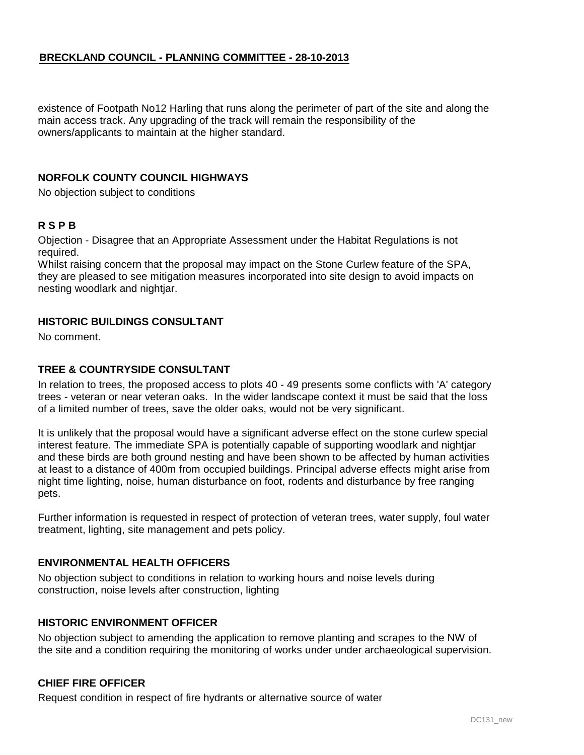existence of Footpath No12 Harling that runs along the perimeter of part of the site and along the main access track. Any upgrading of the track will remain the responsibility of the owners/applicants to maintain at the higher standard.

**NORFOLK COUNTY COUNCIL HIGHWAYS**

No objection subject to conditions

**R S P B**

Objection - Disagree that an Appropriate Assessment under the Habitat Regulations is not required.
Whilst raising concern that the proposal may impact on the Stone Curlew feature of the SPA, they are pleased to see mitigation measures incorporated into site design to avoid impacts on nesting woodlark and nightjar.

**HISTORIC BUILDINGS CONSULTANT**

No comment.

**TREE & COUNTRYSIDE CONSULTANT**

In relation to trees, the proposed access to plots 40 - 49 presents some conflicts with 'A' category trees - veteran or near veteran oaks. In the wider landscape context it must be said that the loss of a limited number of trees, save the older oaks, would not be very significant.

It is unlikely that the proposal would have a significant adverse effect on the stone curlew special interest feature. The immediate SPA is potentially capable of supporting woodlark and nightjar and these birds are both ground nesting and have been shown to be affected by human activities at least to a distance of 400m from occupied buildings. Principal adverse effects might arise from night time lighting, noise, human disturbance on foot, rodents and disturbance by free ranging pets.

Further information is requested in respect of protection of veteran trees, water supply, foul water treatment, lighting, site management and pets policy.

**ENVIRONMENTAL HEALTH OFFICERS**

No objection subject to conditions in relation to working hours and noise levels during construction, noise levels after construction, lighting

**HISTORIC ENVIRONMENT OFFICER**

No objection subject to amending the application to remove planting and scrapes to the NW of the site and a condition requiring the monitoring of works under under archaeological supervision.

**CHIEF FIRE OFFICER**

Request condition in respect of fire hydrants or alternative source of water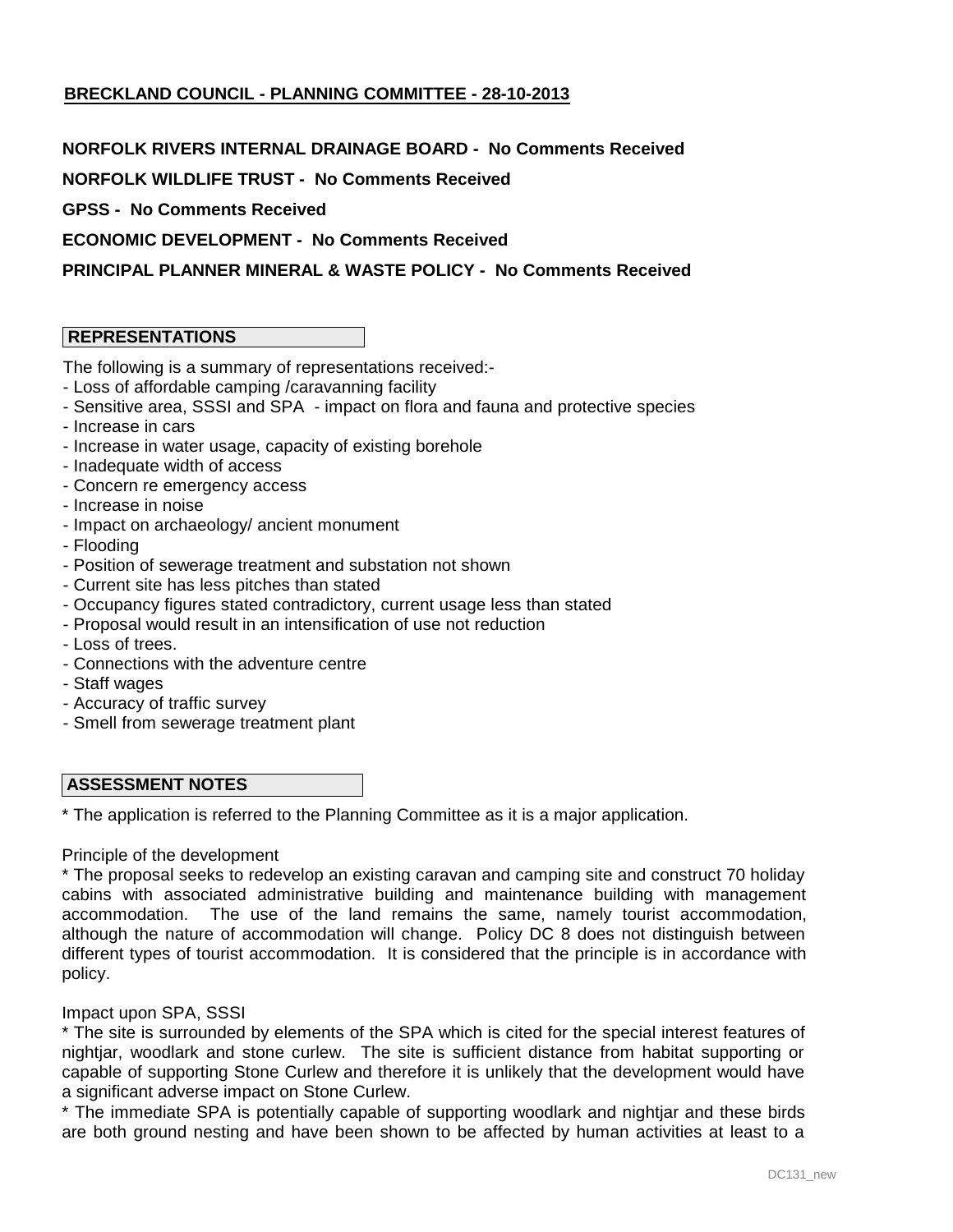## BRECKLAND COUNCIL - PLANNING COMMITTEE - 28-10-2013

**NORFOLK RIVERS INTERNAL DRAINAGE BOARD - No Comments Received**

**NORFOLK WILDLIFE TRUST - No Comments Received**

**GPSS - No Comments Received**

**ECONOMIC DEVELOPMENT - No Comments Received**

**PRINCIPAL PLANNER MINERAL & WASTE POLICY - No Comments Received**

### REPRESENTATIONS

The following is a summary of representations received:-

- Loss of affordable camping /caravanning facility
- Sensitive area, SSSI and SPA - impact on flora and fauna and protective species
- Increase in cars
- Increase in water usage, capacity of existing borehole
- Inadequate width of access
- Concern re emergency access
- Increase in noise
- Impact on archaeology/ ancient monument
- Flooding
- Position of sewerage treatment and substation not shown
- Current site has less pitches than stated
- Occupancy figures stated contradictory, current usage less than stated
- Proposal would result in an intensification of use not reduction
- Loss of trees.
- Connections with the adventure centre
- Staff wages
- Accuracy of traffic survey
- Smell from sewerage treatment plant

### ASSESSMENT NOTES

* The application is referred to the Planning Committee as it is a major application.

Principle of the development

* The proposal seeks to redevelop an existing caravan and camping site and construct 70 holiday cabins with associated administrative building and maintenance building with management accommodation. The use of the land remains the same, namely tourist accommodation, although the nature of accommodation will change. Policy DC 8 does not distinguish between different types of tourist accommodation. It is considered that the principle is in accordance with policy.

Impact upon SPA, SSSI

* The site is surrounded by elements of the SPA which is cited for the special interest features of nightjar, woodlark and stone curlew. The site is sufficient distance from habitat supporting or capable of supporting Stone Curlew and therefore it is unlikely that the development would have a significant adverse impact on Stone Curlew.
* The immediate SPA is potentially capable of supporting woodlark and nightjar and these birds are both ground nesting and have been shown to be affected by human activities at least to a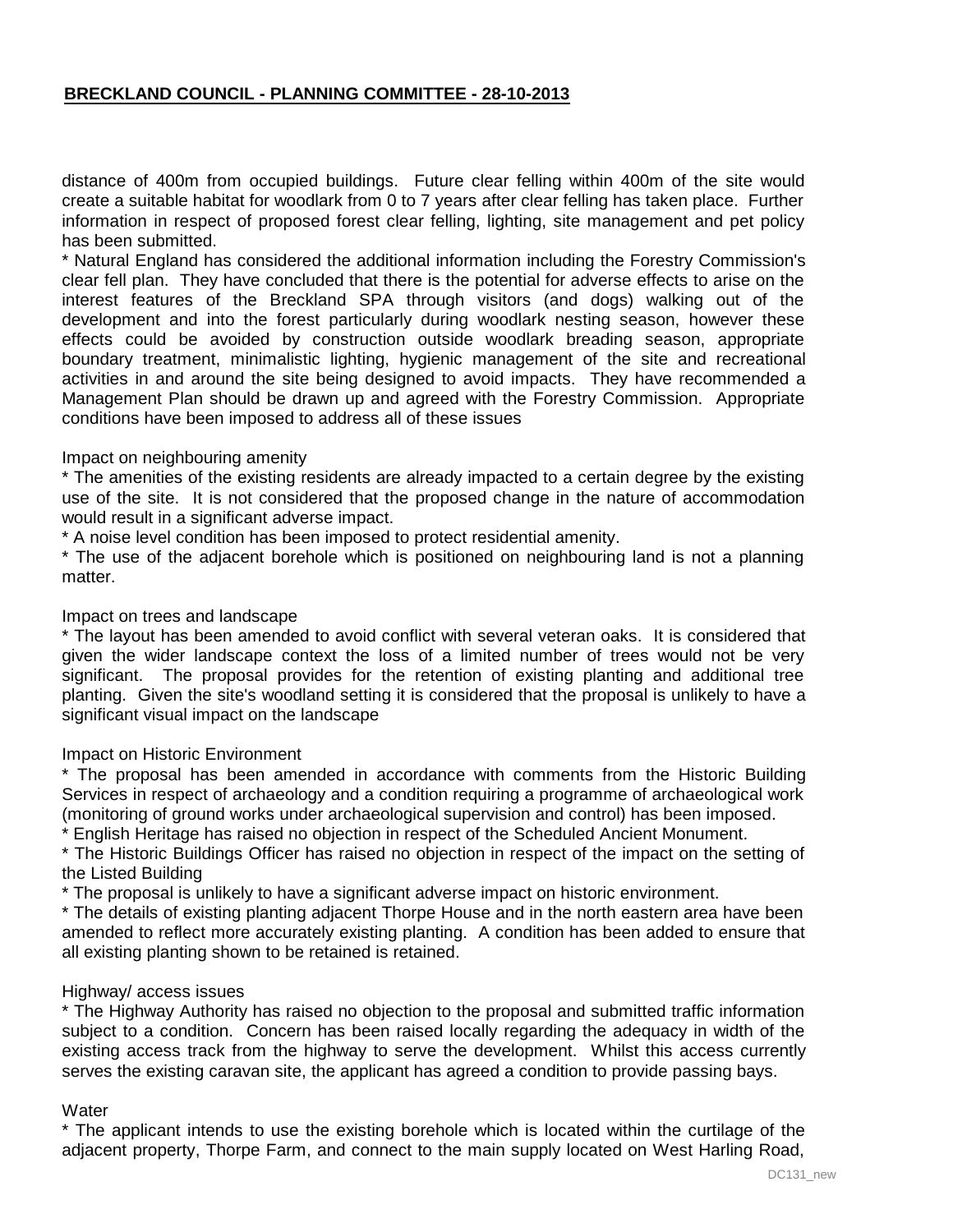distance of 400m from occupied buildings. Future clear felling within 400m of the site would create a suitable habitat for woodlark from 0 to 7 years after clear felling has taken place. Further information in respect of proposed forest clear felling, lighting, site management and pet policy has been submitted.

* Natural England has considered the additional information including the Forestry Commission's clear fell plan. They have concluded that there is the potential for adverse effects to arise on the interest features of the Breckland SPA through visitors (and dogs) walking out of the development and into the forest particularly during woodlark nesting season, however these effects could be avoided by construction outside woodlark breading season, appropriate boundary treatment, minimalistic lighting, hygienic management of the site and recreational activities in and around the site being designed to avoid impacts. They have recommended a Management Plan should be drawn up and agreed with the Forestry Commission. Appropriate conditions have been imposed to address all of these issues

Impact on neighbouring amenity

* The amenities of the existing residents are already impacted to a certain degree by the existing use of the site. It is not considered that the proposed change in the nature of accommodation would result in a significant adverse impact.
* A noise level condition has been imposed to protect residential amenity.
* The use of the adjacent borehole which is positioned on neighbouring land is not a planning matter.

Impact on trees and landscape

* The layout has been amended to avoid conflict with several veteran oaks. It is considered that given the wider landscape context the loss of a limited number of trees would not be very significant. The proposal provides for the retention of existing planting and additional tree planting. Given the site's woodland setting it is considered that the proposal is unlikely to have a significant visual impact on the landscape

Impact on Historic Environment

* The proposal has been amended in accordance with comments from the Historic Building Services in respect of archaeology and a condition requiring a programme of archaeological work (monitoring of ground works under archaeological supervision and control) has been imposed.
* English Heritage has raised no objection in respect of the Scheduled Ancient Monument.
* The Historic Buildings Officer has raised no objection in respect of the impact on the setting of the Listed Building
* The proposal is unlikely to have a significant adverse impact on historic environment.
* The details of existing planting adjacent Thorpe House and in the north eastern area have been amended to reflect more accurately existing planting. A condition has been added to ensure that all existing planting shown to be retained is retained.

Highway/ access issues

* The Highway Authority has raised no objection to the proposal and submitted traffic information subject to a condition. Concern has been raised locally regarding the adequacy in width of the existing access track from the highway to serve the development. Whilst this access currently serves the existing caravan site, the applicant has agreed a condition to provide passing bays.

Water

* The applicant intends to use the existing borehole which is located within the curtilage of the adjacent property, Thorpe Farm, and connect to the main supply located on West Harling Road,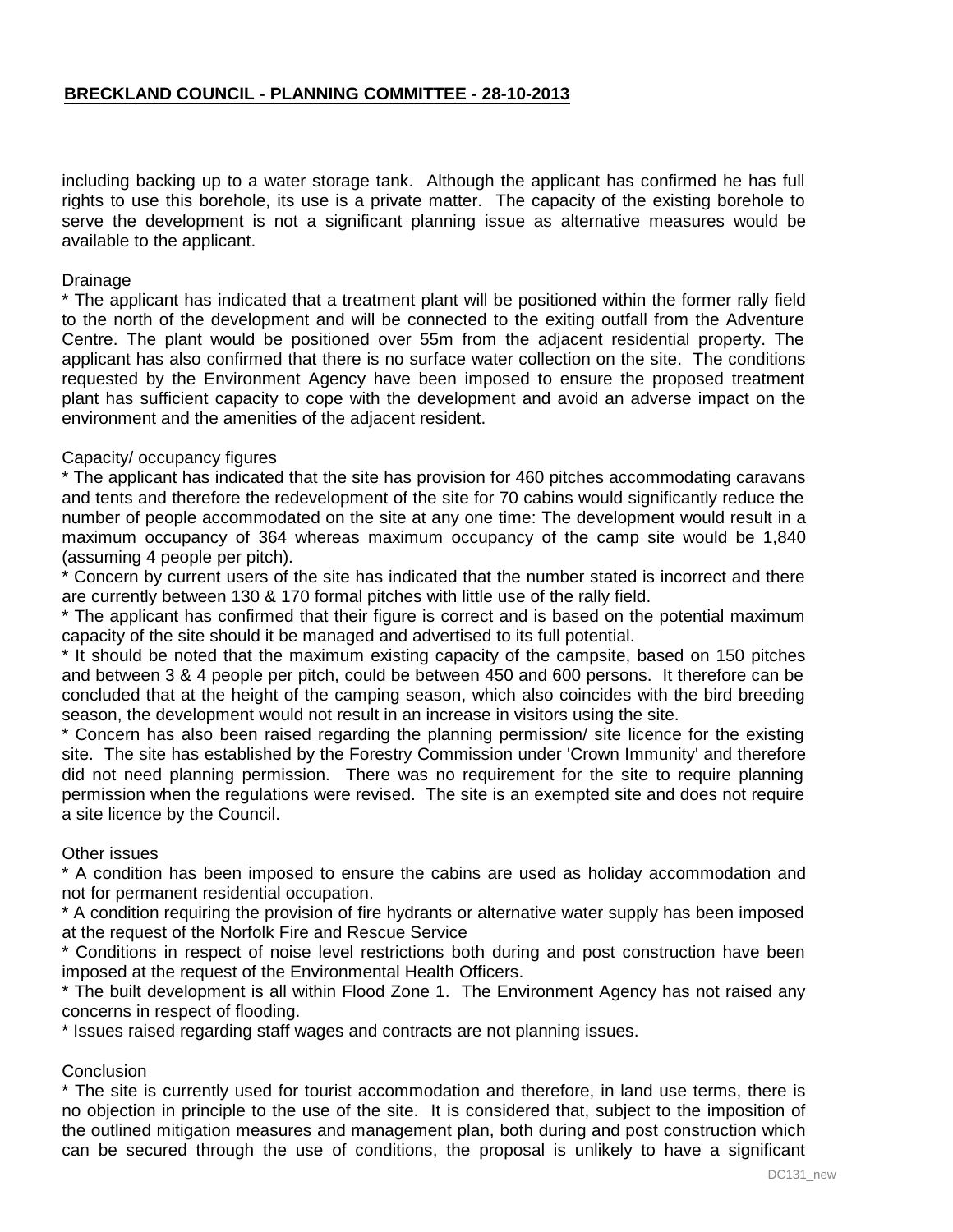including backing up to a water storage tank. Although the applicant has confirmed he has full rights to use this borehole, its use is a private matter. The capacity of the existing borehole to serve the development is not a significant planning issue as alternative measures would be available to the applicant.

Drainage

* The applicant has indicated that a treatment plant will be positioned within the former rally field to the north of the development and will be connected to the exiting outfall from the Adventure Centre. The plant would be positioned over 55m from the adjacent residential property. The applicant has also confirmed that there is no surface water collection on the site. The conditions requested by the Environment Agency have been imposed to ensure the proposed treatment plant has sufficient capacity to cope with the development and avoid an adverse impact on the environment and the amenities of the adjacent resident.

Capacity/ occupancy figures

* The applicant has indicated that the site has provision for 460 pitches accommodating caravans and tents and therefore the redevelopment of the site for 70 cabins would significantly reduce the number of people accommodated on the site at any one time: The development would result in a maximum occupancy of 364 whereas maximum occupancy of the camp site would be 1,840 (assuming 4 people per pitch).
* Concern by current users of the site has indicated that the number stated is incorrect and there are currently between 130 & 170 formal pitches with little use of the rally field.
* The applicant has confirmed that their figure is correct and is based on the potential maximum capacity of the site should it be managed and advertised to its full potential.
* It should be noted that the maximum existing capacity of the campsite, based on 150 pitches and between 3 & 4 people per pitch, could be between 450 and 600 persons. It therefore can be concluded that at the height of the camping season, which also coincides with the bird breeding season, the development would not result in an increase in visitors using the site.
* Concern has also been raised regarding the planning permission/ site licence for the existing site. The site has established by the Forestry Commission under 'Crown Immunity' and therefore did not need planning permission. There was no requirement for the site to require planning permission when the regulations were revised. The site is an exempted site and does not require a site licence by the Council.

Other issues

* A condition has been imposed to ensure the cabins are used as holiday accommodation and not for permanent residential occupation.
* A condition requiring the provision of fire hydrants or alternative water supply has been imposed at the request of the Norfolk Fire and Rescue Service
* Conditions in respect of noise level restrictions both during and post construction have been imposed at the request of the Environmental Health Officers.
* The built development is all within Flood Zone 1. The Environment Agency has not raised any concerns in respect of flooding.
* Issues raised regarding staff wages and contracts are not planning issues.

Conclusion

* The site is currently used for tourist accommodation and therefore, in land use terms, there is no objection in principle to the use of the site. It is considered that, subject to the imposition of the outlined mitigation measures and management plan, both during and post construction which can be secured through the use of conditions, the proposal is unlikely to have a significant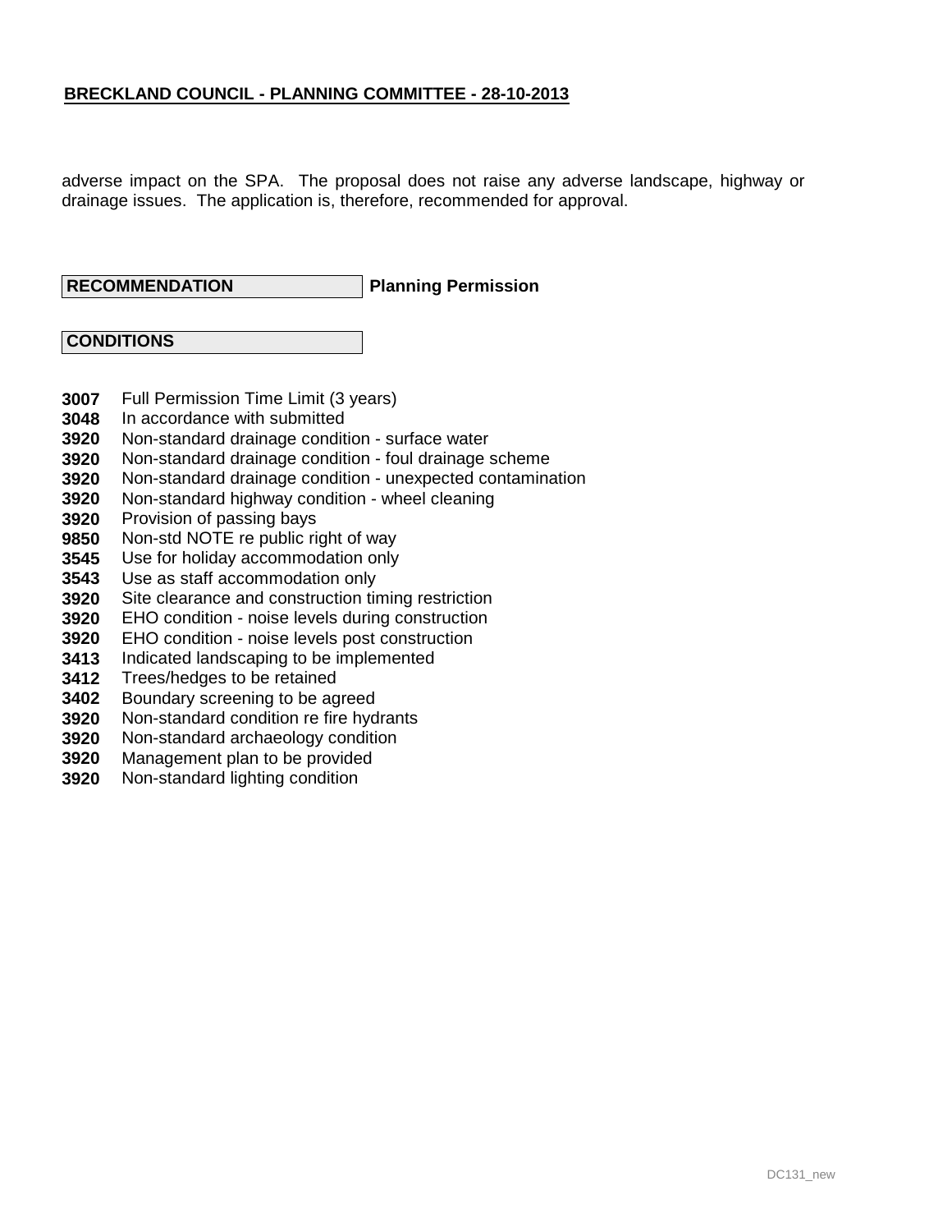adverse impact on the SPA. The proposal does not raise any adverse landscape, highway or drainage issues. The application is, therefore, recommended for approval.

**RECOMMENDATION** **Planning Permission**

**CONDITIONS**

**3007** Full Permission Time Limit (3 years)
**3048** In accordance with submitted
**3920** Non-standard drainage condition - surface water
**3920** Non-standard drainage condition - foul drainage scheme
**3920** Non-standard drainage condition - unexpected contamination
**3920** Non-standard highway condition - wheel cleaning
**3920** Provision of passing bays
**9850** Non-std NOTE re public right of way
**3545** Use for holiday accommodation only
**3543** Use as staff accommodation only
**3920** Site clearance and construction timing restriction
**3920** EHO condition - noise levels during construction
**3920** EHO condition - noise levels post construction
**3413** Indicated landscaping to be implemented
**3412** Trees/hedges to be retained
**3402** Boundary screening to be agreed
**3920** Non-standard condition re fire hydrants
**3920** Non-standard archaeology condition
**3920** Management plan to be provided
**3920** Non-standard lighting condition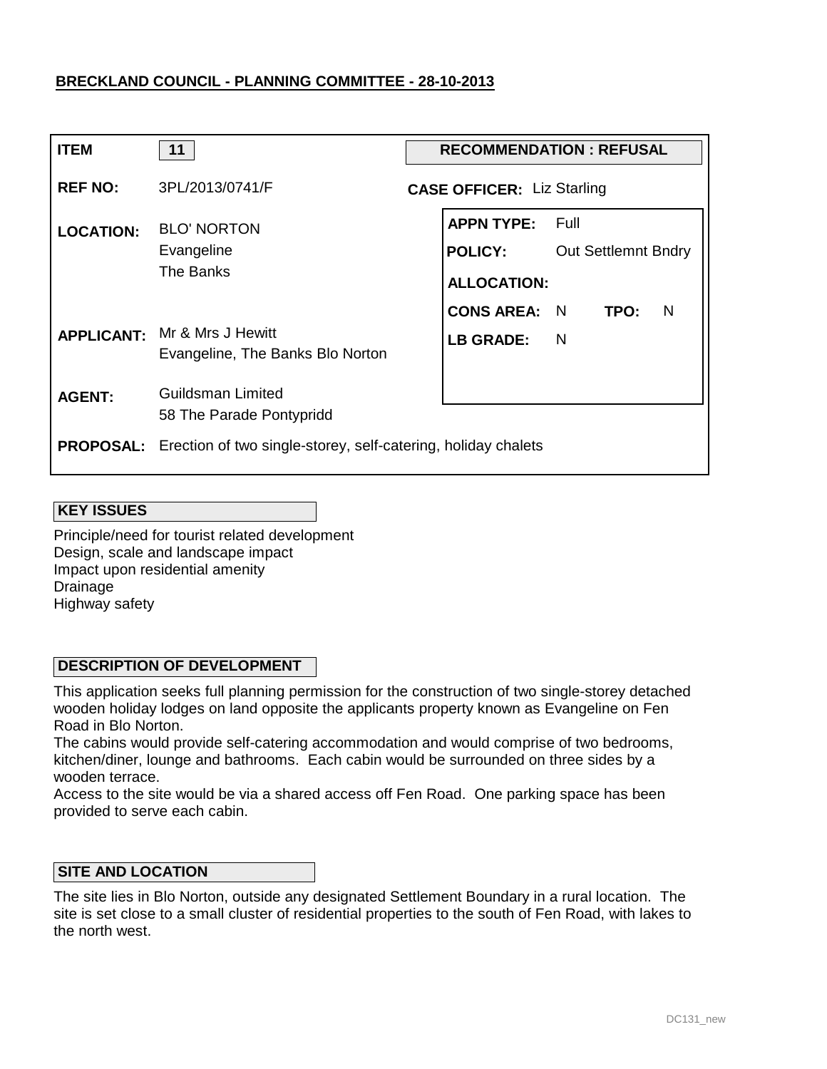**BRECKLAND COUNCIL - PLANNING COMMITTEE - 28-10-2013**

| | | | |
|---|---|---|---|
| **ITEM** | 11 | **RECOMMENDATION : REFUSAL** | |
| **REF NO:** | 3PL/2013/0741/F | **CASE OFFICER:** Liz Starling | |
| **LOCATION:** | BLO' NORTON<br>Evangeline<br>The Banks | **APPN TYPE:** | Full |
| | | **POLICY:** | Out Settlemnt Bndry |
| | | **ALLOCATION:** | |
| | | **CONS AREA:** N | **TPO:** N |
| **APPLICANT:** | Mr & Mrs J Hewitt<br>Evangeline, The Banks Blo Norton | **LB GRADE:** | N |
| **AGENT:** | Guildsman Limited<br>58 The Parade Pontypridd | | |
| **PROPOSAL:** | Erection of two single-storey, self-catering, holiday chalets | | |

**KEY ISSUES**

Principle/need for tourist related development
Design, scale and landscape impact
Impact upon residential amenity
Drainage
Highway safety

**DESCRIPTION OF DEVELOPMENT**

This application seeks full planning permission for the construction of two single-storey detached wooden holiday lodges on land opposite the applicants property known as Evangeline on Fen Road in Blo Norton.

The cabins would provide self-catering accommodation and would comprise of two bedrooms, kitchen/diner, lounge and bathrooms. Each cabin would be surrounded on three sides by a wooden terrace.

Access to the site would be via a shared access off Fen Road. One parking space has been provided to serve each cabin.

**SITE AND LOCATION**

The site lies in Blo Norton, outside any designated Settlement Boundary in a rural location. The site is set close to a small cluster of residential properties to the south of Fen Road, with lakes to the north west.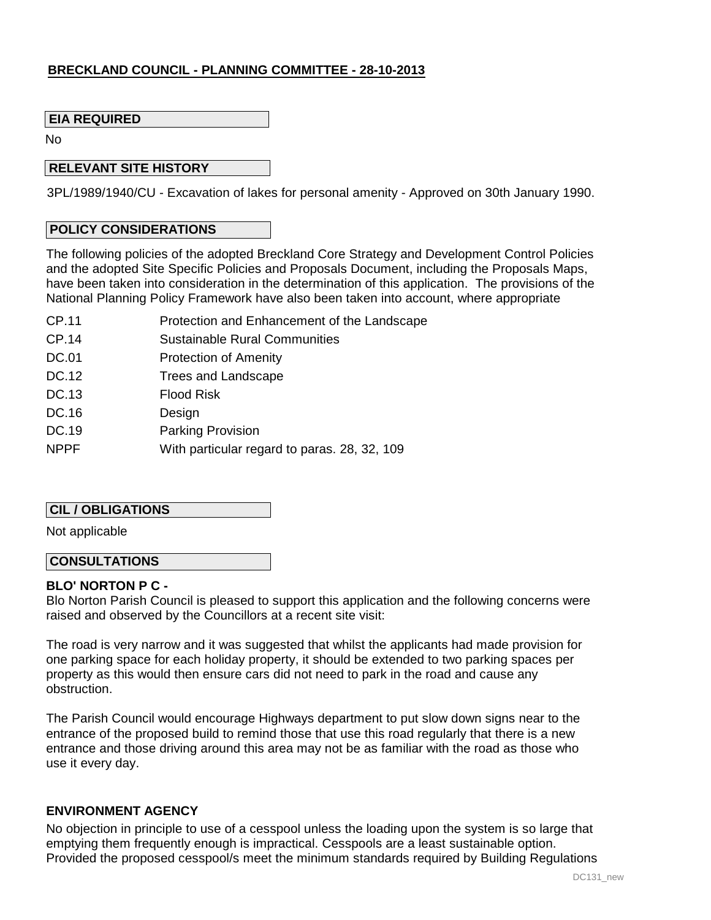## BRECKLAND COUNCIL - PLANNING COMMITTEE - 28-10-2013

### EIA REQUIRED

No

### RELEVANT SITE HISTORY

3PL/1989/1940/CU - Excavation of lakes for personal amenity - Approved on 30th January 1990.

### POLICY CONSIDERATIONS

The following policies of the adopted Breckland Core Strategy and Development Control Policies and the adopted Site Specific Policies and Proposals Document, including the Proposals Maps, have been taken into consideration in the determination of this application. The provisions of the National Planning Policy Framework have also been taken into account, where appropriate

| | |
|---|---|
| CP.11 | Protection and Enhancement of the Landscape |
| CP.14 | Sustainable Rural Communities |
| DC.01 | Protection of Amenity |
| DC.12 | Trees and Landscape |
| DC.13 | Flood Risk |
| DC.16 | Design |
| DC.19 | Parking Provision |
| NPPF | With particular regard to paras. 28, 32, 109 |

### CIL / OBLIGATIONS

Not applicable

### CONSULTATIONS

**BLO' NORTON P C -**

Blo Norton Parish Council is pleased to support this application and the following concerns were raised and observed by the Councillors at a recent site visit:

The road is very narrow and it was suggested that whilst the applicants had made provision for one parking space for each holiday property, it should be extended to two parking spaces per property as this would then ensure cars did not need to park in the road and cause any obstruction.

The Parish Council would encourage Highways department to put slow down signs near to the entrance of the proposed build to remind those that use this road regularly that there is a new entrance and those driving around this area may not be as familiar with the road as those who use it every day.

**ENVIRONMENT AGENCY**

No objection in principle to use of a cesspool unless the loading upon the system is so large that emptying them frequently enough is impractical. Cesspools are a least sustainable option. Provided the proposed cesspool/s meet the minimum standards required by Building Regulations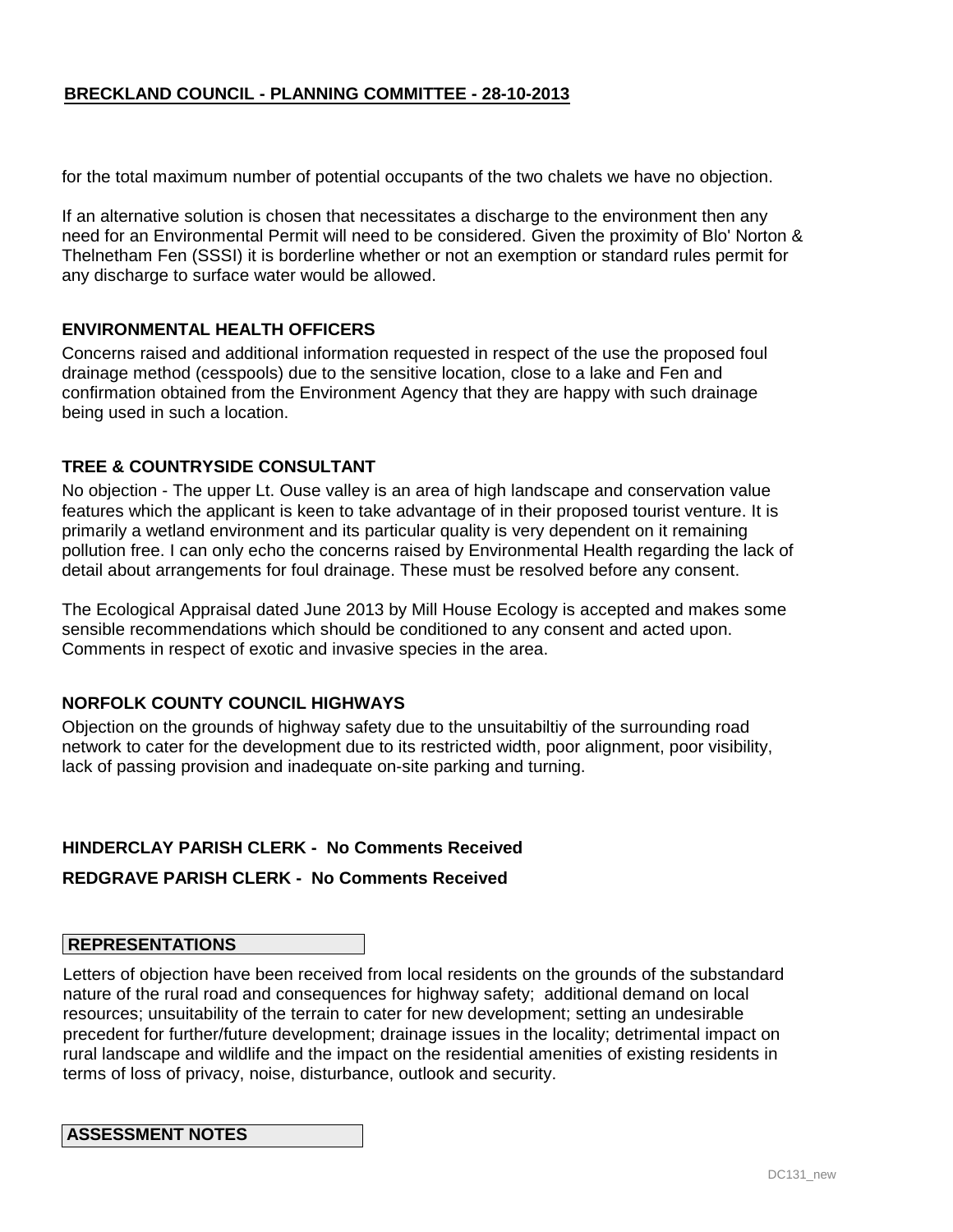for the total maximum number of potential occupants of the two chalets we have no objection.

If an alternative solution is chosen that necessitates a discharge to the environment then any need for an Environmental Permit will need to be considered. Given the proximity of Blo' Norton & Thelnetham Fen (SSSI) it is borderline whether or not an exemption or standard rules permit for any discharge to surface water would be allowed.

**ENVIRONMENTAL HEALTH OFFICERS**

Concerns raised and additional information requested in respect of the use the proposed foul drainage method (cesspools) due to the sensitive location, close to a lake and Fen and confirmation obtained from the Environment Agency that they are happy with such drainage being used in such a location.

**TREE & COUNTRYSIDE CONSULTANT**

No objection - The upper Lt. Ouse valley is an area of high landscape and conservation value features which the applicant is keen to take advantage of in their proposed tourist venture. It is primarily a wetland environment and its particular quality is very dependent on it remaining pollution free. I can only echo the concerns raised by Environmental Health regarding the lack of detail about arrangements for foul drainage. These must be resolved before any consent.

The Ecological Appraisal dated June 2013 by Mill House Ecology is accepted and makes some sensible recommendations which should be conditioned to any consent and acted upon. Comments in respect of exotic and invasive species in the area.

**NORFOLK COUNTY COUNCIL HIGHWAYS**

Objection on the grounds of highway safety due to the unsuitabiltiy of the surrounding road network to cater for the development due to its restricted width, poor alignment, poor visibility, lack of passing provision and inadequate on-site parking and turning.

**HINDERCLAY PARISH CLERK - No Comments Received**

**REDGRAVE PARISH CLERK - No Comments Received**

**REPRESENTATIONS**

Letters of objection have been received from local residents on the grounds of the substandard nature of the rural road and consequences for highway safety; additional demand on local resources; unsuitability of the terrain to cater for new development; setting an undesirable precedent for further/future development; drainage issues in the locality; detrimental impact on rural landscape and wildlife and the impact on the residential amenities of existing residents in terms of loss of privacy, noise, disturbance, outlook and security.

**ASSESSMENT NOTES**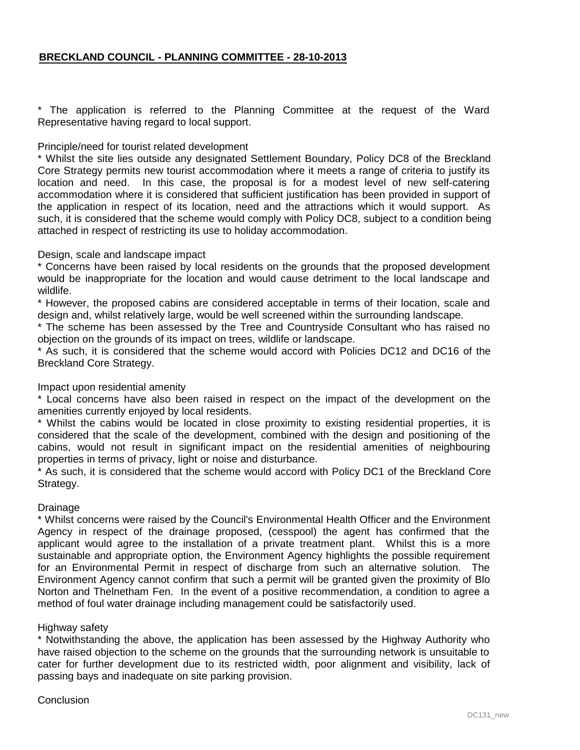**BRECKLAND COUNCIL - PLANNING COMMITTEE - 28-10-2013**

* The application is referred to the Planning Committee at the request of the Ward Representative having regard to local support.

Principle/need for tourist related development

* Whilst the site lies outside any designated Settlement Boundary, Policy DC8 of the Breckland Core Strategy permits new tourist accommodation where it meets a range of criteria to justify its location and need. In this case, the proposal is for a modest level of new self-catering accommodation where it is considered that sufficient justification has been provided in support of the application in respect of its location, need and the attractions which it would support. As such, it is considered that the scheme would comply with Policy DC8, subject to a condition being attached in respect of restricting its use to holiday accommodation.

Design, scale and landscape impact

* Concerns have been raised by local residents on the grounds that the proposed development would be inappropriate for the location and would cause detriment to the local landscape and wildlife.
* However, the proposed cabins are considered acceptable in terms of their location, scale and design and, whilst relatively large, would be well screened within the surrounding landscape.
* The scheme has been assessed by the Tree and Countryside Consultant who has raised no objection on the grounds of its impact on trees, wildlife or landscape.
* As such, it is considered that the scheme would accord with Policies DC12 and DC16 of the Breckland Core Strategy.

Impact upon residential amenity

* Local concerns have also been raised in respect on the impact of the development on the amenities currently enjoyed by local residents.
* Whilst the cabins would be located in close proximity to existing residential properties, it is considered that the scale of the development, combined with the design and positioning of the cabins, would not result in significant impact on the residential amenities of neighbouring properties in terms of privacy, light or noise and disturbance.
* As such, it is considered that the scheme would accord with Policy DC1 of the Breckland Core Strategy.

Drainage

* Whilst concerns were raised by the Council's Environmental Health Officer and the Environment Agency in respect of the drainage proposed, (cesspool) the agent has confirmed that the applicant would agree to the installation of a private treatment plant. Whilst this is a more sustainable and appropriate option, the Environment Agency highlights the possible requirement for an Environmental Permit in respect of discharge from such an alternative solution. The Environment Agency cannot confirm that such a permit will be granted given the proximity of Blo Norton and Thelnetham Fen. In the event of a positive recommendation, a condition to agree a method of foul water drainage including management could be satisfactorily used.

Highway safety

* Notwithstanding the above, the application has been assessed by the Highway Authority who have raised objection to the scheme on the grounds that the surrounding network is unsuitable to cater for further development due to its restricted width, poor alignment and visibility, lack of passing bays and inadequate on site parking provision.

Conclusion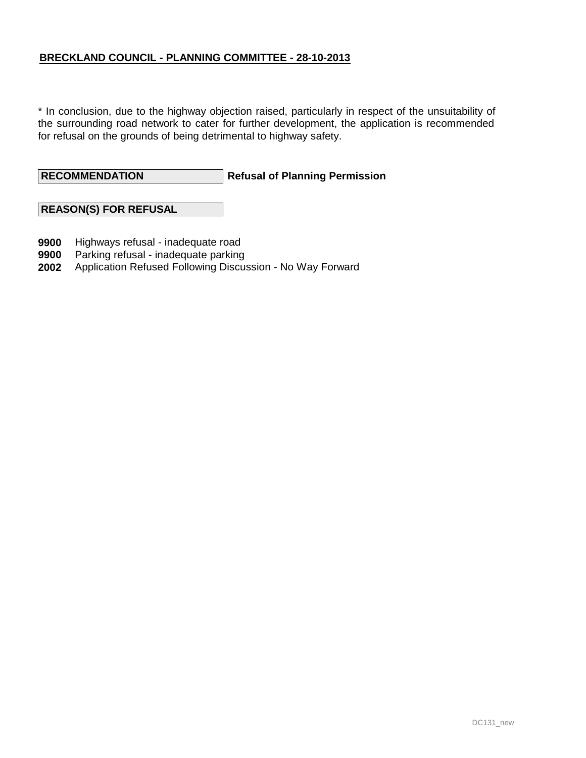**BRECKLAND COUNCIL - PLANNING COMMITTEE - 28-10-2013**

* In conclusion, due to the highway objection raised, particularly in respect of the unsuitability of the surrounding road network to cater for further development, the application is recommended for refusal on the grounds of being detrimental to highway safety.

| **RECOMMENDATION** | **Refusal of Planning Permission** |
|---|---|

**REASON(S) FOR REFUSAL**

**9900** Highways refusal - inadequate road
**9900** Parking refusal - inadequate parking
**2002** Application Refused Following Discussion - No Way Forward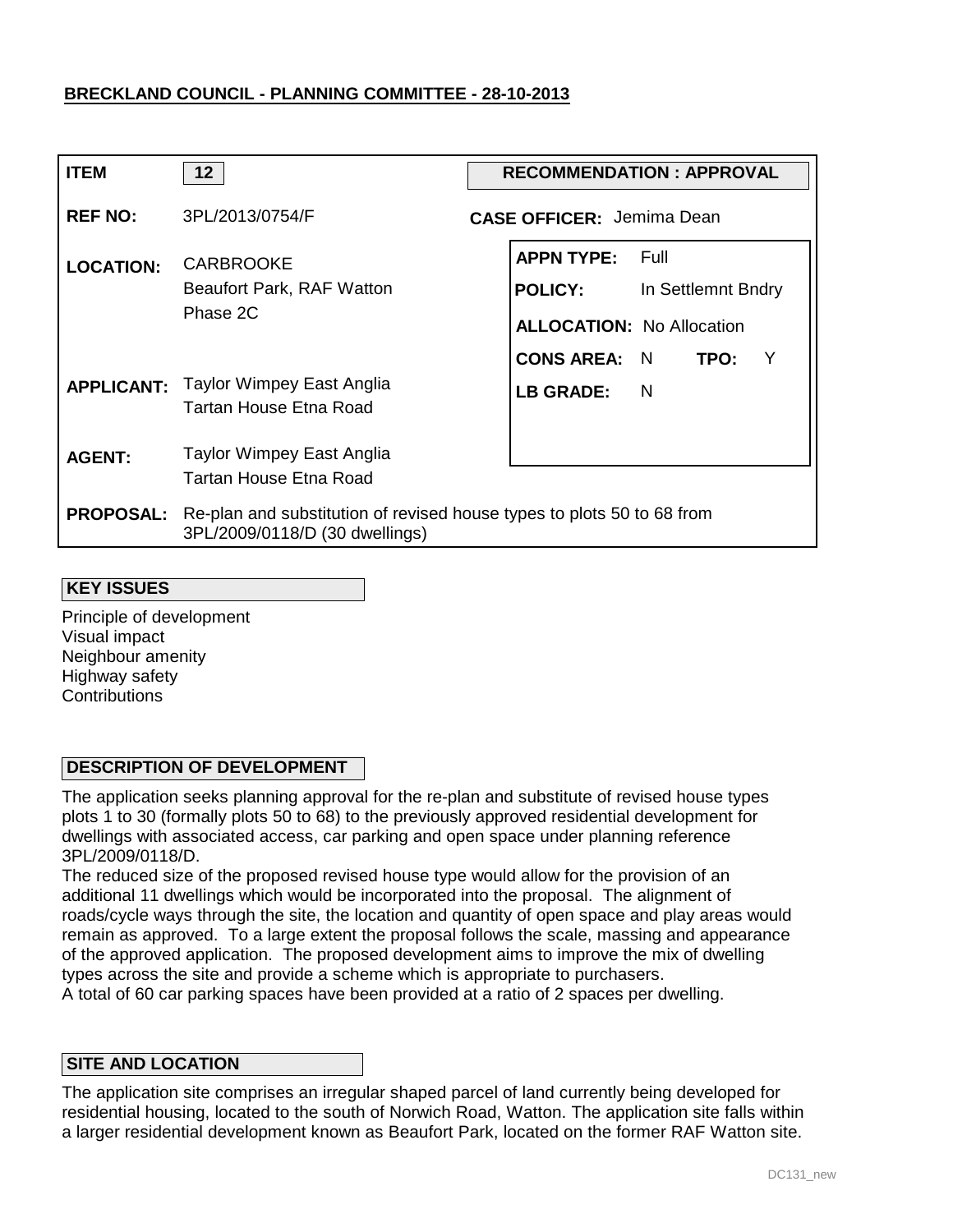**BRECKLAND COUNCIL - PLANNING COMMITTEE - 28-10-2013**

| | | | |
|---|---|---|---|
| **ITEM** | 12 | **RECOMMENDATION : APPROVAL** | |
| **REF NO:** | 3PL/2013/0754/F | **CASE OFFICER:** Jemima Dean | |
| **LOCATION:** | CARBROOKE<br>Beaufort Park, RAF Watton<br>Phase 2C | **APPN TYPE:** | Full |
| | | **POLICY:** | In Settlemnt Bndry |
| | | **ALLOCATION:** | No Allocation |
| | | **CONS AREA:** | N  **TPO:** Y |
| **APPLICANT:** | Taylor Wimpey East Anglia<br>Tartan House Etna Road | **LB GRADE:** | N |
| **AGENT:** | Taylor Wimpey East Anglia<br>Tartan House Etna Road | | |
| **PROPOSAL:** | Re-plan and substitution of revised house types to plots 50 to 68 from 3PL/2009/0118/D (30 dwellings) | | |

## KEY ISSUES

Principle of development
Visual impact
Neighbour amenity
Highway safety
Contributions

## DESCRIPTION OF DEVELOPMENT

The application seeks planning approval for the re-plan and substitute of revised house types plots 1 to 30 (formally plots 50 to 68) to the previously approved residential development for dwellings with associated access, car parking and open space under planning reference 3PL/2009/0118/D.

The reduced size of the proposed revised house type would allow for the provision of an additional 11 dwellings which would be incorporated into the proposal. The alignment of roads/cycle ways through the site, the location and quantity of open space and play areas would remain as approved. To a large extent the proposal follows the scale, massing and appearance of the approved application. The proposed development aims to improve the mix of dwelling types across the site and provide a scheme which is appropriate to purchasers.

A total of 60 car parking spaces have been provided at a ratio of 2 spaces per dwelling.

## SITE AND LOCATION

The application site comprises an irregular shaped parcel of land currently being developed for residential housing, located to the south of Norwich Road, Watton. The application site falls within a larger residential development known as Beaufort Park, located on the former RAF Watton site.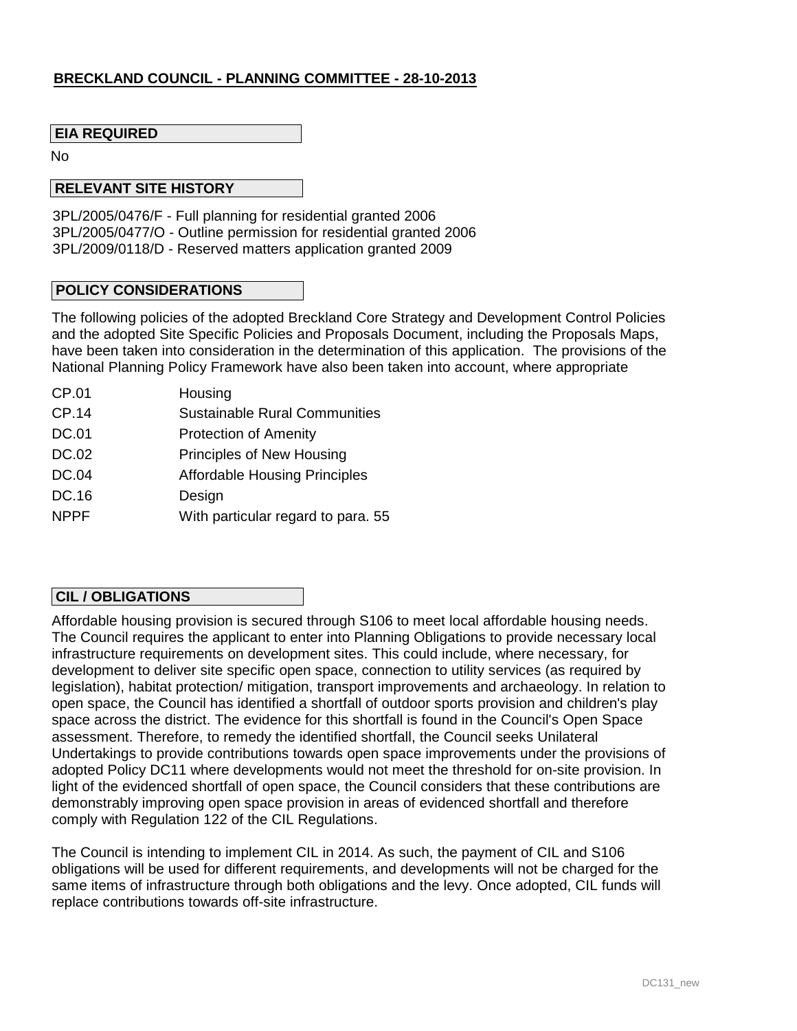**BRECKLAND COUNCIL - PLANNING COMMITTEE - 28-10-2013**

**EIA REQUIRED**

No

**RELEVANT SITE HISTORY**

3PL/2005/0476/F - Full planning for residential granted 2006
3PL/2005/0477/O - Outline permission for residential granted 2006
3PL/2009/0118/D - Reserved matters application granted 2009

**POLICY CONSIDERATIONS**

The following policies of the adopted Breckland Core Strategy and Development Control Policies and the adopted Site Specific Policies and Proposals Document, including the Proposals Maps, have been taken into consideration in the determination of this application. The provisions of the National Planning Policy Framework have also been taken into account, where appropriate

| | |
|---|---|
| CP.01 | Housing |
| CP.14 | Sustainable Rural Communities |
| DC.01 | Protection of Amenity |
| DC.02 | Principles of New Housing |
| DC.04 | Affordable Housing Principles |
| DC.16 | Design |
| NPPF | With particular regard to para. 55 |

**CIL / OBLIGATIONS**

Affordable housing provision is secured through S106 to meet local affordable housing needs. The Council requires the applicant to enter into Planning Obligations to provide necessary local infrastructure requirements on development sites. This could include, where necessary, for development to deliver site specific open space, connection to utility services (as required by legislation), habitat protection/ mitigation, transport improvements and archaeology. In relation to open space, the Council has identified a shortfall of outdoor sports provision and children's play space across the district. The evidence for this shortfall is found in the Council's Open Space assessment. Therefore, to remedy the identified shortfall, the Council seeks Unilateral Undertakings to provide contributions towards open space improvements under the provisions of adopted Policy DC11 where developments would not meet the threshold for on-site provision. In light of the evidenced shortfall of open space, the Council considers that these contributions are demonstrably improving open space provision in areas of evidenced shortfall and therefore comply with Regulation 122 of the CIL Regulations.

The Council is intending to implement CIL in 2014. As such, the payment of CIL and S106 obligations will be used for different requirements, and developments will not be charged for the same items of infrastructure through both obligations and the levy. Once adopted, CIL funds will replace contributions towards off-site infrastructure.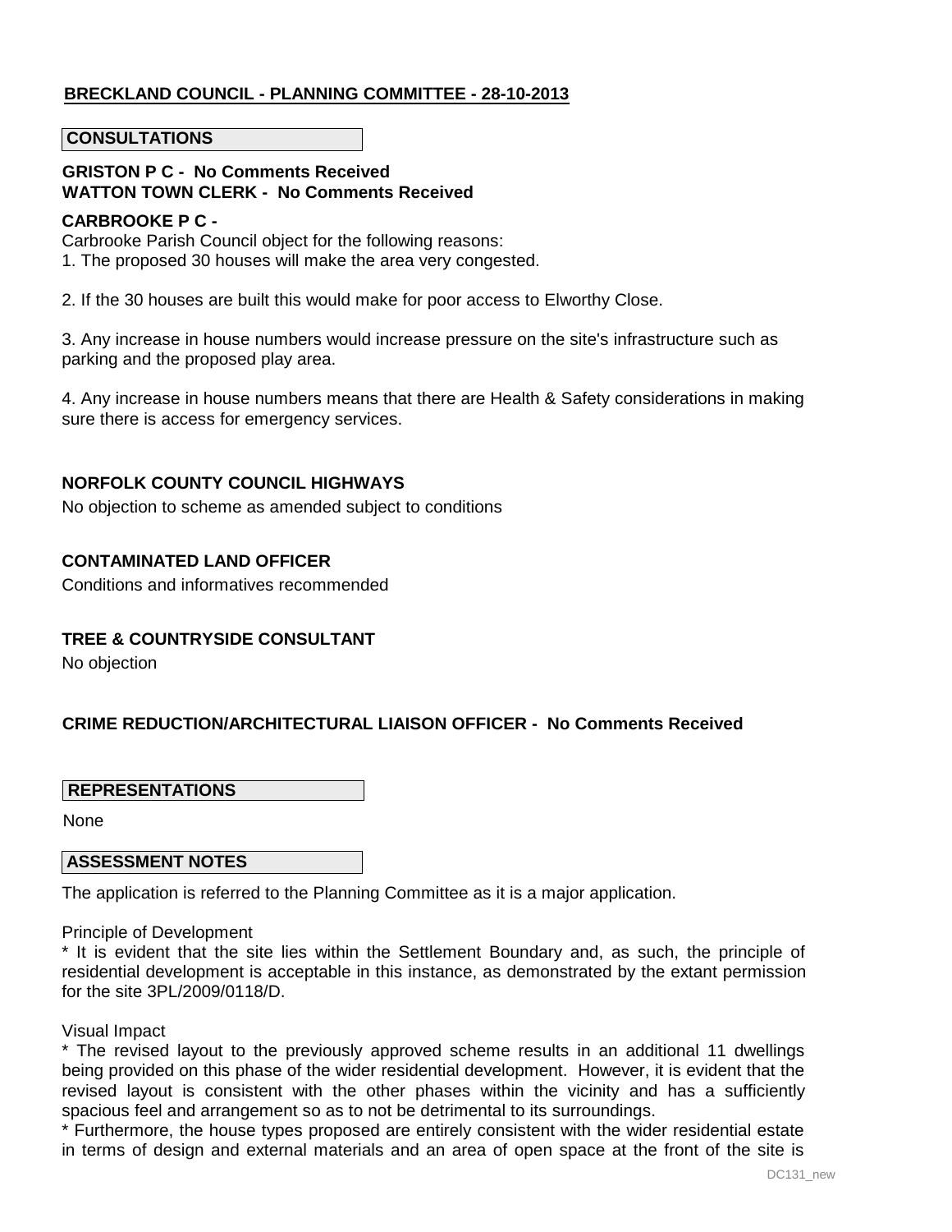**BRECKLAND COUNCIL - PLANNING COMMITTEE - 28-10-2013**

## CONSULTATIONS

**GRISTON P C - No Comments Received**
**WATTON TOWN CLERK - No Comments Received**

**CARBROOKE P C -**

Carbrooke Parish Council object for the following reasons:

1. The proposed 30 houses will make the area very congested.

2. If the 30 houses are built this would make for poor access to Elworthy Close.

3. Any increase in house numbers would increase pressure on the site's infrastructure such as parking and the proposed play area.

4. Any increase in house numbers means that there are Health & Safety considerations in making sure there is access for emergency services.

**NORFOLK COUNTY COUNCIL HIGHWAYS**

No objection to scheme as amended subject to conditions

**CONTAMINATED LAND OFFICER**

Conditions and informatives recommended

**TREE & COUNTRYSIDE CONSULTANT**

No objection

**CRIME REDUCTION/ARCHITECTURAL LIAISON OFFICER - No Comments Received**

## REPRESENTATIONS

None

## ASSESSMENT NOTES

The application is referred to the Planning Committee as it is a major application.

Principle of Development

* It is evident that the site lies within the Settlement Boundary and, as such, the principle of residential development is acceptable in this instance, as demonstrated by the extant permission for the site 3PL/2009/0118/D.

Visual Impact

* The revised layout to the previously approved scheme results in an additional 11 dwellings being provided on this phase of the wider residential development. However, it is evident that the revised layout is consistent with the other phases within the vicinity and has a sufficiently spacious feel and arrangement so as to not be detrimental to its surroundings.

* Furthermore, the house types proposed are entirely consistent with the wider residential estate in terms of design and external materials and an area of open space at the front of the site is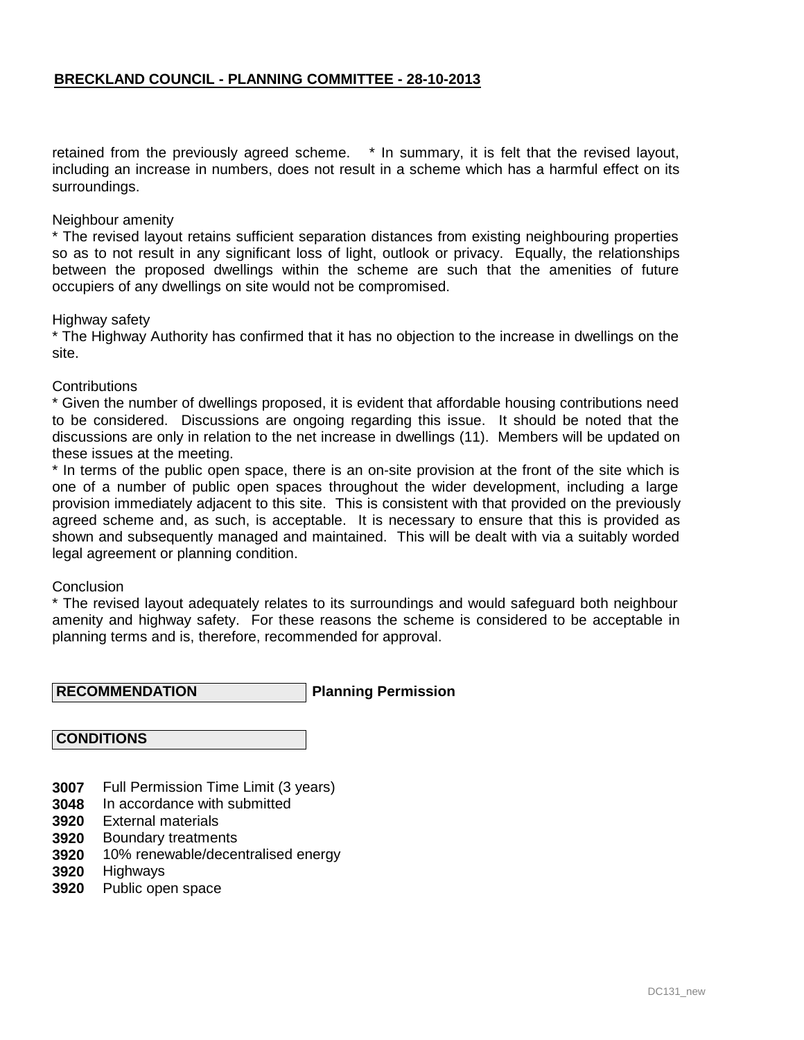retained from the previously agreed scheme.   * In summary, it is felt that the revised layout, including an increase in numbers, does not result in a scheme which has a harmful effect on its surroundings.

Neighbour amenity
* The revised layout retains sufficient separation distances from existing neighbouring properties so as to not result in any significant loss of light, outlook or privacy.  Equally, the relationships between the proposed dwellings within the scheme are such that the amenities of future occupiers of any dwellings on site would not be compromised.

Highway safety
* The Highway Authority has confirmed that it has no objection to the increase in dwellings on the site.

Contributions
* Given the number of dwellings proposed, it is evident that affordable housing contributions need to be considered.  Discussions are ongoing regarding this issue.  It should be noted that the discussions are only in relation to the net increase in dwellings (11).  Members will be updated on these issues at the meeting.
* In terms of the public open space, there is an on-site provision at the front of the site which is one of a number of public open spaces throughout the wider development, including a large provision immediately adjacent to this site.  This is consistent with that provided on the previously agreed scheme and, as such, is acceptable.  It is necessary to ensure that this is provided as shown and subsequently managed and maintained.  This will be dealt with via a suitably worded legal agreement or planning condition.

Conclusion
* The revised layout adequately relates to its surroundings and would safeguard both neighbour amenity and highway safety.  For these reasons the scheme is considered to be acceptable in planning terms and is, therefore, recommended for approval.

**RECOMMENDATION** **Planning Permission**

**CONDITIONS**

**3007** Full Permission Time Limit (3 years)
**3048** In accordance with submitted
**3920** External materials
**3920** Boundary treatments
**3920** 10% renewable/decentralised energy
**3920** Highways
**3920** Public open space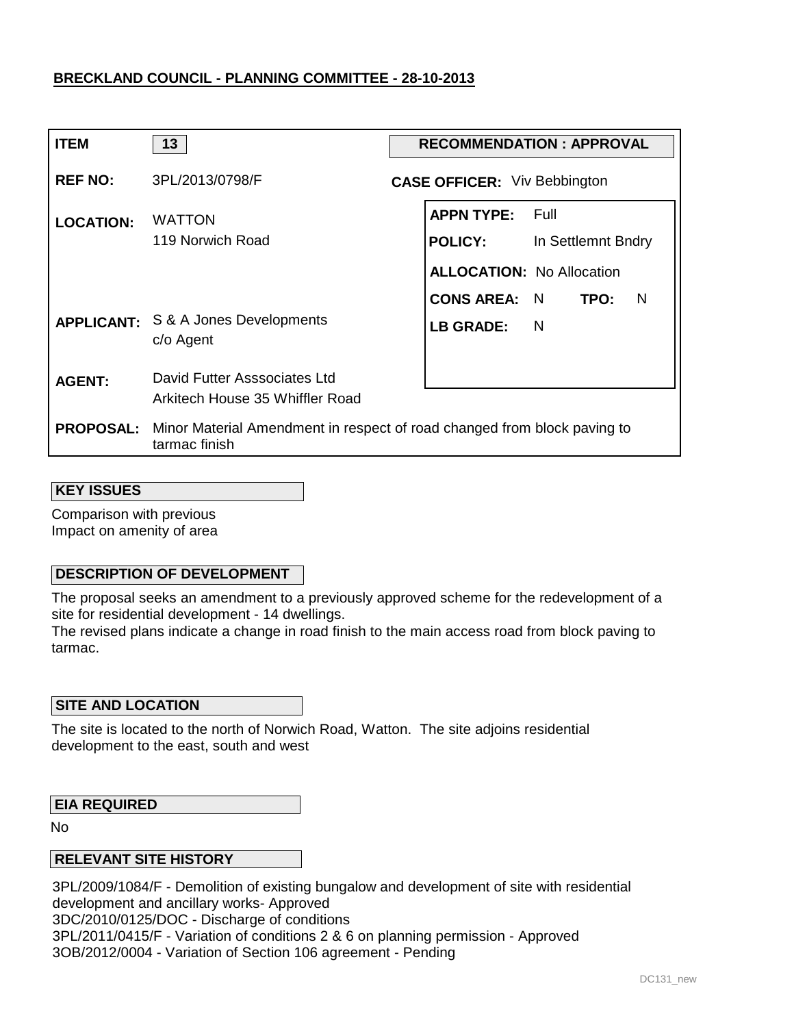**BRECKLAND COUNCIL - PLANNING COMMITTEE - 28-10-2013**

| | | | |
|---|---|---|---|
| **ITEM** | 13 | **RECOMMENDATION : APPROVAL** | |
| **REF NO:** | 3PL/2013/0798/F | **CASE OFFICER:** Viv Bebbington | |
| **LOCATION:** | WATTON<br>119 Norwich Road | **APPN TYPE:** | Full |
| | | **POLICY:** | In Settlemnt Bndry |
| | | **ALLOCATION:** | No Allocation |
| | | **CONS AREA:** | N &nbsp;&nbsp; **TPO:** N |
| **APPLICANT:** | S & A Jones Developments<br>c/o Agent | **LB GRADE:** | N |
| **AGENT:** | David Futter Asssociates Ltd<br>Arkitech House 35 Whiffler Road | | |
| **PROPOSAL:** | Minor Material Amendment in respect of road changed from block paving to tarmac finish | | |

### KEY ISSUES

Comparison with previous
Impact on amenity of area

### DESCRIPTION OF DEVELOPMENT

The proposal seeks an amendment to a previously approved scheme for the redevelopment of a site for residential development - 14 dwellings.
The revised plans indicate a change in road finish to the main access road from block paving to tarmac.

### SITE AND LOCATION

The site is located to the north of Norwich Road, Watton. The site adjoins residential development to the east, south and west

### EIA REQUIRED

No

### RELEVANT SITE HISTORY

3PL/2009/1084/F - Demolition of existing bungalow and development of site with residential development and ancillary works- Approved
3DC/2010/0125/DOC - Discharge of conditions
3PL/2011/0415/F - Variation of conditions 2 & 6 on planning permission - Approved
3OB/2012/0004 - Variation of Section 106 agreement - Pending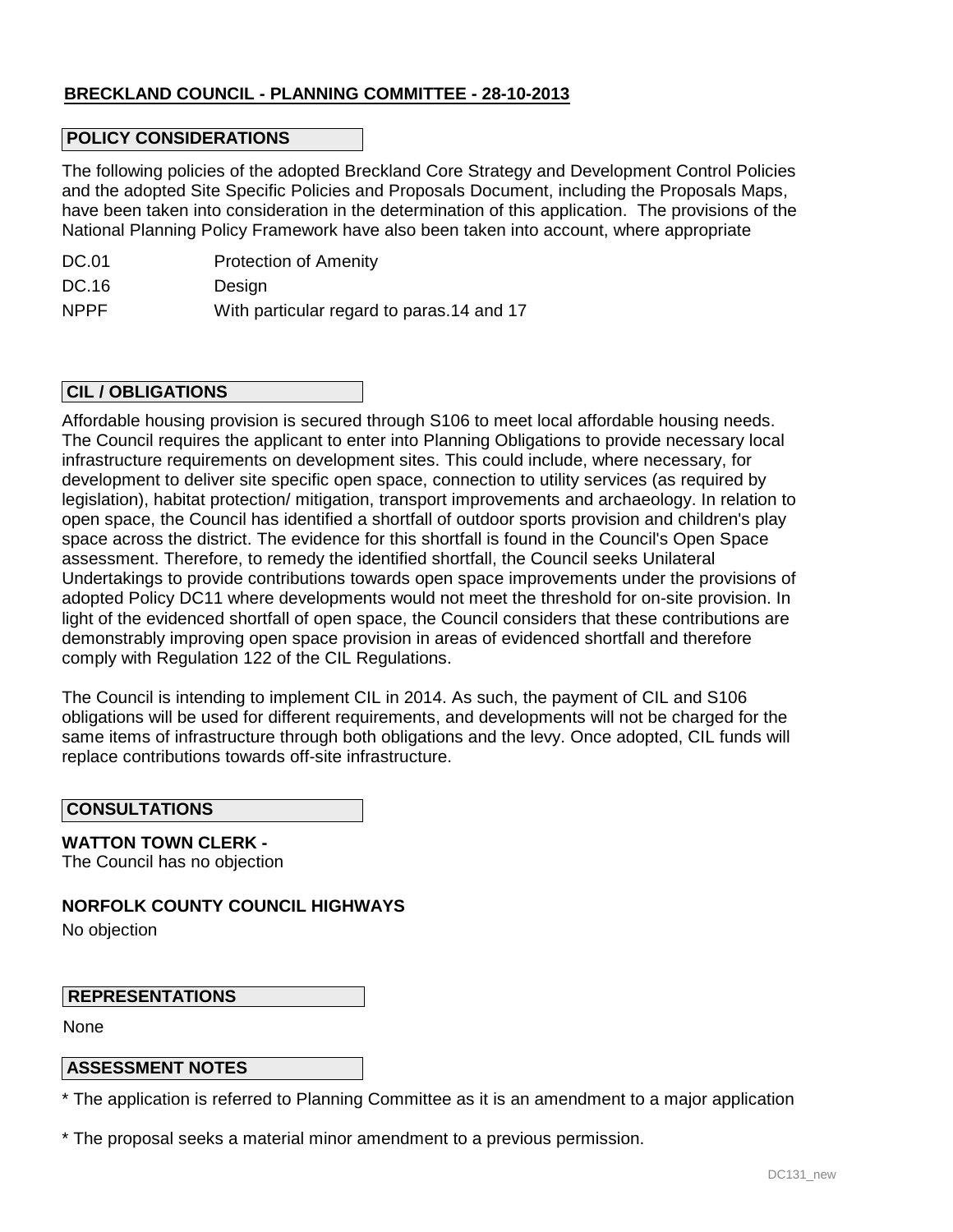**BRECKLAND COUNCIL - PLANNING COMMITTEE - 28-10-2013**

## POLICY CONSIDERATIONS

The following policies of the adopted Breckland Core Strategy and Development Control Policies and the adopted Site Specific Policies and Proposals Document, including the Proposals Maps, have been taken into consideration in the determination of this application. The provisions of the National Planning Policy Framework have also been taken into account, where appropriate

| | |
|---|---|
| DC.01 | Protection of Amenity |
| DC.16 | Design |
| NPPF | With particular regard to paras.14 and 17 |

## CIL / OBLIGATIONS

Affordable housing provision is secured through S106 to meet local affordable housing needs. The Council requires the applicant to enter into Planning Obligations to provide necessary local infrastructure requirements on development sites. This could include, where necessary, for development to deliver site specific open space, connection to utility services (as required by legislation), habitat protection/ mitigation, transport improvements and archaeology. In relation to open space, the Council has identified a shortfall of outdoor sports provision and children's play space across the district. The evidence for this shortfall is found in the Council's Open Space assessment. Therefore, to remedy the identified shortfall, the Council seeks Unilateral Undertakings to provide contributions towards open space improvements under the provisions of adopted Policy DC11 where developments would not meet the threshold for on-site provision. In light of the evidenced shortfall of open space, the Council considers that these contributions are demonstrably improving open space provision in areas of evidenced shortfall and therefore comply with Regulation 122 of the CIL Regulations.

The Council is intending to implement CIL in 2014. As such, the payment of CIL and S106 obligations will be used for different requirements, and developments will not be charged for the same items of infrastructure through both obligations and the levy. Once adopted, CIL funds will replace contributions towards off-site infrastructure.

## CONSULTATIONS

**WATTON TOWN CLERK -**
The Council has no objection

**NORFOLK COUNTY COUNCIL HIGHWAYS**

No objection

## REPRESENTATIONS

None

## ASSESSMENT NOTES

* The application is referred to Planning Committee as it is an amendment to a major application

* The proposal seeks a material minor amendment to a previous permission.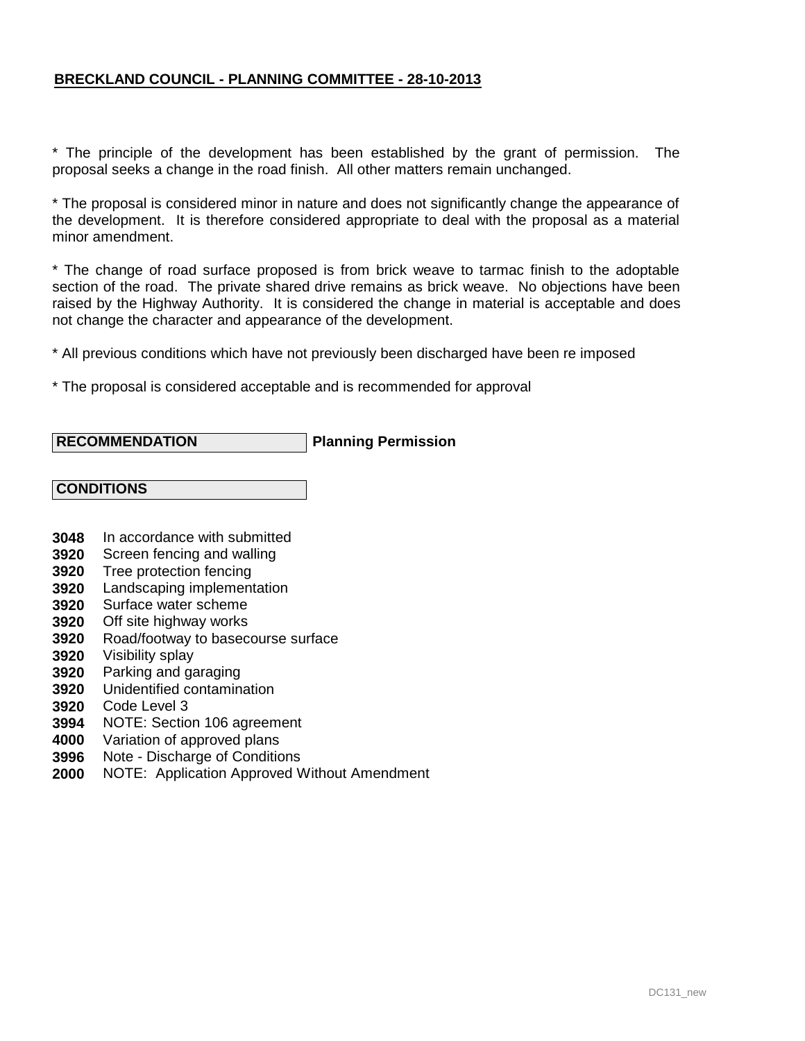**BRECKLAND COUNCIL - PLANNING COMMITTEE - 28-10-2013**

* The principle of the development has been established by the grant of permission. The proposal seeks a change in the road finish. All other matters remain unchanged.

* The proposal is considered minor in nature and does not significantly change the appearance of the development. It is therefore considered appropriate to deal with the proposal as a material minor amendment.

* The change of road surface proposed is from brick weave to tarmac finish to the adoptable section of the road. The private shared drive remains as brick weave. No objections have been raised by the Highway Authority. It is considered the change in material is acceptable and does not change the character and appearance of the development.

* All previous conditions which have not previously been discharged have been re imposed

* The proposal is considered acceptable and is recommended for approval

| **RECOMMENDATION** | **Planning Permission** |
|---|---|

**CONDITIONS**

**3048** In accordance with submitted
**3920** Screen fencing and walling
**3920** Tree protection fencing
**3920** Landscaping implementation
**3920** Surface water scheme
**3920** Off site highway works
**3920** Road/footway to basecourse surface
**3920** Visibility splay
**3920** Parking and garaging
**3920** Unidentified contamination
**3920** Code Level 3
**3994** NOTE: Section 106 agreement
**4000** Variation of approved plans
**3996** Note - Discharge of Conditions
**2000** NOTE: Application Approved Without Amendment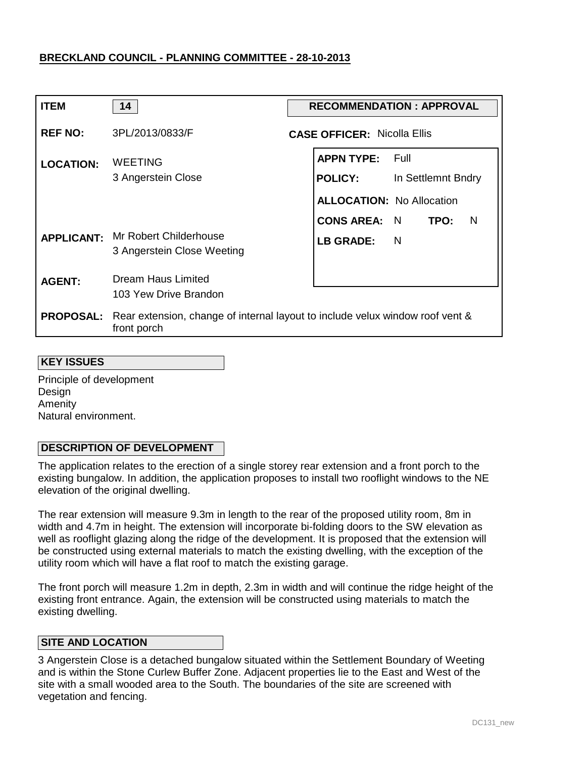**BRECKLAND COUNCIL - PLANNING COMMITTEE - 28-10-2013**

| | | | |
|---|---|---|---|
| **ITEM** | 14 | **RECOMMENDATION : APPROVAL** | |
| **REF NO:** | 3PL/2013/0833/F | **CASE OFFICER:** Nicolla Ellis | |
| **LOCATION:** | WEETING<br>3 Angerstein Close | **APPN TYPE:** | Full |
| | | **POLICY:** | In Settlemnt Bndry |
| | | **ALLOCATION:** | No Allocation |
| | | **CONS AREA:** N | **TPO:** N |
| **APPLICANT:** | Mr Robert Childerhouse<br>3 Angerstein Close Weeting | **LB GRADE:** | N |
| **AGENT:** | Dream Haus Limited<br>103 Yew Drive Brandon | | |
| **PROPOSAL:** | Rear extension, change of internal layout to include velux window roof vent & front porch | | |

**KEY ISSUES**

Principle of development
Design
Amenity
Natural environment.

**DESCRIPTION OF DEVELOPMENT**

The application relates to the erection of a single storey rear extension and a front porch to the existing bungalow. In addition, the application proposes to install two rooflight windows to the NE elevation of the original dwelling.

The rear extension will measure 9.3m in length to the rear of the proposed utility room, 8m in width and 4.7m in height. The extension will incorporate bi-folding doors to the SW elevation as well as rooflight glazing along the ridge of the development. It is proposed that the extension will be constructed using external materials to match the existing dwelling, with the exception of the utility room which will have a flat roof to match the existing garage.

The front porch will measure 1.2m in depth, 2.3m in width and will continue the ridge height of the existing front entrance. Again, the extension will be constructed using materials to match the existing dwelling.

**SITE AND LOCATION**

3 Angerstein Close is a detached bungalow situated within the Settlement Boundary of Weeting and is within the Stone Curlew Buffer Zone. Adjacent properties lie to the East and West of the site with a small wooded area to the South. The boundaries of the site are screened with vegetation and fencing.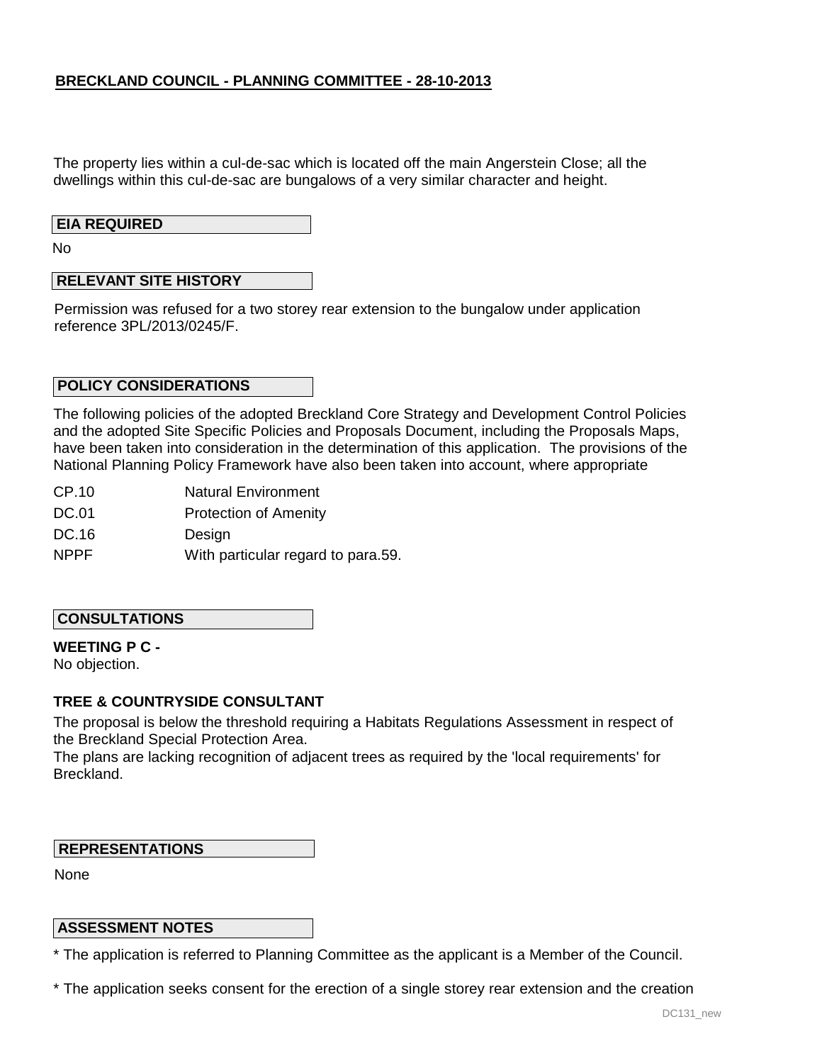**BRECKLAND COUNCIL - PLANNING COMMITTEE - 28-10-2013**

The property lies within a cul-de-sac which is located off the main Angerstein Close; all the dwellings within this cul-de-sac are bungalows of a very similar character and height.

## EIA REQUIRED

No

## RELEVANT SITE HISTORY

Permission was refused for a two storey rear extension to the bungalow under application reference 3PL/2013/0245/F.

## POLICY CONSIDERATIONS

The following policies of the adopted Breckland Core Strategy and Development Control Policies and the adopted Site Specific Policies and Proposals Document, including the Proposals Maps, have been taken into consideration in the determination of this application. The provisions of the National Planning Policy Framework have also been taken into account, where appropriate

| | |
|---|---|
| CP.10 | Natural Environment |
| DC.01 | Protection of Amenity |
| DC.16 | Design |
| NPPF | With particular regard to para.59. |

## CONSULTATIONS

**WEETING P C -**
No objection.

**TREE & COUNTRYSIDE CONSULTANT**

The proposal is below the threshold requiring a Habitats Regulations Assessment in respect of the Breckland Special Protection Area.
The plans are lacking recognition of adjacent trees as required by the 'local requirements' for Breckland.

## REPRESENTATIONS

None

## ASSESSMENT NOTES

* The application is referred to Planning Committee as the applicant is a Member of the Council.

* The application seeks consent for the erection of a single storey rear extension and the creation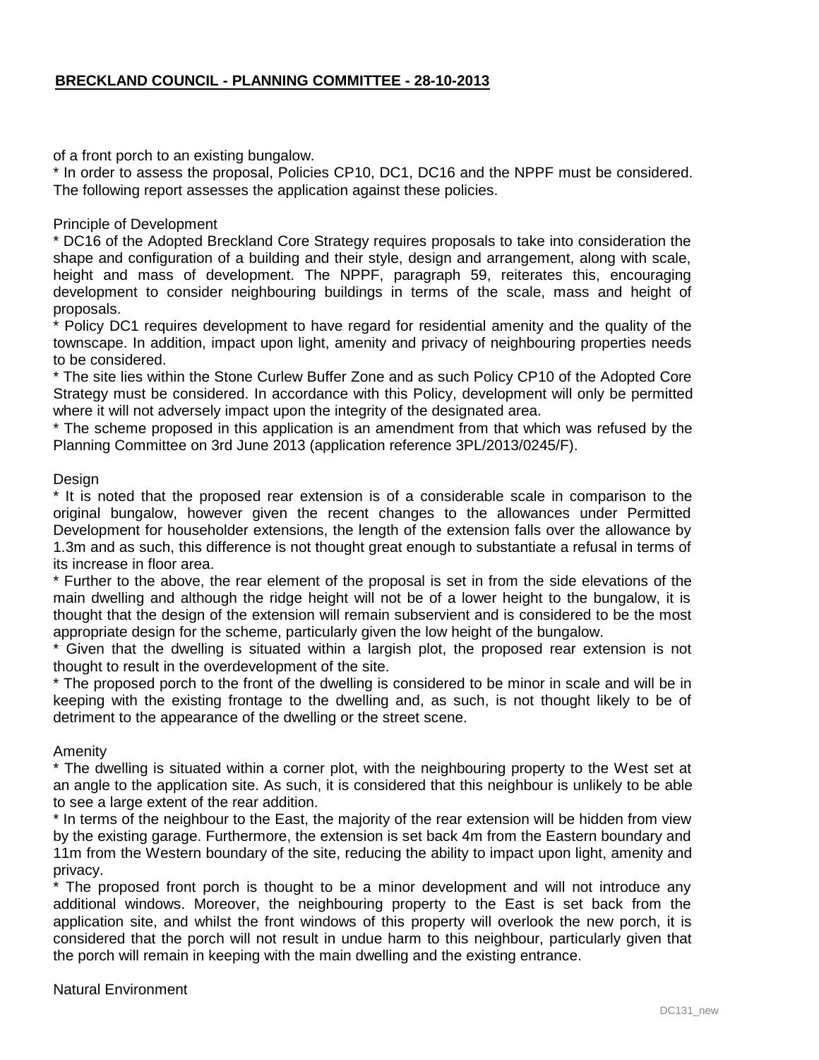of a front porch to an existing bungalow.

* In order to assess the proposal, Policies CP10, DC1, DC16 and the NPPF must be considered. The following report assesses the application against these policies.

Principle of Development

* DC16 of the Adopted Breckland Core Strategy requires proposals to take into consideration the shape and configuration of a building and their style, design and arrangement, along with scale, height and mass of development. The NPPF, paragraph 59, reiterates this, encouraging development to consider neighbouring buildings in terms of the scale, mass and height of proposals.
* Policy DC1 requires development to have regard for residential amenity and the quality of the townscape. In addition, impact upon light, amenity and privacy of neighbouring properties needs to be considered.
* The site lies within the Stone Curlew Buffer Zone and as such Policy CP10 of the Adopted Core Strategy must be considered. In accordance with this Policy, development will only be permitted where it will not adversely impact upon the integrity of the designated area.
* The scheme proposed in this application is an amendment from that which was refused by the Planning Committee on 3rd June 2013 (application reference 3PL/2013/0245/F).

Design

* It is noted that the proposed rear extension is of a considerable scale in comparison to the original bungalow, however given the recent changes to the allowances under Permitted Development for householder extensions, the length of the extension falls over the allowance by 1.3m and as such, this difference is not thought great enough to substantiate a refusal in terms of its increase in floor area.
* Further to the above, the rear element of the proposal is set in from the side elevations of the main dwelling and although the ridge height will not be of a lower height to the bungalow, it is thought that the design of the extension will remain subservient and is considered to be the most appropriate design for the scheme, particularly given the low height of the bungalow.
* Given that the dwelling is situated within a largish plot, the proposed rear extension is not thought to result in the overdevelopment of the site.
* The proposed porch to the front of the dwelling is considered to be minor in scale and will be in keeping with the existing frontage to the dwelling and, as such, is not thought likely to be of detriment to the appearance of the dwelling or the street scene.

Amenity

* The dwelling is situated within a corner plot, with the neighbouring property to the West set at an angle to the application site. As such, it is considered that this neighbour is unlikely to be able to see a large extent of the rear addition.
* In terms of the neighbour to the East, the majority of the rear extension will be hidden from view by the existing garage. Furthermore, the extension is set back 4m from the Eastern boundary and 11m from the Western boundary of the site, reducing the ability to impact upon light, amenity and privacy.
* The proposed front porch is thought to be a minor development and will not introduce any additional windows. Moreover, the neighbouring property to the East is set back from the application site, and whilst the front windows of this property will overlook the new porch, it is considered that the porch will not result in undue harm to this neighbour, particularly given that the porch will remain in keeping with the main dwelling and the existing entrance.

Natural Environment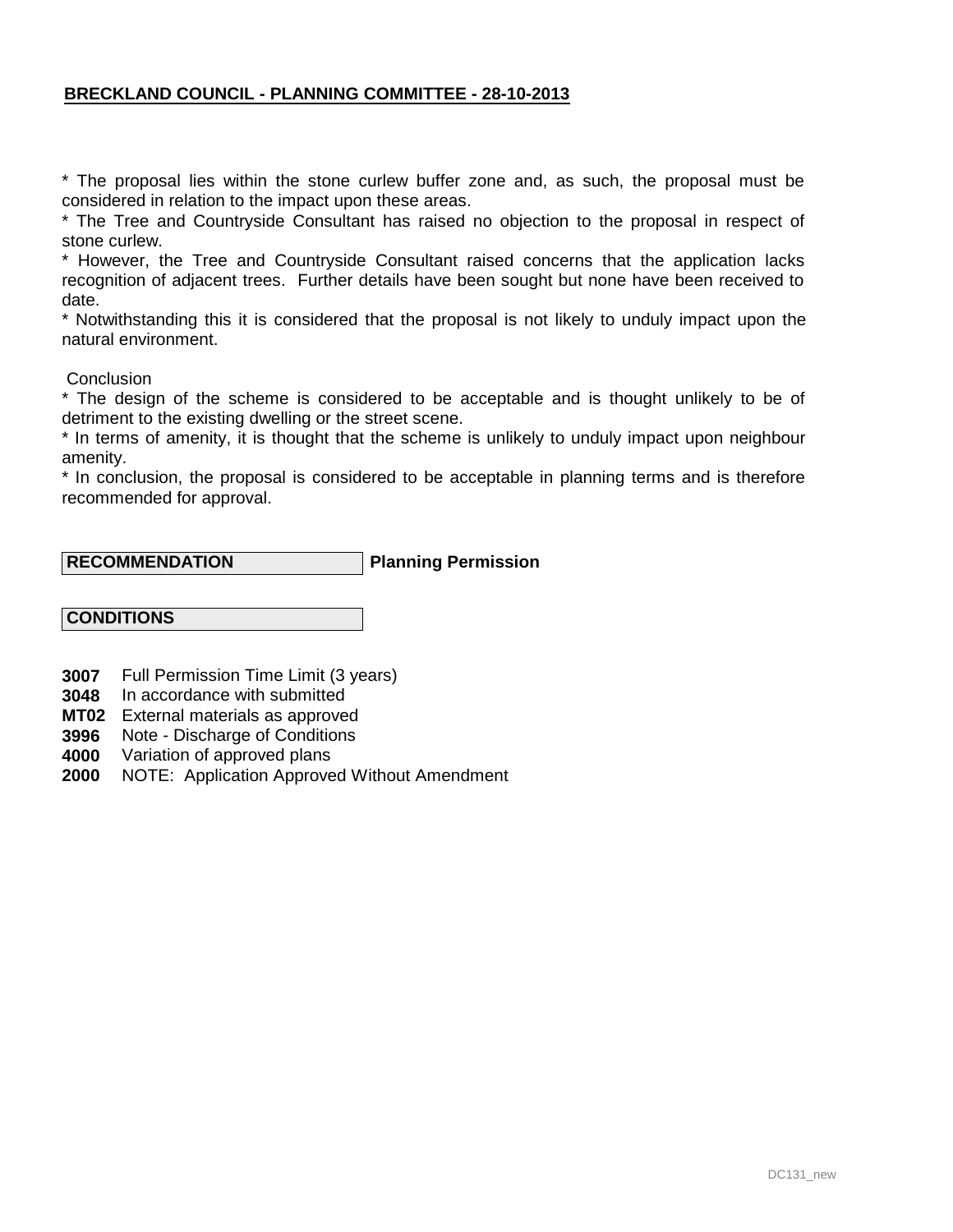* The proposal lies within the stone curlew buffer zone and, as such, the proposal must be considered in relation to the impact upon these areas.
* The Tree and Countryside Consultant has raised no objection to the proposal in respect of stone curlew.
* However, the Tree and Countryside Consultant raised concerns that the application lacks recognition of adjacent trees. Further details have been sought but none have been received to date.
* Notwithstanding this it is considered that the proposal is not likely to unduly impact upon the natural environment.

Conclusion
* The design of the scheme is considered to be acceptable and is thought unlikely to be of detriment to the existing dwelling or the street scene.
* In terms of amenity, it is thought that the scheme is unlikely to unduly impact upon neighbour amenity.
* In conclusion, the proposal is considered to be acceptable in planning terms and is therefore recommended for approval.

**RECOMMENDATION** **Planning Permission**

**CONDITIONS**

**3007** Full Permission Time Limit (3 years)
**3048** In accordance with submitted
**MT02** External materials as approved
**3996** Note - Discharge of Conditions
**4000** Variation of approved plans
**2000** NOTE: Application Approved Without Amendment